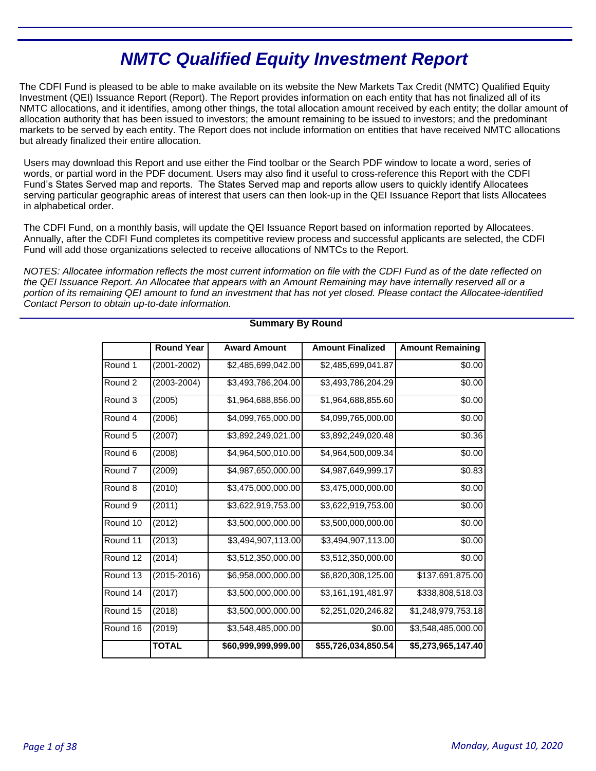# NMTC Qualified Equity Investment Report

The CDFI Fund is pleased to be able to make available on its website the New Markets Tax Credit (NMTC) Qualified Equity Investment (QEI) Issuance Report (Report). The Report provides information on each entity that has not finalized all of its NMTC allocations, and it identifies, among other things, the total allocation amount received by each entity; the dollar amount of allocation authority that has been issued to investors; the amount remaining to be issued to investors; and the predominant markets to be served by each entity. The Report does not include information on entities that have received NMTC allocations but already finalized their entire allocation.

Users may download this Report and use either the Find toolbar or the Search PDF window to locate a word, series of words, or partial word in the PDF document. Users may also find it useful to cross-reference this Report with the CDFI Fund's States Served map and reports. The States Served map and reports allow users to quickly identify Allocatees serving particular geographic areas of interest that users can then look-up in the QEI Issuance Report that lists Allocatees in alphabetical order.

The CDFI Fund, on a monthly basis, will update the QEI Issuance Report based on information reported by Allocatees. Annually, after the CDFI Fund completes its competitive review process and successful applicants are selected, the CDFI Fund will add those organizations selected to receive allocations of NMTCs to the Report.

*NOTES: Allocatee information reflects the most current information on file with the CDFI Fund as of the date reflected on the QEI Issuance Report. An Allocatee that appears with an Amount Remaining may have internally reserved all or a portion of its remaining QEI amount to fund an investment that has not yet closed. Please contact the Allocatee-identified Contact Person to obtain up-to-date information.*

**Summary By Round**

| | Round Year | Award Amount | Amount Finalized | Amount Remaining |
|---|---|---|---|---|
| Round 1 | (2001-2002) | $2,485,699,042.00 | $2,485,699,041.87 | $0.00 |
| Round 2 | (2003-2004) | $3,493,786,204.00 | $3,493,786,204.29 | $0.00 |
| Round 3 | (2005) | $1,964,688,856.00 | $1,964,688,855.60 | $0.00 |
| Round 4 | (2006) | $4,099,765,000.00 | $4,099,765,000.00 | $0.00 |
| Round 5 | (2007) | $3,892,249,021.00 | $3,892,249,020.48 | $0.36 |
| Round 6 | (2008) | $4,964,500,010.00 | $4,964,500,009.34 | $0.00 |
| Round 7 | (2009) | $4,987,650,000.00 | $4,987,649,999.17 | $0.83 |
| Round 8 | (2010) | $3,475,000,000.00 | $3,475,000,000.00 | $0.00 |
| Round 9 | (2011) | $3,622,919,753.00 | $3,622,919,753.00 | $0.00 |
| Round 10 | (2012) | $3,500,000,000.00 | $3,500,000,000.00 | $0.00 |
| Round 11 | (2013) | $3,494,907,113.00 | $3,494,907,113.00 | $0.00 |
| Round 12 | (2014) | $3,512,350,000.00 | $3,512,350,000.00 | $0.00 |
| Round 13 | (2015-2016) | $6,958,000,000.00 | $6,820,308,125.00 | $137,691,875.00 |
| Round 14 | (2017) | $3,500,000,000.00 | $3,161,191,481.97 | $338,808,518.03 |
| Round 15 | (2018) | $3,500,000,000.00 | $2,251,020,246.82 | $1,248,979,753.18 |
| Round 16 | (2019) | $3,548,485,000.00 | $0.00 | $3,548,485,000.00 |
| | **TOTAL** | **$60,999,999,999.00** | **$55,726,034,850.54** | **$5,273,965,147.40** |

Monday, August 10, 2020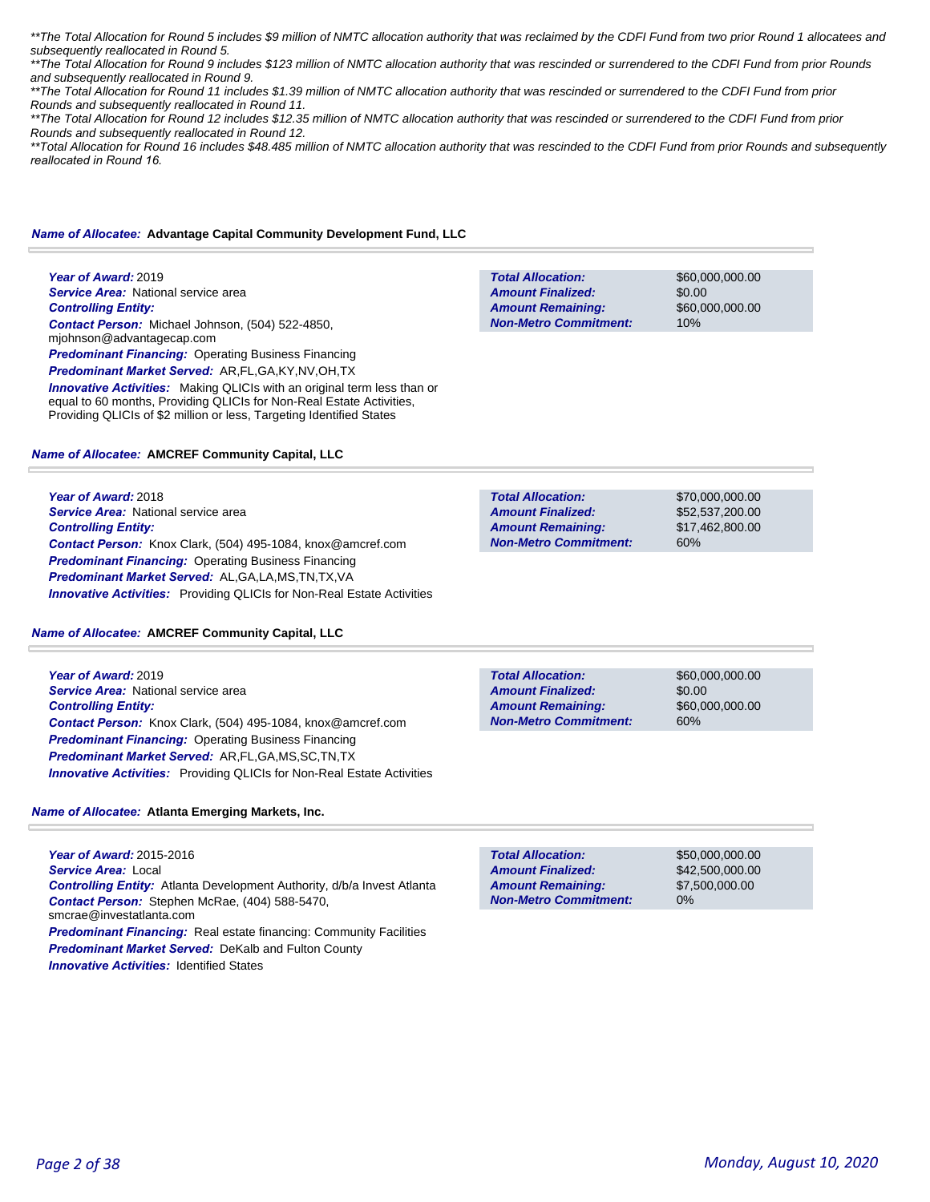*\*\*The Total Allocation for Round 5 includes $9 million of NMTC allocation authority that was reclaimed by the CDFI Fund from two prior Round 1 allocatees and subsequently reallocated in Round 5.*

*\*\*The Total Allocation for Round 9 includes $123 million of NMTC allocation authority that was rescinded or surrendered to the CDFI Fund from prior Rounds and subsequently reallocated in Round 9.*

*\*\*The Total Allocation for Round 11 includes $1.39 million of NMTC allocation authority that was rescinded or surrendered to the CDFI Fund from prior Rounds and subsequently reallocated in Round 11.*

*\*\*The Total Allocation for Round 12 includes $12.35 million of NMTC allocation authority that was rescinded or surrendered to the CDFI Fund from prior Rounds and subsequently reallocated in Round 12.*

*\*\*Total Allocation for Round 16 includes $48.485 million of NMTC allocation authority that was rescinded to the CDFI Fund from prior Rounds and subsequently reallocated in Round 16.*

**Name of Allocatee: Advantage Capital Community Development Fund, LLC**

**Year of Award:** 2019
**Service Area:** National service area
**Controlling Entity:**
**Contact Person:** Michael Johnson, (504) 522-4850, mjohnson@advantagecap.com
**Predominant Financing:** Operating Business Financing
**Predominant Market Served:** AR,FL,GA,KY,NV,OH,TX
**Innovative Activities:** Making QLICIs with an original term less than or equal to 60 months, Providing QLICIs for Non-Real Estate Activities, Providing QLICIs of $2 million or less, Targeting Identified States

| | |
|---|---|
| **Total Allocation:** | $60,000,000.00 |
| **Amount Finalized:** | $0.00 |
| **Amount Remaining:** | $60,000,000.00 |
| **Non-Metro Commitment:** | 10% |

**Name of Allocatee: AMCREF Community Capital, LLC**

**Year of Award:** 2018
**Service Area:** National service area
**Controlling Entity:**
**Contact Person:** Knox Clark, (504) 495-1084, knox@amcref.com
**Predominant Financing:** Operating Business Financing
**Predominant Market Served:** AL,GA,LA,MS,TN,TX,VA
**Innovative Activities:** Providing QLICIs for Non-Real Estate Activities

| | |
|---|---|
| **Total Allocation:** | $70,000,000.00 |
| **Amount Finalized:** | $52,537,200.00 |
| **Amount Remaining:** | $17,462,800.00 |
| **Non-Metro Commitment:** | 60% |

**Name of Allocatee: AMCREF Community Capital, LLC**

**Year of Award:** 2019
**Service Area:** National service area
**Controlling Entity:**
**Contact Person:** Knox Clark, (504) 495-1084, knox@amcref.com
**Predominant Financing:** Operating Business Financing
**Predominant Market Served:** AR,FL,GA,MS,SC,TN,TX
**Innovative Activities:** Providing QLICIs for Non-Real Estate Activities

| | |
|---|---|
| **Total Allocation:** | $60,000,000.00 |
| **Amount Finalized:** | $0.00 |
| **Amount Remaining:** | $60,000,000.00 |
| **Non-Metro Commitment:** | 60% |

**Name of Allocatee: Atlanta Emerging Markets, Inc.**

**Year of Award:** 2015-2016
**Service Area:** Local
**Controlling Entity:** Atlanta Development Authority, d/b/a Invest Atlanta
**Contact Person:** Stephen McRae, (404) 588-5470, smcrae@investatlanta.com
**Predominant Financing:** Real estate financing: Community Facilities
**Predominant Market Served:** DeKalb and Fulton County
**Innovative Activities:** Identified States

| | |
|---|---|
| **Total Allocation:** | $50,000,000.00 |
| **Amount Finalized:** | $42,500,000.00 |
| **Amount Remaining:** | $7,500,000.00 |
| **Non-Metro Commitment:** | 0% |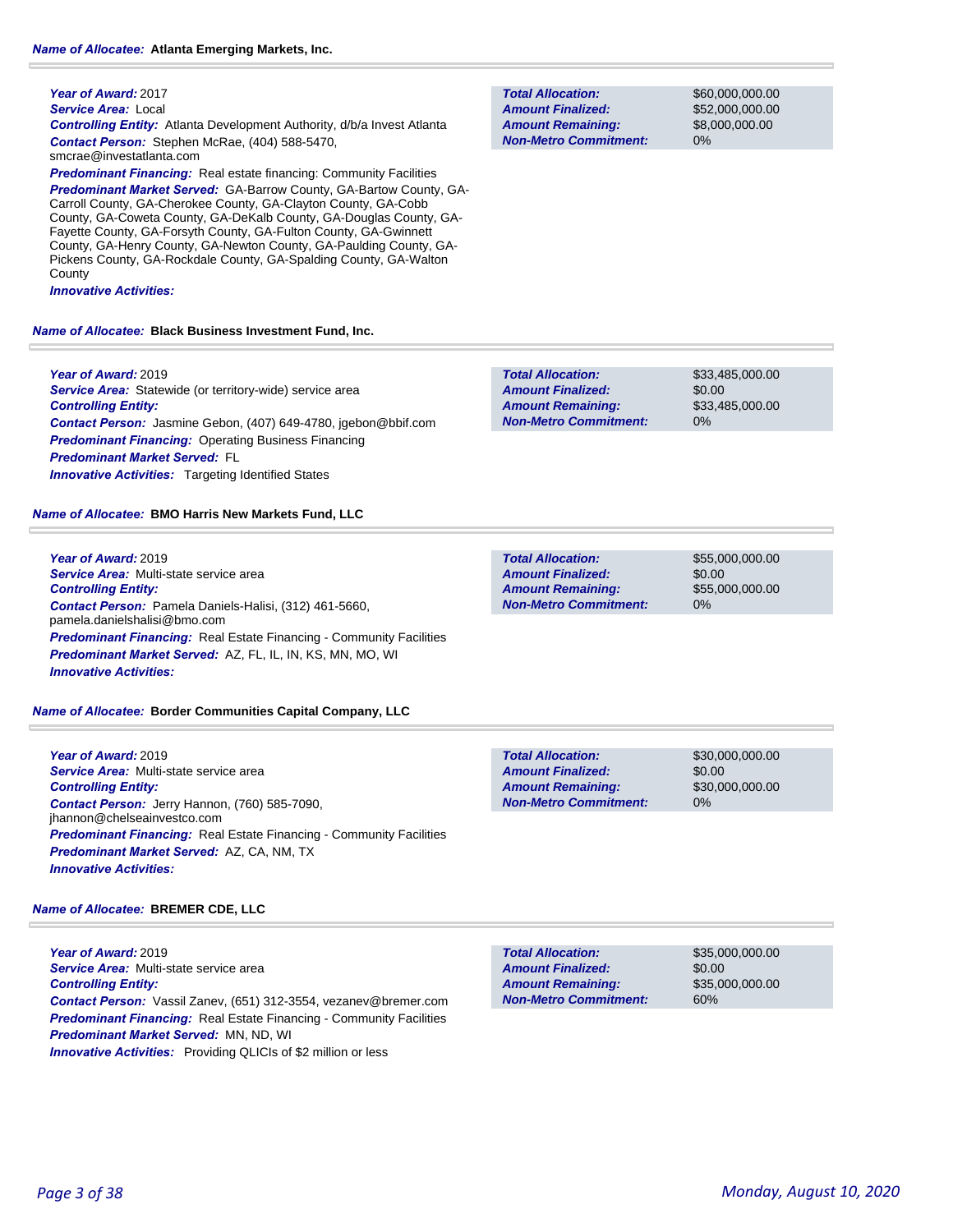**Name of Allocatee:** **Atlanta Emerging Markets, Inc.**

***Year of Award:*** 2017
***Service Area:*** Local
***Controlling Entity:*** Atlanta Development Authority, d/b/a Invest Atlanta
***Contact Person:*** Stephen McRae, (404) 588-5470, smcrae@investatlanta.com
***Predominant Financing:*** Real estate financing: Community Facilities
***Predominant Market Served:*** GA-Barrow County, GA-Bartow County, GA-Carroll County, GA-Cherokee County, GA-Clayton County, GA-Cobb County, GA-Coweta County, GA-DeKalb County, GA-Douglas County, GA-Fayette County, GA-Forsyth County, GA-Fulton County, GA-Gwinnett County, GA-Henry County, GA-Newton County, GA-Paulding County, GA-Pickens County, GA-Rockdale County, GA-Spalding County, GA-Walton County
***Innovative Activities:***

| | |
|---|---|
| ***Total Allocation:*** | $60,000,000.00 |
| ***Amount Finalized:*** | $52,000,000.00 |
| ***Amount Remaining:*** | $8,000,000.00 |
| ***Non-Metro Commitment:*** | 0% |

**Name of Allocatee:** **Black Business Investment Fund, Inc.**

***Year of Award:*** 2019
***Service Area:*** Statewide (or territory-wide) service area
***Controlling Entity:***
***Contact Person:*** Jasmine Gebon, (407) 649-4780, jgebon@bbif.com
***Predominant Financing:*** Operating Business Financing
***Predominant Market Served:*** FL
***Innovative Activities:*** Targeting Identified States

| | |
|---|---|
| ***Total Allocation:*** | $33,485,000.00 |
| ***Amount Finalized:*** | $0.00 |
| ***Amount Remaining:*** | $33,485,000.00 |
| ***Non-Metro Commitment:*** | 0% |

**Name of Allocatee:** **BMO Harris New Markets Fund, LLC**

***Year of Award:*** 2019
***Service Area:*** Multi-state service area
***Controlling Entity:***
***Contact Person:*** Pamela Daniels-Halisi, (312) 461-5660, pamela.danielshalisi@bmo.com
***Predominant Financing:*** Real Estate Financing - Community Facilities
***Predominant Market Served:*** AZ, FL, IL, IN, KS, MN, MO, WI
***Innovative Activities:***

| | |
|---|---|
| ***Total Allocation:*** | $55,000,000.00 |
| ***Amount Finalized:*** | $0.00 |
| ***Amount Remaining:*** | $55,000,000.00 |
| ***Non-Metro Commitment:*** | 0% |

**Name of Allocatee:** **Border Communities Capital Company, LLC**

***Year of Award:*** 2019
***Service Area:*** Multi-state service area
***Controlling Entity:***
***Contact Person:*** Jerry Hannon, (760) 585-7090, jhannon@chelseainvestco.com
***Predominant Financing:*** Real Estate Financing - Community Facilities
***Predominant Market Served:*** AZ, CA, NM, TX
***Innovative Activities:***

| | |
|---|---|
| ***Total Allocation:*** | $30,000,000.00 |
| ***Amount Finalized:*** | $0.00 |
| ***Amount Remaining:*** | $30,000,000.00 |
| ***Non-Metro Commitment:*** | 0% |

**Name of Allocatee:** **BREMER CDE, LLC**

***Year of Award:*** 2019
***Service Area:*** Multi-state service area
***Controlling Entity:***
***Contact Person:*** Vassil Zanev, (651) 312-3554, vezanev@bremer.com
***Predominant Financing:*** Real Estate Financing - Community Facilities
***Predominant Market Served:*** MN, ND, WI
***Innovative Activities:*** Providing QLICIs of $2 million or less

| | |
|---|---|
| ***Total Allocation:*** | $35,000,000.00 |
| ***Amount Finalized:*** | $0.00 |
| ***Amount Remaining:*** | $35,000,000.00 |
| ***Non-Metro Commitment:*** | 60% |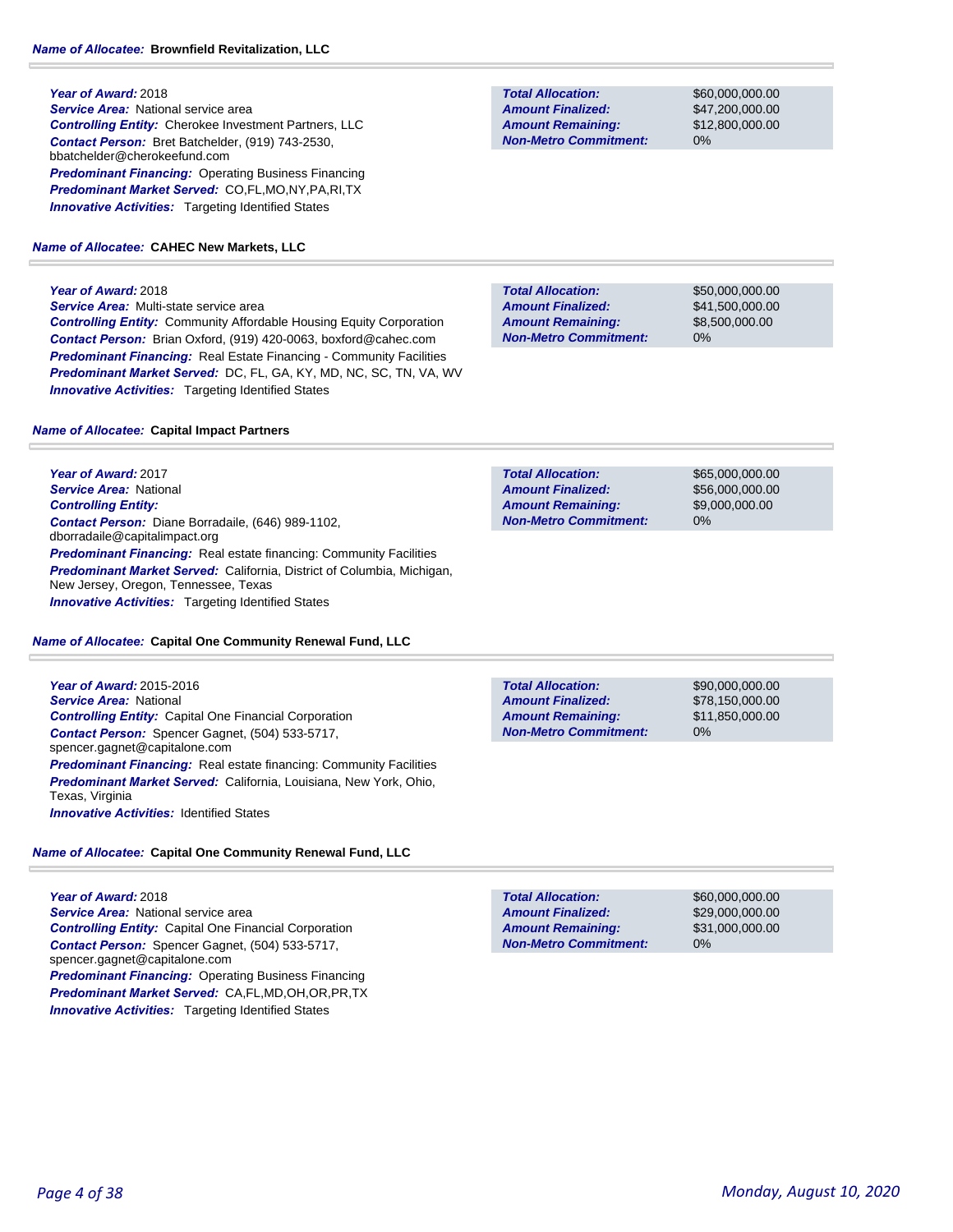**Name of Allocatee:** **Brownfield Revitalization, LLC**

***Year of Award:*** 2018
***Service Area:*** National service area
***Controlling Entity:*** Cherokee Investment Partners, LLC
***Contact Person:*** Bret Batchelder, (919) 743-2530, bbatchelder@cherokeefund.com
***Predominant Financing:*** Operating Business Financing
***Predominant Market Served:*** CO,FL,MO,NY,PA,RI,TX
***Innovative Activities:*** Targeting Identified States

| | |
|---|---|
| ***Total Allocation:*** | $60,000,000.00 |
| ***Amount Finalized:*** | $47,200,000.00 |
| ***Amount Remaining:*** | $12,800,000.00 |
| ***Non-Metro Commitment:*** | 0% |

**Name of Allocatee:** **CAHEC New Markets, LLC**

***Year of Award:*** 2018
***Service Area:*** Multi-state service area
***Controlling Entity:*** Community Affordable Housing Equity Corporation
***Contact Person:*** Brian Oxford, (919) 420-0063, boxford@cahec.com
***Predominant Financing:*** Real Estate Financing - Community Facilities
***Predominant Market Served:*** DC, FL, GA, KY, MD, NC, SC, TN, VA, WV
***Innovative Activities:*** Targeting Identified States

| | |
|---|---|
| ***Total Allocation:*** | $50,000,000.00 |
| ***Amount Finalized:*** | $41,500,000.00 |
| ***Amount Remaining:*** | $8,500,000.00 |
| ***Non-Metro Commitment:*** | 0% |

**Name of Allocatee:** **Capital Impact Partners**

***Year of Award:*** 2017
***Service Area:*** National
***Controlling Entity:***
***Contact Person:*** Diane Borradaile, (646) 989-1102, dborradaile@capitalimpact.org
***Predominant Financing:*** Real estate financing: Community Facilities
***Predominant Market Served:*** California, District of Columbia, Michigan, New Jersey, Oregon, Tennessee, Texas
***Innovative Activities:*** Targeting Identified States

| | |
|---|---|
| ***Total Allocation:*** | $65,000,000.00 |
| ***Amount Finalized:*** | $56,000,000.00 |
| ***Amount Remaining:*** | $9,000,000.00 |
| ***Non-Metro Commitment:*** | 0% |

**Name of Allocatee:** **Capital One Community Renewal Fund, LLC**

***Year of Award:*** 2015-2016
***Service Area:*** National
***Controlling Entity:*** Capital One Financial Corporation
***Contact Person:*** Spencer Gagnet, (504) 533-5717, spencer.gagnet@capitalone.com
***Predominant Financing:*** Real estate financing: Community Facilities
***Predominant Market Served:*** California, Louisiana, New York, Ohio, Texas, Virginia
***Innovative Activities:*** Identified States

| | |
|---|---|
| ***Total Allocation:*** | $90,000,000.00 |
| ***Amount Finalized:*** | $78,150,000.00 |
| ***Amount Remaining:*** | $11,850,000.00 |
| ***Non-Metro Commitment:*** | 0% |

**Name of Allocatee:** **Capital One Community Renewal Fund, LLC**

***Year of Award:*** 2018
***Service Area:*** National service area
***Controlling Entity:*** Capital One Financial Corporation
***Contact Person:*** Spencer Gagnet, (504) 533-5717, spencer.gagnet@capitalone.com
***Predominant Financing:*** Operating Business Financing
***Predominant Market Served:*** CA,FL,MD,OH,OR,PR,TX
***Innovative Activities:*** Targeting Identified States

| | |
|---|---|
| ***Total Allocation:*** | $60,000,000.00 |
| ***Amount Finalized:*** | $29,000,000.00 |
| ***Amount Remaining:*** | $31,000,000.00 |
| ***Non-Metro Commitment:*** | 0% |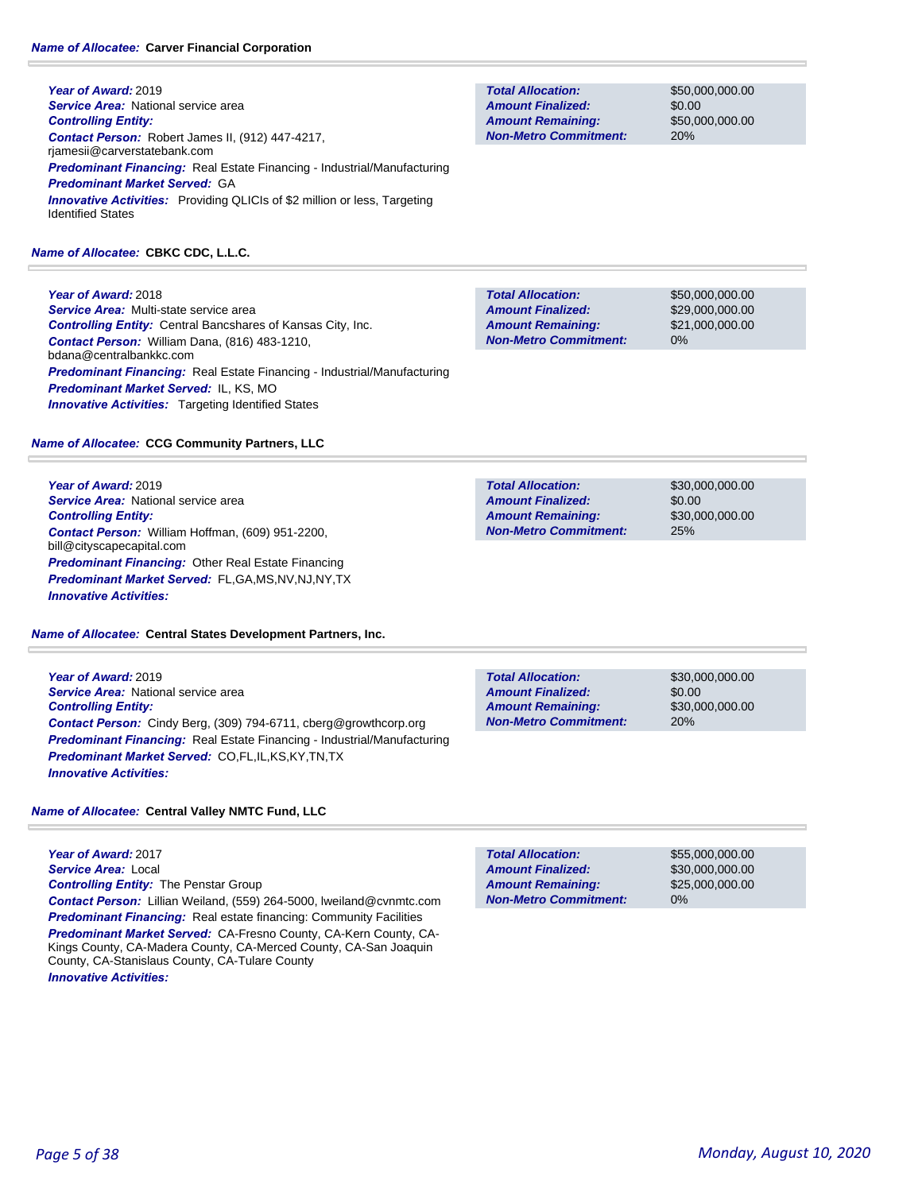**Name of Allocatee: Carver Financial Corporation**

***Year of Award:*** 2019
***Service Area:*** National service area
***Controlling Entity:***
***Contact Person:*** Robert James II, (912) 447-4217, rjamesii@carverstatebank.com
***Predominant Financing:*** Real Estate Financing - Industrial/Manufacturing
***Predominant Market Served:*** GA
***Innovative Activities:*** Providing QLICIs of $2 million or less, Targeting Identified States

| | |
|---|---|
| ***Total Allocation:*** | $50,000,000.00 |
| ***Amount Finalized:*** | $0.00 |
| ***Amount Remaining:*** | $50,000,000.00 |
| ***Non-Metro Commitment:*** | 20% |

**Name of Allocatee: CBKC CDC, L.L.C.**

***Year of Award:*** 2018
***Service Area:*** Multi-state service area
***Controlling Entity:*** Central Bancshares of Kansas City, Inc.
***Contact Person:*** William Dana, (816) 483-1210, bdana@centralbankkc.com
***Predominant Financing:*** Real Estate Financing - Industrial/Manufacturing
***Predominant Market Served:*** IL, KS, MO
***Innovative Activities:*** Targeting Identified States

| | |
|---|---|
| ***Total Allocation:*** | $50,000,000.00 |
| ***Amount Finalized:*** | $29,000,000.00 |
| ***Amount Remaining:*** | $21,000,000.00 |
| ***Non-Metro Commitment:*** | 0% |

**Name of Allocatee: CCG Community Partners, LLC**

***Year of Award:*** 2019
***Service Area:*** National service area
***Controlling Entity:***
***Contact Person:*** William Hoffman, (609) 951-2200, bill@cityscapecapital.com
***Predominant Financing:*** Other Real Estate Financing
***Predominant Market Served:*** FL,GA,MS,NV,NJ,NY,TX
***Innovative Activities:***

| | |
|---|---|
| ***Total Allocation:*** | $30,000,000.00 |
| ***Amount Finalized:*** | $0.00 |
| ***Amount Remaining:*** | $30,000,000.00 |
| ***Non-Metro Commitment:*** | 25% |

**Name of Allocatee: Central States Development Partners, Inc.**

***Year of Award:*** 2019
***Service Area:*** National service area
***Controlling Entity:***
***Contact Person:*** Cindy Berg, (309) 794-6711, cberg@growthcorp.org
***Predominant Financing:*** Real Estate Financing - Industrial/Manufacturing
***Predominant Market Served:*** CO,FL,IL,KS,KY,TN,TX
***Innovative Activities:***

| | |
|---|---|
| ***Total Allocation:*** | $30,000,000.00 |
| ***Amount Finalized:*** | $0.00 |
| ***Amount Remaining:*** | $30,000,000.00 |
| ***Non-Metro Commitment:*** | 20% |

**Name of Allocatee: Central Valley NMTC Fund, LLC**

***Year of Award:*** 2017
***Service Area:*** Local
***Controlling Entity:*** The Penstar Group
***Contact Person:*** Lillian Weiland, (559) 264-5000, lweiland@cvnmtc.com
***Predominant Financing:*** Real estate financing: Community Facilities
***Predominant Market Served:*** CA-Fresno County, CA-Kern County, CA-Kings County, CA-Madera County, CA-Merced County, CA-San Joaquin County, CA-Stanislaus County, CA-Tulare County
***Innovative Activities:***

| | |
|---|---|
| ***Total Allocation:*** | $55,000,000.00 |
| ***Amount Finalized:*** | $30,000,000.00 |
| ***Amount Remaining:*** | $25,000,000.00 |
| ***Non-Metro Commitment:*** | 0% |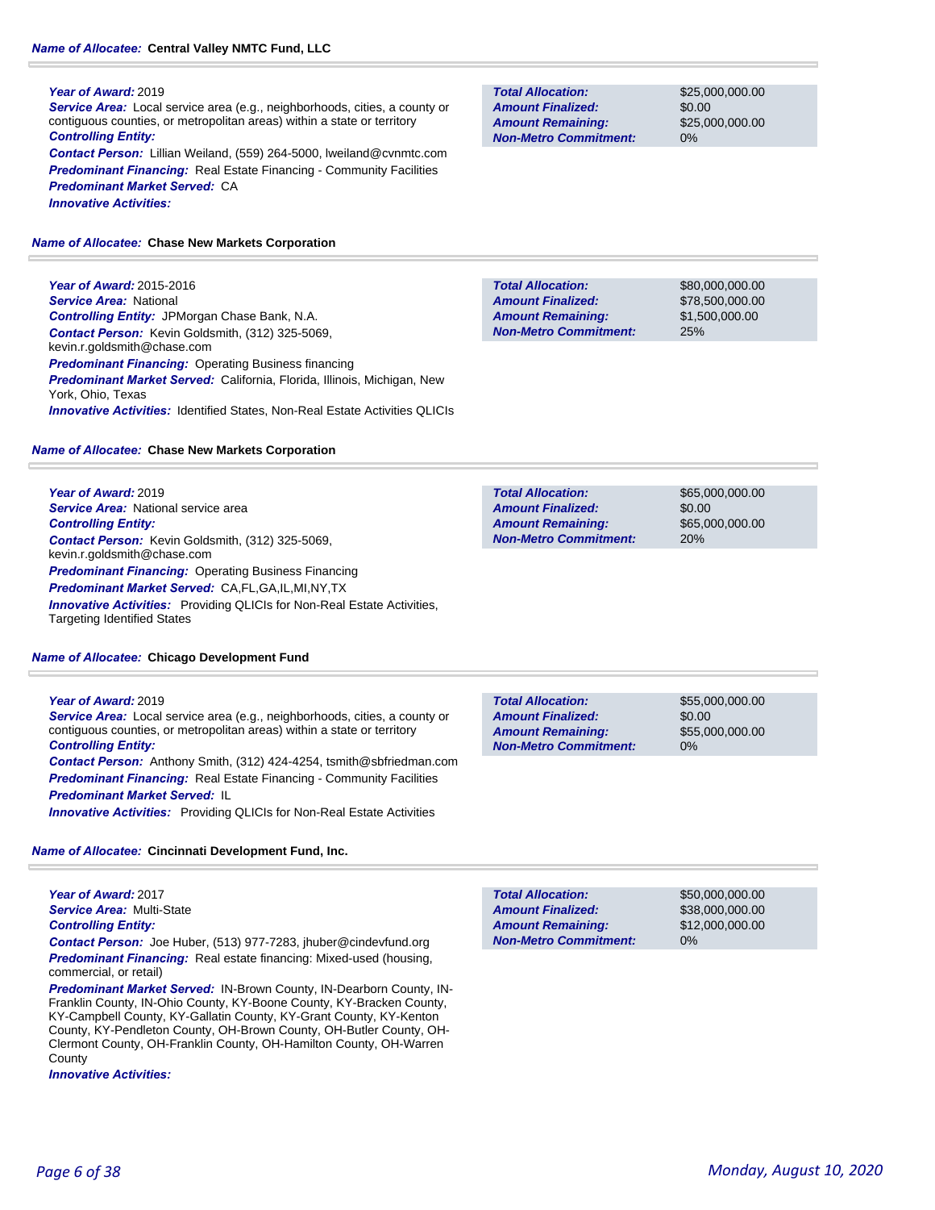**Name of Allocatee: Central Valley NMTC Fund, LLC**

***Year of Award:*** 2019
***Service Area:*** Local service area (e.g., neighborhoods, cities, a county or contiguous counties, or metropolitan areas) within a state or territory
***Controlling Entity:***
***Contact Person:*** Lillian Weiland, (559) 264-5000, lweiland@cvnmtc.com
***Predominant Financing:*** Real Estate Financing - Community Facilities
***Predominant Market Served:*** CA
***Innovative Activities:***

| | |
|---|---|
| **Total Allocation:** | $25,000,000.00 |
| **Amount Finalized:** | $0.00 |
| **Amount Remaining:** | $25,000,000.00 |
| **Non-Metro Commitment:** | 0% |

**Name of Allocatee: Chase New Markets Corporation**

***Year of Award:*** 2015-2016
***Service Area:*** National
***Controlling Entity:*** JPMorgan Chase Bank, N.A.
***Contact Person:*** Kevin Goldsmith, (312) 325-5069, kevin.r.goldsmith@chase.com
***Predominant Financing:*** Operating Business financing
***Predominant Market Served:*** California, Florida, Illinois, Michigan, New York, Ohio, Texas
***Innovative Activities:*** Identified States, Non-Real Estate Activities QLICIs

| | |
|---|---|
| **Total Allocation:** | $80,000,000.00 |
| **Amount Finalized:** | $78,500,000.00 |
| **Amount Remaining:** | $1,500,000.00 |
| **Non-Metro Commitment:** | 25% |

**Name of Allocatee: Chase New Markets Corporation**

***Year of Award:*** 2019
***Service Area:*** National service area
***Controlling Entity:***
***Contact Person:*** Kevin Goldsmith, (312) 325-5069, kevin.r.goldsmith@chase.com
***Predominant Financing:*** Operating Business Financing
***Predominant Market Served:*** CA,FL,GA,IL,MI,NY,TX
***Innovative Activities:*** Providing QLICIs for Non-Real Estate Activities, Targeting Identified States

| | |
|---|---|
| **Total Allocation:** | $65,000,000.00 |
| **Amount Finalized:** | $0.00 |
| **Amount Remaining:** | $65,000,000.00 |
| **Non-Metro Commitment:** | 20% |

**Name of Allocatee: Chicago Development Fund**

***Year of Award:*** 2019
***Service Area:*** Local service area (e.g., neighborhoods, cities, a county or contiguous counties, or metropolitan areas) within a state or territory
***Controlling Entity:***
***Contact Person:*** Anthony Smith, (312) 424-4254, tsmith@sbfriedman.com
***Predominant Financing:*** Real Estate Financing - Community Facilities
***Predominant Market Served:*** IL
***Innovative Activities:*** Providing QLICIs for Non-Real Estate Activities

| | |
|---|---|
| **Total Allocation:** | $55,000,000.00 |
| **Amount Finalized:** | $0.00 |
| **Amount Remaining:** | $55,000,000.00 |
| **Non-Metro Commitment:** | 0% |

**Name of Allocatee: Cincinnati Development Fund, Inc.**

***Year of Award:*** 2017
***Service Area:*** Multi-State
***Controlling Entity:***
***Contact Person:*** Joe Huber, (513) 977-7283, jhuber@cindevfund.org
***Predominant Financing:*** Real estate financing: Mixed-used (housing, commercial, or retail)
***Predominant Market Served:*** IN-Brown County, IN-Dearborn County, IN-Franklin County, IN-Ohio County, KY-Boone County, KY-Bracken County, KY-Campbell County, KY-Gallatin County, KY-Grant County, KY-Kenton County, KY-Pendleton County, OH-Brown County, OH-Butler County, OH-Clermont County, OH-Franklin County, OH-Hamilton County, OH-Warren County
***Innovative Activities:***

| | |
|---|---|
| **Total Allocation:** | $50,000,000.00 |
| **Amount Finalized:** | $38,000,000.00 |
| **Amount Remaining:** | $12,000,000.00 |
| **Non-Metro Commitment:** | 0% |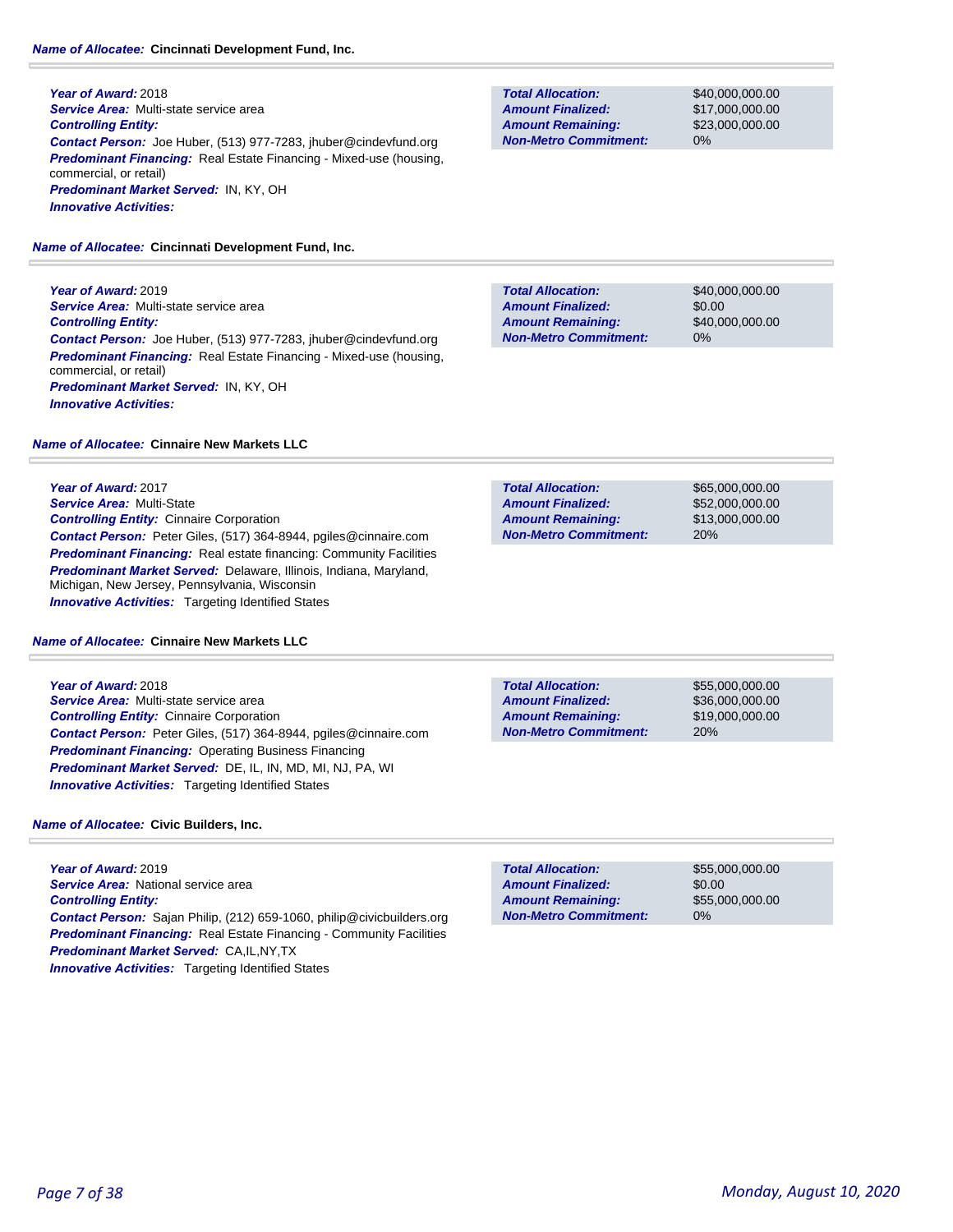***Name of Allocatee:*** **Cincinnati Development Fund, Inc.**

***Year of Award:*** 2018
***Service Area:*** Multi-state service area
***Controlling Entity:***
***Contact Person:*** Joe Huber, (513) 977-7283, jhuber@cindevfund.org
***Predominant Financing:*** Real Estate Financing - Mixed-use (housing, commercial, or retail)
***Predominant Market Served:*** IN, KY, OH
***Innovative Activities:***

| | |
|---|---|
| ***Total Allocation:*** | $40,000,000.00 |
| ***Amount Finalized:*** | $17,000,000.00 |
| ***Amount Remaining:*** | $23,000,000.00 |
| ***Non-Metro Commitment:*** | 0% |

***Name of Allocatee:*** **Cincinnati Development Fund, Inc.**

***Year of Award:*** 2019
***Service Area:*** Multi-state service area
***Controlling Entity:***
***Contact Person:*** Joe Huber, (513) 977-7283, jhuber@cindevfund.org
***Predominant Financing:*** Real Estate Financing - Mixed-use (housing, commercial, or retail)
***Predominant Market Served:*** IN, KY, OH
***Innovative Activities:***

| | |
|---|---|
| ***Total Allocation:*** | $40,000,000.00 |
| ***Amount Finalized:*** | $0.00 |
| ***Amount Remaining:*** | $40,000,000.00 |
| ***Non-Metro Commitment:*** | 0% |

***Name of Allocatee:*** **Cinnaire New Markets LLC**

***Year of Award:*** 2017
***Service Area:*** Multi-State
***Controlling Entity:*** Cinnaire Corporation
***Contact Person:*** Peter Giles, (517) 364-8944, pgiles@cinnaire.com
***Predominant Financing:*** Real estate financing: Community Facilities
***Predominant Market Served:*** Delaware, Illinois, Indiana, Maryland, Michigan, New Jersey, Pennsylvania, Wisconsin
***Innovative Activities:*** Targeting Identified States

| | |
|---|---|
| ***Total Allocation:*** | $65,000,000.00 |
| ***Amount Finalized:*** | $52,000,000.00 |
| ***Amount Remaining:*** | $13,000,000.00 |
| ***Non-Metro Commitment:*** | 20% |

***Name of Allocatee:*** **Cinnaire New Markets LLC**

***Year of Award:*** 2018
***Service Area:*** Multi-state service area
***Controlling Entity:*** Cinnaire Corporation
***Contact Person:*** Peter Giles, (517) 364-8944, pgiles@cinnaire.com
***Predominant Financing:*** Operating Business Financing
***Predominant Market Served:*** DE, IL, IN, MD, MI, NJ, PA, WI
***Innovative Activities:*** Targeting Identified States

| | |
|---|---|
| ***Total Allocation:*** | $55,000,000.00 |
| ***Amount Finalized:*** | $36,000,000.00 |
| ***Amount Remaining:*** | $19,000,000.00 |
| ***Non-Metro Commitment:*** | 20% |

***Name of Allocatee:*** **Civic Builders, Inc.**

***Year of Award:*** 2019
***Service Area:*** National service area
***Controlling Entity:***
***Contact Person:*** Sajan Philip, (212) 659-1060, philip@civicbuilders.org
***Predominant Financing:*** Real Estate Financing - Community Facilities
***Predominant Market Served:*** CA,IL,NY,TX
***Innovative Activities:*** Targeting Identified States

| | |
|---|---|
| ***Total Allocation:*** | $55,000,000.00 |
| ***Amount Finalized:*** | $0.00 |
| ***Amount Remaining:*** | $55,000,000.00 |
| ***Non-Metro Commitment:*** | 0% |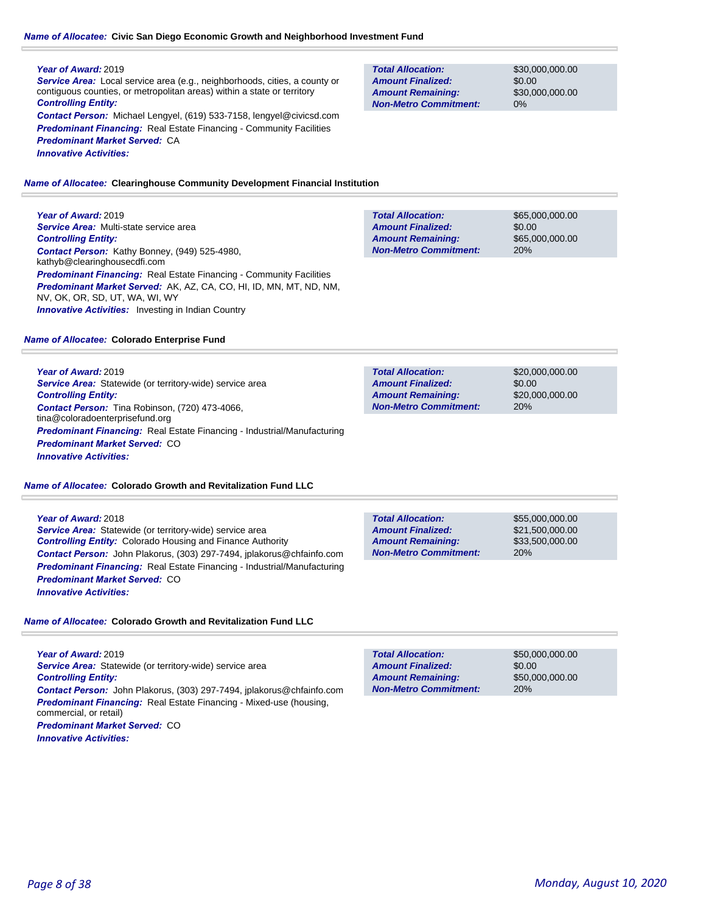**Name of Allocatee:** **Civic San Diego Economic Growth and Neighborhood Investment Fund**

**Year of Award:** 2019
**Service Area:** Local service area (e.g., neighborhoods, cities, a county or contiguous counties, or metropolitan areas) within a state or territory
**Controlling Entity:**
**Contact Person:** Michael Lengyel, (619) 533-7158, lengyel@civicsd.com
**Predominant Financing:** Real Estate Financing - Community Facilities
**Predominant Market Served:** CA
**Innovative Activities:**

| | |
|---|---|
| **Total Allocation:** | $30,000,000.00 |
| **Amount Finalized:** | $0.00 |
| **Amount Remaining:** | $30,000,000.00 |
| **Non-Metro Commitment:** | 0% |

**Name of Allocatee:** **Clearinghouse Community Development Financial Institution**

**Year of Award:** 2019
**Service Area:** Multi-state service area
**Controlling Entity:**
**Contact Person:** Kathy Bonney, (949) 525-4980, kathyb@clearinghousecdfi.com
**Predominant Financing:** Real Estate Financing - Community Facilities
**Predominant Market Served:** AK, AZ, CA, CO, HI, ID, MN, MT, ND, NM, NV, OK, OR, SD, UT, WA, WI, WY
**Innovative Activities:** Investing in Indian Country

| | |
|---|---|
| **Total Allocation:** | $65,000,000.00 |
| **Amount Finalized:** | $0.00 |
| **Amount Remaining:** | $65,000,000.00 |
| **Non-Metro Commitment:** | 20% |

**Name of Allocatee:** **Colorado Enterprise Fund**

**Year of Award:** 2019
**Service Area:** Statewide (or territory-wide) service area
**Controlling Entity:**
**Contact Person:** Tina Robinson, (720) 473-4066, tina@coloradoenterprisefund.org
**Predominant Financing:** Real Estate Financing - Industrial/Manufacturing
**Predominant Market Served:** CO
**Innovative Activities:**

| | |
|---|---|
| **Total Allocation:** | $20,000,000.00 |
| **Amount Finalized:** | $0.00 |
| **Amount Remaining:** | $20,000,000.00 |
| **Non-Metro Commitment:** | 20% |

**Name of Allocatee:** **Colorado Growth and Revitalization Fund LLC**

**Year of Award:** 2018
**Service Area:** Statewide (or territory-wide) service area
**Controlling Entity:** Colorado Housing and Finance Authority
**Contact Person:** John Plakorus, (303) 297-7494, jplakorus@chfainfo.com
**Predominant Financing:** Real Estate Financing - Industrial/Manufacturing
**Predominant Market Served:** CO
**Innovative Activities:**

| | |
|---|---|
| **Total Allocation:** | $55,000,000.00 |
| **Amount Finalized:** | $21,500,000.00 |
| **Amount Remaining:** | $33,500,000.00 |
| **Non-Metro Commitment:** | 20% |

**Name of Allocatee:** **Colorado Growth and Revitalization Fund LLC**

**Year of Award:** 2019
**Service Area:** Statewide (or territory-wide) service area
**Controlling Entity:**
**Contact Person:** John Plakorus, (303) 297-7494, jplakorus@chfainfo.com
**Predominant Financing:** Real Estate Financing - Mixed-use (housing, commercial, or retail)
**Predominant Market Served:** CO
**Innovative Activities:**

| | |
|---|---|
| **Total Allocation:** | $50,000,000.00 |
| **Amount Finalized:** | $0.00 |
| **Amount Remaining:** | $50,000,000.00 |
| **Non-Metro Commitment:** | 20% |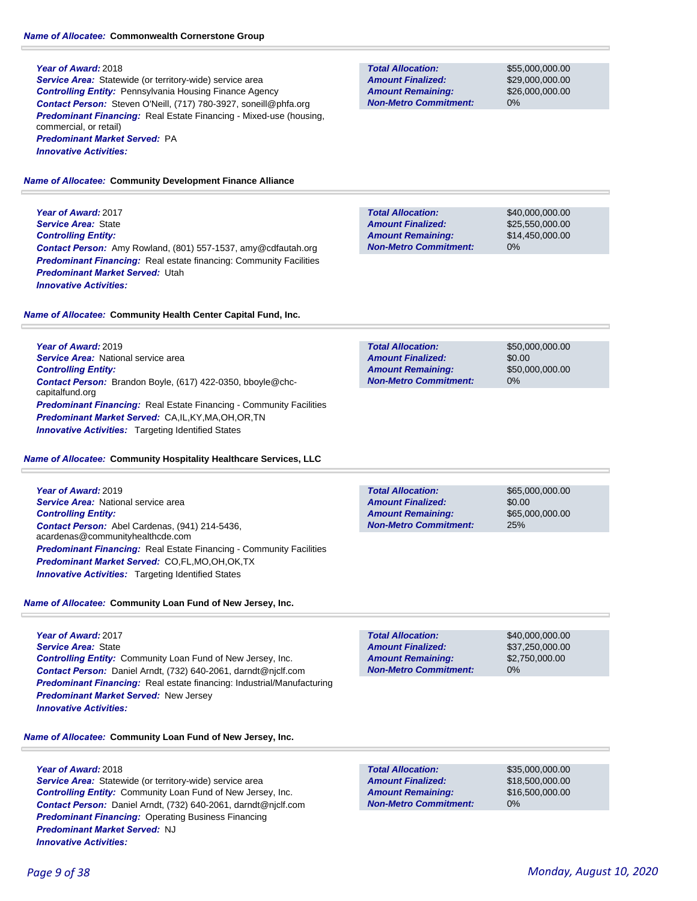**Name of Allocatee:** **Commonwealth Cornerstone Group**

**Year of Award:** 2018
**Service Area:** Statewide (or territory-wide) service area
**Controlling Entity:** Pennsylvania Housing Finance Agency
**Contact Person:** Steven O'Neill, (717) 780-3927, soneill@phfa.org
**Predominant Financing:** Real Estate Financing - Mixed-use (housing, commercial, or retail)
**Predominant Market Served:** PA
**Innovative Activities:**

| | |
|---|---|
| **Total Allocation:** | $55,000,000.00 |
| **Amount Finalized:** | $29,000,000.00 |
| **Amount Remaining:** | $26,000,000.00 |
| **Non-Metro Commitment:** | 0% |

**Name of Allocatee:** **Community Development Finance Alliance**

**Year of Award:** 2017
**Service Area:** State
**Controlling Entity:**
**Contact Person:** Amy Rowland, (801) 557-1537, amy@cdfautah.org
**Predominant Financing:** Real estate financing: Community Facilities
**Predominant Market Served:** Utah
**Innovative Activities:**

| | |
|---|---|
| **Total Allocation:** | $40,000,000.00 |
| **Amount Finalized:** | $25,550,000.00 |
| **Amount Remaining:** | $14,450,000.00 |
| **Non-Metro Commitment:** | 0% |

**Name of Allocatee:** **Community Health Center Capital Fund, Inc.**

**Year of Award:** 2019
**Service Area:** National service area
**Controlling Entity:**
**Contact Person:** Brandon Boyle, (617) 422-0350, bboyle@chc-capitalfund.org
**Predominant Financing:** Real Estate Financing - Community Facilities
**Predominant Market Served:** CA,IL,KY,MA,OH,OR,TN
**Innovative Activities:** Targeting Identified States

| | |
|---|---|
| **Total Allocation:** | $50,000,000.00 |
| **Amount Finalized:** | $0.00 |
| **Amount Remaining:** | $50,000,000.00 |
| **Non-Metro Commitment:** | 0% |

**Name of Allocatee:** **Community Hospitality Healthcare Services, LLC**

**Year of Award:** 2019
**Service Area:** National service area
**Controlling Entity:**
**Contact Person:** Abel Cardenas, (941) 214-5436, acardenas@communityhealthcde.com
**Predominant Financing:** Real Estate Financing - Community Facilities
**Predominant Market Served:** CO,FL,MO,OH,OK,TX
**Innovative Activities:** Targeting Identified States

| | |
|---|---|
| **Total Allocation:** | $65,000,000.00 |
| **Amount Finalized:** | $0.00 |
| **Amount Remaining:** | $65,000,000.00 |
| **Non-Metro Commitment:** | 25% |

**Name of Allocatee:** **Community Loan Fund of New Jersey, Inc.**

**Year of Award:** 2017
**Service Area:** State
**Controlling Entity:** Community Loan Fund of New Jersey, Inc.
**Contact Person:** Daniel Arndt, (732) 640-2061, darndt@njclf.com
**Predominant Financing:** Real estate financing: Industrial/Manufacturing
**Predominant Market Served:** New Jersey
**Innovative Activities:**

| | |
|---|---|
| **Total Allocation:** | $40,000,000.00 |
| **Amount Finalized:** | $37,250,000.00 |
| **Amount Remaining:** | $2,750,000.00 |
| **Non-Metro Commitment:** | 0% |

**Name of Allocatee:** **Community Loan Fund of New Jersey, Inc.**

**Year of Award:** 2018
**Service Area:** Statewide (or territory-wide) service area
**Controlling Entity:** Community Loan Fund of New Jersey, Inc.
**Contact Person:** Daniel Arndt, (732) 640-2061, darndt@njclf.com
**Predominant Financing:** Operating Business Financing
**Predominant Market Served:** NJ
**Innovative Activities:**

| | |
|---|---|
| **Total Allocation:** | $35,000,000.00 |
| **Amount Finalized:** | $18,500,000.00 |
| **Amount Remaining:** | $16,500,000.00 |
| **Non-Metro Commitment:** | 0% |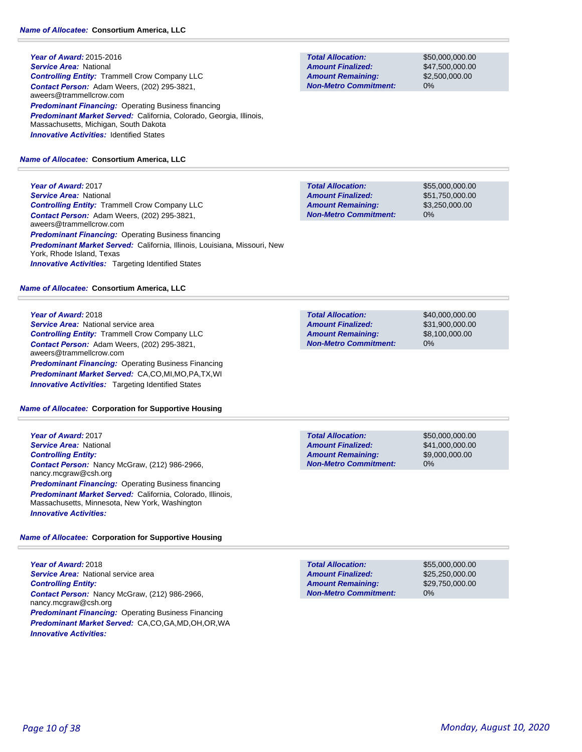**Name of Allocatee:** **Consortium America, LLC**

**Year of Award:** 2015-2016
**Service Area:** National
**Controlling Entity:** Trammell Crow Company LLC
**Contact Person:** Adam Weers, (202) 295-3821, aweers@trammellcrow.com
**Predominant Financing:** Operating Business financing
**Predominant Market Served:** California, Colorado, Georgia, Illinois, Massachusetts, Michigan, South Dakota
**Innovative Activities:** Identified States

| | |
|---|---|
| **Total Allocation:** | $50,000,000.00 |
| **Amount Finalized:** | $47,500,000.00 |
| **Amount Remaining:** | $2,500,000.00 |
| **Non-Metro Commitment:** | 0% |

**Name of Allocatee:** **Consortium America, LLC**

**Year of Award:** 2017
**Service Area:** National
**Controlling Entity:** Trammell Crow Company LLC
**Contact Person:** Adam Weers, (202) 295-3821, aweers@trammellcrow.com
**Predominant Financing:** Operating Business financing
**Predominant Market Served:** California, Illinois, Louisiana, Missouri, New York, Rhode Island, Texas
**Innovative Activities:** Targeting Identified States

| | |
|---|---|
| **Total Allocation:** | $55,000,000.00 |
| **Amount Finalized:** | $51,750,000.00 |
| **Amount Remaining:** | $3,250,000.00 |
| **Non-Metro Commitment:** | 0% |

**Name of Allocatee:** **Consortium America, LLC**

**Year of Award:** 2018
**Service Area:** National service area
**Controlling Entity:** Trammell Crow Company LLC
**Contact Person:** Adam Weers, (202) 295-3821, aweers@trammellcrow.com
**Predominant Financing:** Operating Business Financing
**Predominant Market Served:** CA,CO,MI,MO,PA,TX,WI
**Innovative Activities:** Targeting Identified States

| | |
|---|---|
| **Total Allocation:** | $40,000,000.00 |
| **Amount Finalized:** | $31,900,000.00 |
| **Amount Remaining:** | $8,100,000.00 |
| **Non-Metro Commitment:** | 0% |

**Name of Allocatee:** **Corporation for Supportive Housing**

**Year of Award:** 2017
**Service Area:** National
**Controlling Entity:**
**Contact Person:** Nancy McGraw, (212) 986-2966, nancy.mcgraw@csh.org
**Predominant Financing:** Operating Business financing
**Predominant Market Served:** California, Colorado, Illinois, Massachusetts, Minnesota, New York, Washington
**Innovative Activities:**

| | |
|---|---|
| **Total Allocation:** | $50,000,000.00 |
| **Amount Finalized:** | $41,000,000.00 |
| **Amount Remaining:** | $9,000,000.00 |
| **Non-Metro Commitment:** | 0% |

**Name of Allocatee:** **Corporation for Supportive Housing**

**Year of Award:** 2018
**Service Area:** National service area
**Controlling Entity:**
**Contact Person:** Nancy McGraw, (212) 986-2966, nancy.mcgraw@csh.org
**Predominant Financing:** Operating Business Financing
**Predominant Market Served:** CA,CO,GA,MD,OH,OR,WA
**Innovative Activities:**

| | |
|---|---|
| **Total Allocation:** | $55,000,000.00 |
| **Amount Finalized:** | $25,250,000.00 |
| **Amount Remaining:** | $29,750,000.00 |
| **Non-Metro Commitment:** | 0% |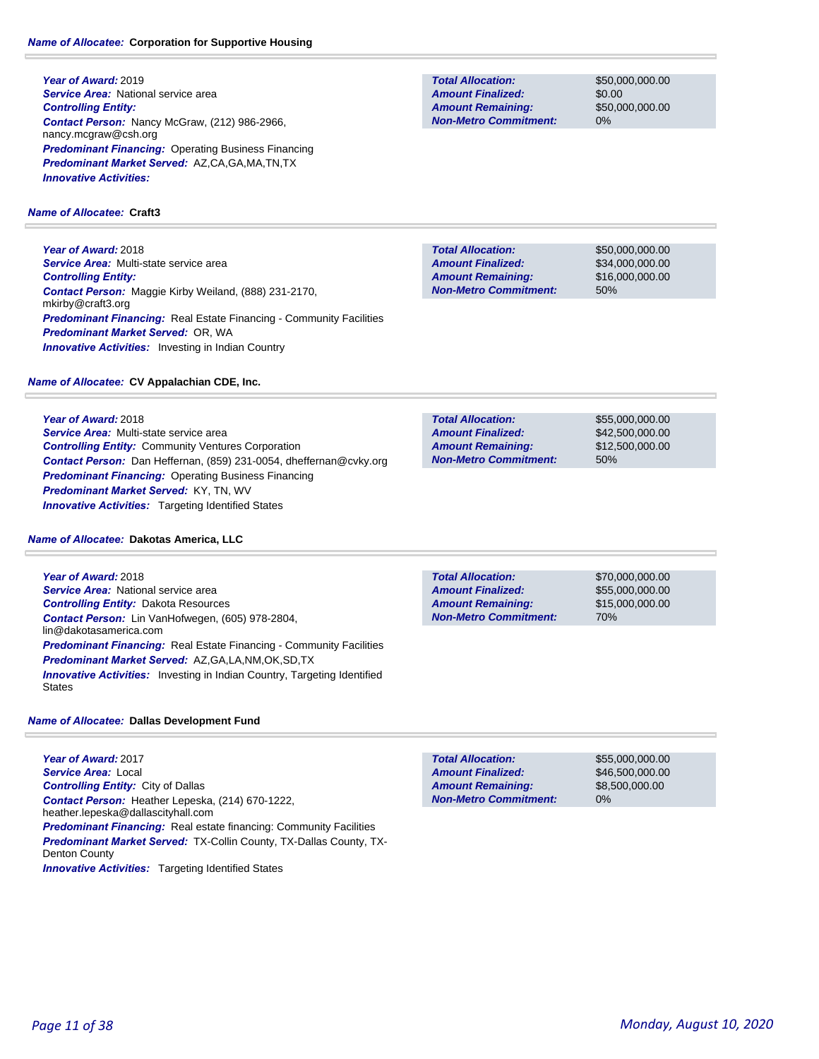**Name of Allocatee:** **Corporation for Supportive Housing**

**Year of Award:** 2019
**Service Area:** National service area
**Controlling Entity:**
**Contact Person:** Nancy McGraw, (212) 986-2966, nancy.mcgraw@csh.org
**Predominant Financing:** Operating Business Financing
**Predominant Market Served:** AZ,CA,GA,MA,TN,TX
**Innovative Activities:**

| | |
|---|---|
| **Total Allocation:** | $50,000,000.00 |
| **Amount Finalized:** | $0.00 |
| **Amount Remaining:** | $50,000,000.00 |
| **Non-Metro Commitment:** | 0% |

**Name of Allocatee:** **Craft3**

**Year of Award:** 2018
**Service Area:** Multi-state service area
**Controlling Entity:**
**Contact Person:** Maggie Kirby Weiland, (888) 231-2170, mkirby@craft3.org
**Predominant Financing:** Real Estate Financing - Community Facilities
**Predominant Market Served:** OR, WA
**Innovative Activities:** Investing in Indian Country

| | |
|---|---|
| **Total Allocation:** | $50,000,000.00 |
| **Amount Finalized:** | $34,000,000.00 |
| **Amount Remaining:** | $16,000,000.00 |
| **Non-Metro Commitment:** | 50% |

**Name of Allocatee:** **CV Appalachian CDE, Inc.**

**Year of Award:** 2018
**Service Area:** Multi-state service area
**Controlling Entity:** Community Ventures Corporation
**Contact Person:** Dan Heffernan, (859) 231-0054, dheffernan@cvky.org
**Predominant Financing:** Operating Business Financing
**Predominant Market Served:** KY, TN, WV
**Innovative Activities:** Targeting Identified States

| | |
|---|---|
| **Total Allocation:** | $55,000,000.00 |
| **Amount Finalized:** | $42,500,000.00 |
| **Amount Remaining:** | $12,500,000.00 |
| **Non-Metro Commitment:** | 50% |

**Name of Allocatee:** **Dakotas America, LLC**

**Year of Award:** 2018
**Service Area:** National service area
**Controlling Entity:** Dakota Resources
**Contact Person:** Lin VanHofwegen, (605) 978-2804, lin@dakotasamerica.com
**Predominant Financing:** Real Estate Financing - Community Facilities
**Predominant Market Served:** AZ,GA,LA,NM,OK,SD,TX
**Innovative Activities:** Investing in Indian Country, Targeting Identified States

| | |
|---|---|
| **Total Allocation:** | $70,000,000.00 |
| **Amount Finalized:** | $55,000,000.00 |
| **Amount Remaining:** | $15,000,000.00 |
| **Non-Metro Commitment:** | 70% |

**Name of Allocatee:** **Dallas Development Fund**

**Year of Award:** 2017
**Service Area:** Local
**Controlling Entity:** City of Dallas
**Contact Person:** Heather Lepeska, (214) 670-1222, heather.lepeska@dallascityhall.com
**Predominant Financing:** Real estate financing: Community Facilities
**Predominant Market Served:** TX-Collin County, TX-Dallas County, TX-Denton County
**Innovative Activities:** Targeting Identified States

| | |
|---|---|
| **Total Allocation:** | $55,000,000.00 |
| **Amount Finalized:** | $46,500,000.00 |
| **Amount Remaining:** | $8,500,000.00 |
| **Non-Metro Commitment:** | 0% |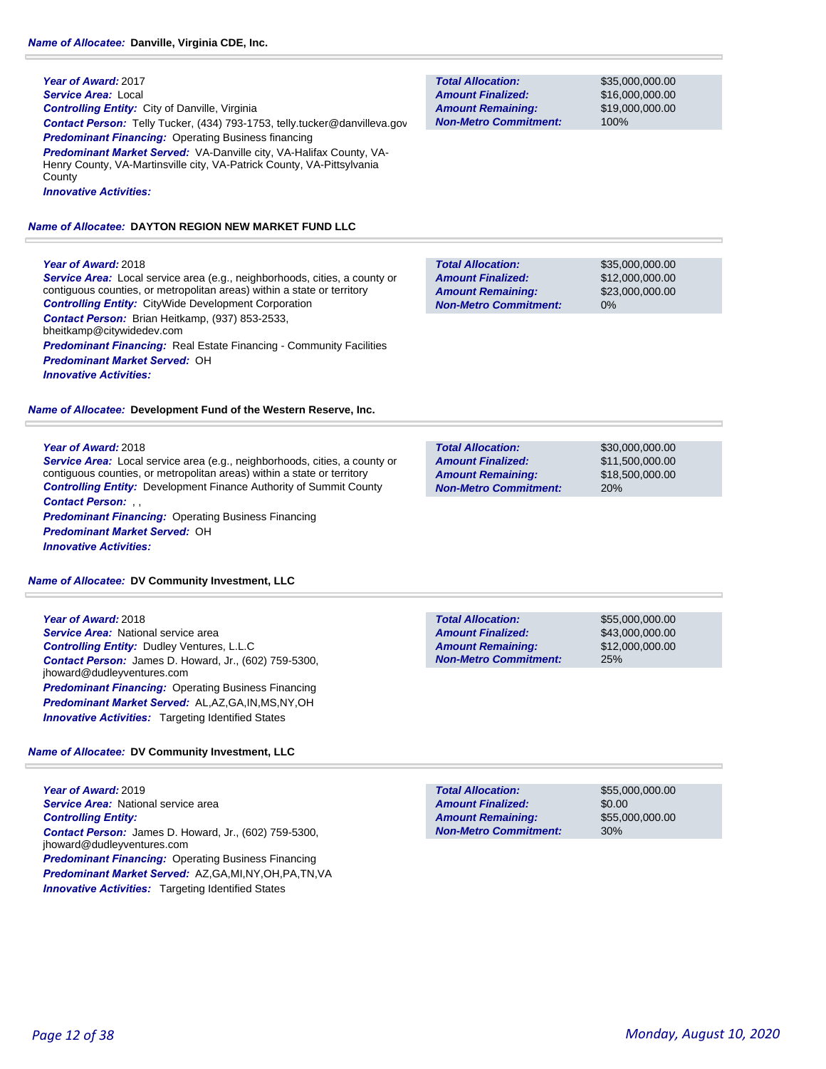**Name of Allocatee:** **Danville, Virginia CDE, Inc.**

**Year of Award:** 2017
**Service Area:** Local
**Controlling Entity:** City of Danville, Virginia
**Contact Person:** Telly Tucker, (434) 793-1753, telly.tucker@danvilleva.gov
**Predominant Financing:** Operating Business financing
**Predominant Market Served:** VA-Danville city, VA-Halifax County, VA-Henry County, VA-Martinsville city, VA-Patrick County, VA-Pittsylvania County
**Innovative Activities:**

| | |
|---|---|
| **Total Allocation:** | $35,000,000.00 |
| **Amount Finalized:** | $16,000,000.00 |
| **Amount Remaining:** | $19,000,000.00 |
| **Non-Metro Commitment:** | 100% |

**Name of Allocatee:** **DAYTON REGION NEW MARKET FUND LLC**

**Year of Award:** 2018
**Service Area:** Local service area (e.g., neighborhoods, cities, a county or contiguous counties, or metropolitan areas) within a state or territory
**Controlling Entity:** CityWide Development Corporation
**Contact Person:** Brian Heitkamp, (937) 853-2533, bheitkamp@citywidedev.com
**Predominant Financing:** Real Estate Financing - Community Facilities
**Predominant Market Served:** OH
**Innovative Activities:**

| | |
|---|---|
| **Total Allocation:** | $35,000,000.00 |
| **Amount Finalized:** | $12,000,000.00 |
| **Amount Remaining:** | $23,000,000.00 |
| **Non-Metro Commitment:** | 0% |

**Name of Allocatee:** **Development Fund of the Western Reserve, Inc.**

**Year of Award:** 2018
**Service Area:** Local service area (e.g., neighborhoods, cities, a county or contiguous counties, or metropolitan areas) within a state or territory
**Controlling Entity:** Development Finance Authority of Summit County
**Contact Person:** , ,
**Predominant Financing:** Operating Business Financing
**Predominant Market Served:** OH
**Innovative Activities:**

| | |
|---|---|
| **Total Allocation:** | $30,000,000.00 |
| **Amount Finalized:** | $11,500,000.00 |
| **Amount Remaining:** | $18,500,000.00 |
| **Non-Metro Commitment:** | 20% |

**Name of Allocatee:** **DV Community Investment, LLC**

**Year of Award:** 2018
**Service Area:** National service area
**Controlling Entity:** Dudley Ventures, L.L.C
**Contact Person:** James D. Howard, Jr., (602) 759-5300, jhoward@dudleyventures.com
**Predominant Financing:** Operating Business Financing
**Predominant Market Served:** AL,AZ,GA,IN,MS,NY,OH
**Innovative Activities:** Targeting Identified States

| | |
|---|---|
| **Total Allocation:** | $55,000,000.00 |
| **Amount Finalized:** | $43,000,000.00 |
| **Amount Remaining:** | $12,000,000.00 |
| **Non-Metro Commitment:** | 25% |

**Name of Allocatee:** **DV Community Investment, LLC**

**Year of Award:** 2019
**Service Area:** National service area
**Controlling Entity:**
**Contact Person:** James D. Howard, Jr., (602) 759-5300, jhoward@dudleyventures.com
**Predominant Financing:** Operating Business Financing
**Predominant Market Served:** AZ,GA,MI,NY,OH,PA,TN,VA
**Innovative Activities:** Targeting Identified States

| | |
|---|---|
| **Total Allocation:** | $55,000,000.00 |
| **Amount Finalized:** | $0.00 |
| **Amount Remaining:** | $55,000,000.00 |
| **Non-Metro Commitment:** | 30% |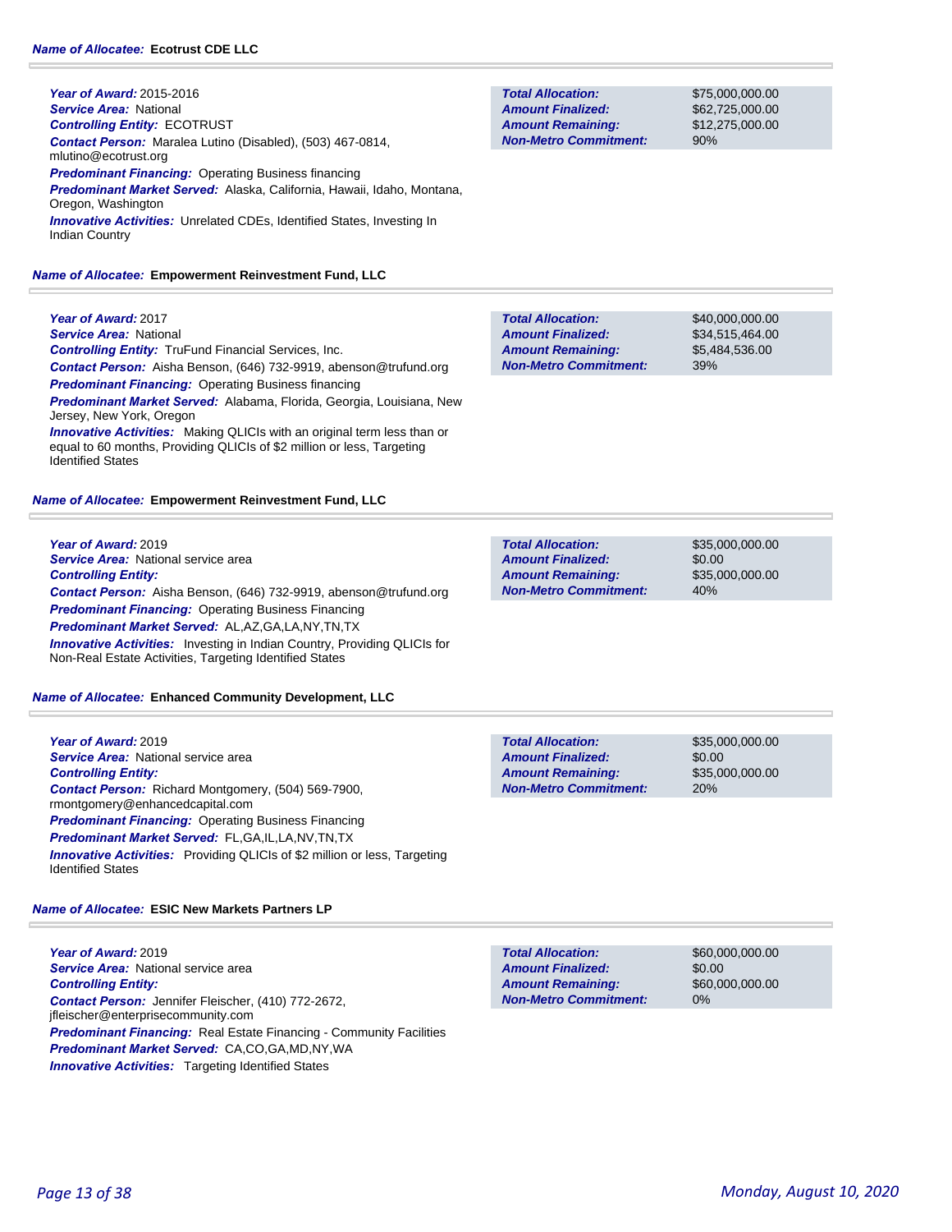**Name of Allocatee:** **Ecotrust CDE LLC**

***Year of Award:*** 2015-2016
***Service Area:*** National
***Controlling Entity:*** ECOTRUST
***Contact Person:*** Maralea Lutino (Disabled), (503) 467-0814, mlutino@ecotrust.org
***Predominant Financing:*** Operating Business financing
***Predominant Market Served:*** Alaska, California, Hawaii, Idaho, Montana, Oregon, Washington
***Innovative Activities:*** Unrelated CDEs, Identified States, Investing In Indian Country

| | |
|---|---|
| ***Total Allocation:*** | $75,000,000.00 |
| ***Amount Finalized:*** | $62,725,000.00 |
| ***Amount Remaining:*** | $12,275,000.00 |
| ***Non-Metro Commitment:*** | 90% |

**Name of Allocatee:** **Empowerment Reinvestment Fund, LLC**

***Year of Award:*** 2017
***Service Area:*** National
***Controlling Entity:*** TruFund Financial Services, Inc.
***Contact Person:*** Aisha Benson, (646) 732-9919, abenson@trufund.org
***Predominant Financing:*** Operating Business financing
***Predominant Market Served:*** Alabama, Florida, Georgia, Louisiana, New Jersey, New York, Oregon
***Innovative Activities:*** Making QLICIs with an original term less than or equal to 60 months, Providing QLICIs of $2 million or less, Targeting Identified States

| | |
|---|---|
| ***Total Allocation:*** | $40,000,000.00 |
| ***Amount Finalized:*** | $34,515,464.00 |
| ***Amount Remaining:*** | $5,484,536.00 |
| ***Non-Metro Commitment:*** | 39% |

**Name of Allocatee:** **Empowerment Reinvestment Fund, LLC**

***Year of Award:*** 2019
***Service Area:*** National service area
***Controlling Entity:***
***Contact Person:*** Aisha Benson, (646) 732-9919, abenson@trufund.org
***Predominant Financing:*** Operating Business Financing
***Predominant Market Served:*** AL,AZ,GA,LA,NY,TN,TX
***Innovative Activities:*** Investing in Indian Country, Providing QLICIs for Non-Real Estate Activities, Targeting Identified States

| | |
|---|---|
| ***Total Allocation:*** | $35,000,000.00 |
| ***Amount Finalized:*** | $0.00 |
| ***Amount Remaining:*** | $35,000,000.00 |
| ***Non-Metro Commitment:*** | 40% |

**Name of Allocatee:** **Enhanced Community Development, LLC**

***Year of Award:*** 2019
***Service Area:*** National service area
***Controlling Entity:***
***Contact Person:*** Richard Montgomery, (504) 569-7900, rmontgomery@enhancedcapital.com
***Predominant Financing:*** Operating Business Financing
***Predominant Market Served:*** FL,GA,IL,LA,NV,TN,TX
***Innovative Activities:*** Providing QLICIs of $2 million or less, Targeting Identified States

| | |
|---|---|
| ***Total Allocation:*** | $35,000,000.00 |
| ***Amount Finalized:*** | $0.00 |
| ***Amount Remaining:*** | $35,000,000.00 |
| ***Non-Metro Commitment:*** | 20% |

**Name of Allocatee:** **ESIC New Markets Partners LP**

***Year of Award:*** 2019
***Service Area:*** National service area
***Controlling Entity:***
***Contact Person:*** Jennifer Fleischer, (410) 772-2672, jfleischer@enterprisecommunity.com
***Predominant Financing:*** Real Estate Financing - Community Facilities
***Predominant Market Served:*** CA,CO,GA,MD,NY,WA
***Innovative Activities:*** Targeting Identified States

| | |
|---|---|
| ***Total Allocation:*** | $60,000,000.00 |
| ***Amount Finalized:*** | $0.00 |
| ***Amount Remaining:*** | $60,000,000.00 |
| ***Non-Metro Commitment:*** | 0% |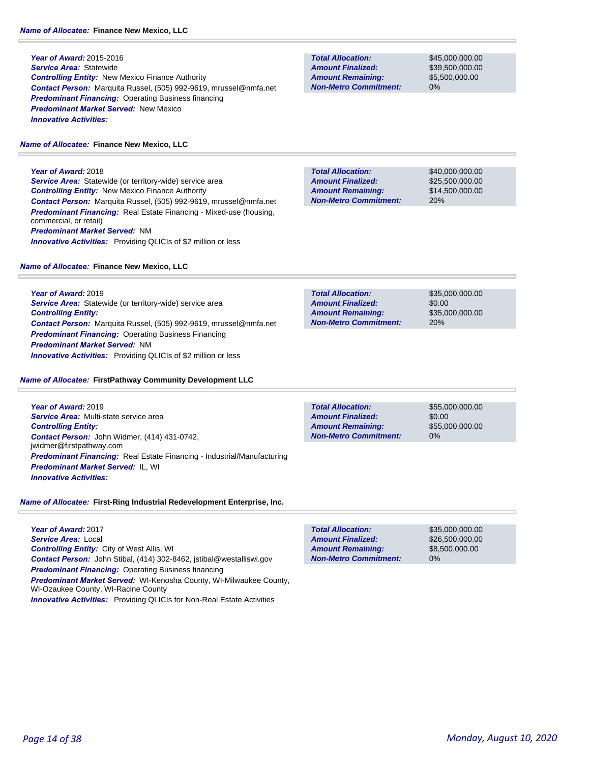**Name of Allocatee:** **Finance New Mexico, LLC**

***Year of Award:*** 2015-2016
***Service Area:*** Statewide
***Controlling Entity:*** New Mexico Finance Authority
***Contact Person:*** Marquita Russel, (505) 992-9619, mrussel@nmfa.net
***Predominant Financing:*** Operating Business financing
***Predominant Market Served:*** New Mexico
***Innovative Activities:***

| | |
|---|---|
| ***Total Allocation:*** | $45,000,000.00 |
| ***Amount Finalized:*** | $39,500,000.00 |
| ***Amount Remaining:*** | $5,500,000.00 |
| ***Non-Metro Commitment:*** | 0% |

**Name of Allocatee:** **Finance New Mexico, LLC**

***Year of Award:*** 2018
***Service Area:*** Statewide (or territory-wide) service area
***Controlling Entity:*** New Mexico Finance Authority
***Contact Person:*** Marquita Russel, (505) 992-9619, mrussel@nmfa.net
***Predominant Financing:*** Real Estate Financing - Mixed-use (housing, commercial, or retail)
***Predominant Market Served:*** NM
***Innovative Activities:*** Providing QLICIs of $2 million or less

| | |
|---|---|
| ***Total Allocation:*** | $40,000,000.00 |
| ***Amount Finalized:*** | $25,500,000.00 |
| ***Amount Remaining:*** | $14,500,000.00 |
| ***Non-Metro Commitment:*** | 20% |

**Name of Allocatee:** **Finance New Mexico, LLC**

***Year of Award:*** 2019
***Service Area:*** Statewide (or territory-wide) service area
***Controlling Entity:***
***Contact Person:*** Marquita Russel, (505) 992-9619, mrussel@nmfa.net
***Predominant Financing:*** Operating Business Financing
***Predominant Market Served:*** NM
***Innovative Activities:*** Providing QLICIs of $2 million or less

| | |
|---|---|
| ***Total Allocation:*** | $35,000,000.00 |
| ***Amount Finalized:*** | $0.00 |
| ***Amount Remaining:*** | $35,000,000.00 |
| ***Non-Metro Commitment:*** | 20% |

**Name of Allocatee:** **FirstPathway Community Development LLC**

***Year of Award:*** 2019
***Service Area:*** Multi-state service area
***Controlling Entity:***
***Contact Person:*** John Widmer, (414) 431-0742, jwidmer@firstpathway.com
***Predominant Financing:*** Real Estate Financing - Industrial/Manufacturing
***Predominant Market Served:*** IL, WI
***Innovative Activities:***

| | |
|---|---|
| ***Total Allocation:*** | $55,000,000.00 |
| ***Amount Finalized:*** | $0.00 |
| ***Amount Remaining:*** | $55,000,000.00 |
| ***Non-Metro Commitment:*** | 0% |

**Name of Allocatee:** **First-Ring Industrial Redevelopment Enterprise, Inc.**

***Year of Award:*** 2017
***Service Area:*** Local
***Controlling Entity:*** City of West Allis, WI
***Contact Person:*** John Stibal, (414) 302-8462, jstibal@westalliswi.gov
***Predominant Financing:*** Operating Business financing
***Predominant Market Served:*** WI-Kenosha County, WI-Milwaukee County, WI-Ozaukee County, WI-Racine County
***Innovative Activities:*** Providing QLICIs for Non-Real Estate Activities

| | |
|---|---|
| ***Total Allocation:*** | $35,000,000.00 |
| ***Amount Finalized:*** | $26,500,000.00 |
| ***Amount Remaining:*** | $8,500,000.00 |
| ***Non-Metro Commitment:*** | 0% |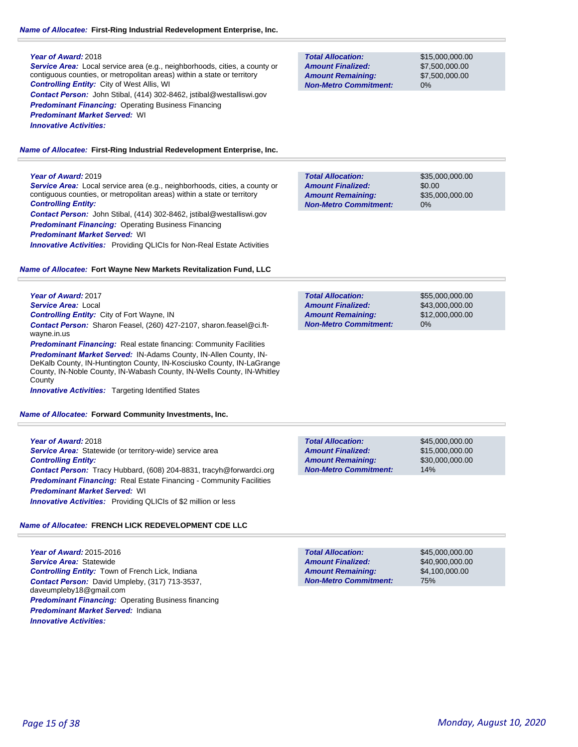**Name of Allocatee:** First-Ring Industrial Redevelopment Enterprise, Inc.

**Year of Award:** 2018
**Service Area:** Local service area (e.g., neighborhoods, cities, a county or contiguous counties, or metropolitan areas) within a state or territory
**Controlling Entity:** City of West Allis, WI
**Contact Person:** John Stibal, (414) 302-8462, jstibal@westalliswi.gov
**Predominant Financing:** Operating Business Financing
**Predominant Market Served:** WI
**Innovative Activities:**

| | |
|---|---|
| **Total Allocation:** | $15,000,000.00 |
| **Amount Finalized:** | $7,500,000.00 |
| **Amount Remaining:** | $7,500,000.00 |
| **Non-Metro Commitment:** | 0% |

**Name of Allocatee:** First-Ring Industrial Redevelopment Enterprise, Inc.

**Year of Award:** 2019
**Service Area:** Local service area (e.g., neighborhoods, cities, a county or contiguous counties, or metropolitan areas) within a state or territory
**Controlling Entity:**
**Contact Person:** John Stibal, (414) 302-8462, jstibal@westalliswi.gov
**Predominant Financing:** Operating Business Financing
**Predominant Market Served:** WI
**Innovative Activities:** Providing QLICIs for Non-Real Estate Activities

| | |
|---|---|
| **Total Allocation:** | $35,000,000.00 |
| **Amount Finalized:** | $0.00 |
| **Amount Remaining:** | $35,000,000.00 |
| **Non-Metro Commitment:** | 0% |

**Name of Allocatee:** Fort Wayne New Markets Revitalization Fund, LLC

**Year of Award:** 2017
**Service Area:** Local
**Controlling Entity:** City of Fort Wayne, IN
**Contact Person:** Sharon Feasel, (260) 427-2107, sharon.feasel@ci.ft-wayne.in.us
**Predominant Financing:** Real estate financing: Community Facilities
**Predominant Market Served:** IN-Adams County, IN-Allen County, IN-DeKalb County, IN-Huntington County, IN-Kosciusko County, IN-LaGrange County, IN-Noble County, IN-Wabash County, IN-Wells County, IN-Whitley County
**Innovative Activities:** Targeting Identified States

| | |
|---|---|
| **Total Allocation:** | $55,000,000.00 |
| **Amount Finalized:** | $43,000,000.00 |
| **Amount Remaining:** | $12,000,000.00 |
| **Non-Metro Commitment:** | 0% |

**Name of Allocatee:** Forward Community Investments, Inc.

**Year of Award:** 2018
**Service Area:** Statewide (or territory-wide) service area
**Controlling Entity:**
**Contact Person:** Tracy Hubbard, (608) 204-8831, tracyh@forwardci.org
**Predominant Financing:** Real Estate Financing - Community Facilities
**Predominant Market Served:** WI
**Innovative Activities:** Providing QLICIs of $2 million or less

| | |
|---|---|
| **Total Allocation:** | $45,000,000.00 |
| **Amount Finalized:** | $15,000,000.00 |
| **Amount Remaining:** | $30,000,000.00 |
| **Non-Metro Commitment:** | 14% |

**Name of Allocatee:** FRENCH LICK REDEVELOPMENT CDE LLC

**Year of Award:** 2015-2016
**Service Area:** Statewide
**Controlling Entity:** Town of French Lick, Indiana
**Contact Person:** David Umpleby, (317) 713-3537, daveumpleby18@gmail.com
**Predominant Financing:** Operating Business financing
**Predominant Market Served:** Indiana
**Innovative Activities:**

| | |
|---|---|
| **Total Allocation:** | $45,000,000.00 |
| **Amount Finalized:** | $40,900,000.00 |
| **Amount Remaining:** | $4,100,000.00 |
| **Non-Metro Commitment:** | 75% |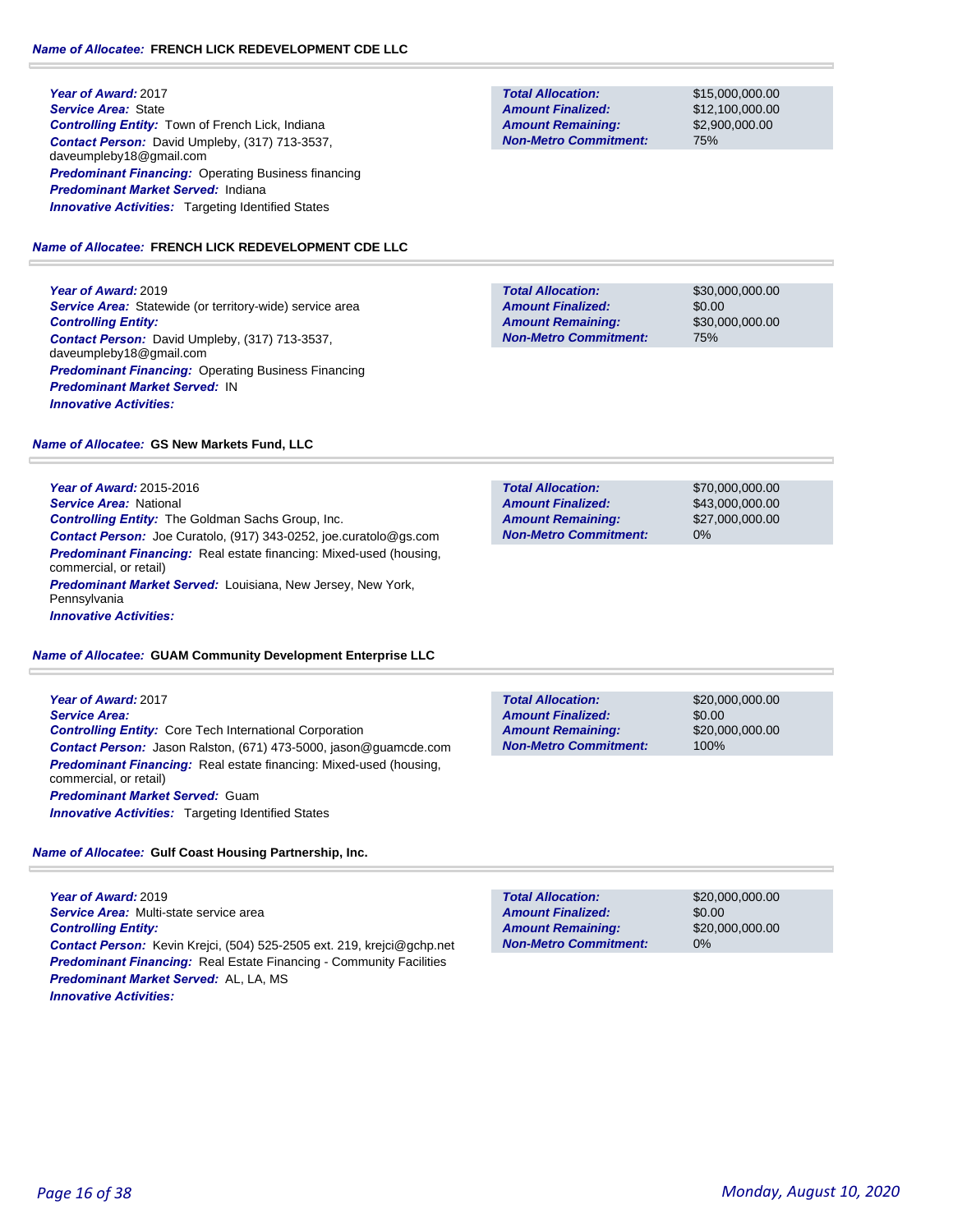**Name of Allocatee:** **FRENCH LICK REDEVELOPMENT CDE LLC**

**Year of Award:** 2017
**Service Area:** State
**Controlling Entity:** Town of French Lick, Indiana
**Contact Person:** David Umpleby, (317) 713-3537, daveumpleby18@gmail.com
**Predominant Financing:** Operating Business financing
**Predominant Market Served:** Indiana
**Innovative Activities:** Targeting Identified States

| | |
|---|---|
| **Total Allocation:** | $15,000,000.00 |
| **Amount Finalized:** | $12,100,000.00 |
| **Amount Remaining:** | $2,900,000.00 |
| **Non-Metro Commitment:** | 75% |

**Name of Allocatee:** **FRENCH LICK REDEVELOPMENT CDE LLC**

**Year of Award:** 2019
**Service Area:** Statewide (or territory-wide) service area
**Controlling Entity:**
**Contact Person:** David Umpleby, (317) 713-3537, daveumpleby18@gmail.com
**Predominant Financing:** Operating Business Financing
**Predominant Market Served:** IN
**Innovative Activities:**

| | |
|---|---|
| **Total Allocation:** | $30,000,000.00 |
| **Amount Finalized:** | $0.00 |
| **Amount Remaining:** | $30,000,000.00 |
| **Non-Metro Commitment:** | 75% |

**Name of Allocatee:** **GS New Markets Fund, LLC**

**Year of Award:** 2015-2016
**Service Area:** National
**Controlling Entity:** The Goldman Sachs Group, Inc.
**Contact Person:** Joe Curatolo, (917) 343-0252, joe.curatolo@gs.com
**Predominant Financing:** Real estate financing: Mixed-used (housing, commercial, or retail)
**Predominant Market Served:** Louisiana, New Jersey, New York, Pennsylvania
**Innovative Activities:**

| | |
|---|---|
| **Total Allocation:** | $70,000,000.00 |
| **Amount Finalized:** | $43,000,000.00 |
| **Amount Remaining:** | $27,000,000.00 |
| **Non-Metro Commitment:** | 0% |

**Name of Allocatee:** **GUAM Community Development Enterprise LLC**

**Year of Award:** 2017
**Service Area:**
**Controlling Entity:** Core Tech International Corporation
**Contact Person:** Jason Ralston, (671) 473-5000, jason@guamcde.com
**Predominant Financing:** Real estate financing: Mixed-used (housing, commercial, or retail)
**Predominant Market Served:** Guam
**Innovative Activities:** Targeting Identified States

| | |
|---|---|
| **Total Allocation:** | $20,000,000.00 |
| **Amount Finalized:** | $0.00 |
| **Amount Remaining:** | $20,000,000.00 |
| **Non-Metro Commitment:** | 100% |

**Name of Allocatee:** **Gulf Coast Housing Partnership, Inc.**

**Year of Award:** 2019
**Service Area:** Multi-state service area
**Controlling Entity:**
**Contact Person:** Kevin Krejci, (504) 525-2505 ext. 219, krejci@gchp.net
**Predominant Financing:** Real Estate Financing - Community Facilities
**Predominant Market Served:** AL, LA, MS
**Innovative Activities:**

| | |
|---|---|
| **Total Allocation:** | $20,000,000.00 |
| **Amount Finalized:** | $0.00 |
| **Amount Remaining:** | $20,000,000.00 |
| **Non-Metro Commitment:** | 0% |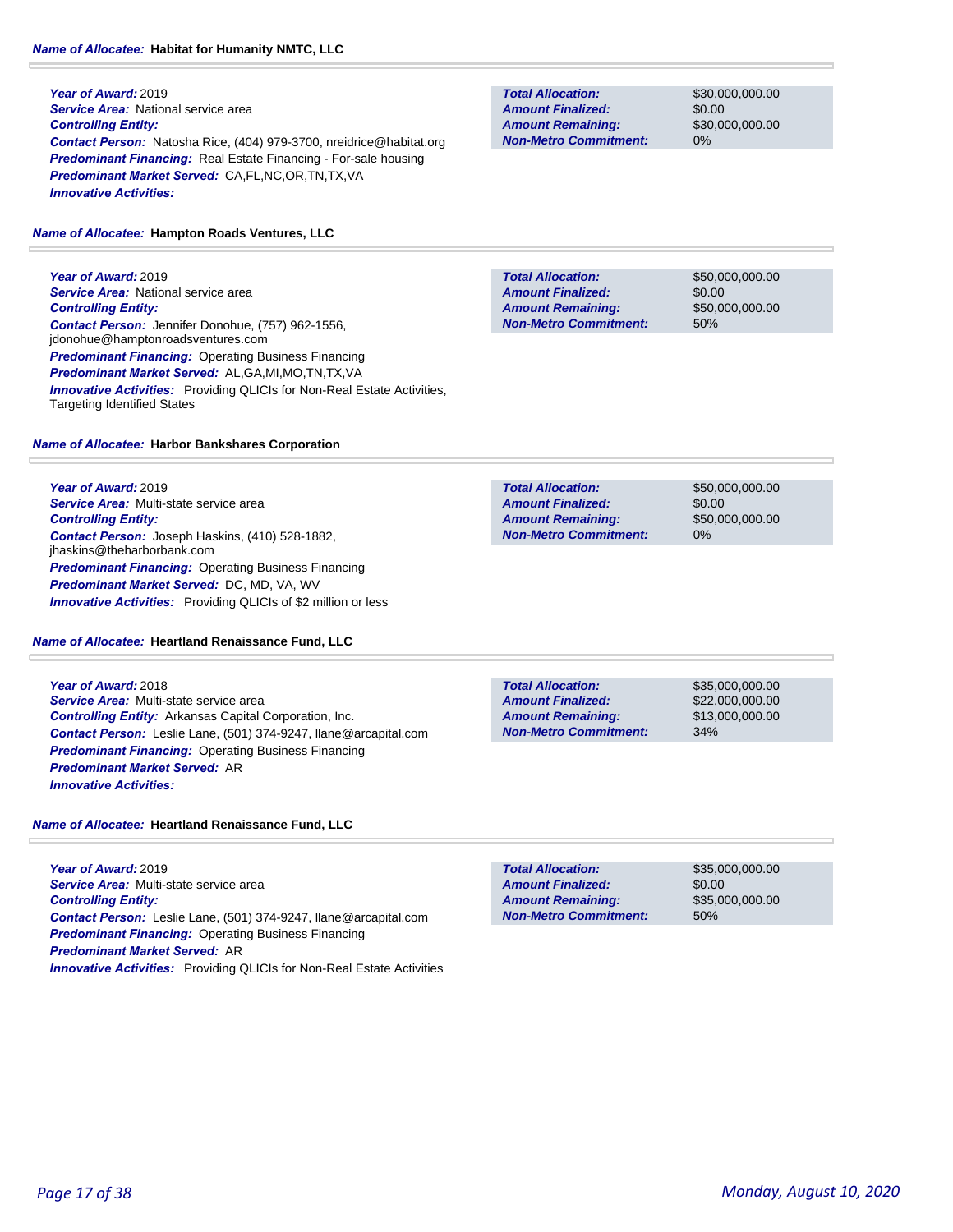**Name of Allocatee:** Habitat for Humanity NMTC, LLC

**Year of Award:** 2019
**Service Area:** National service area
**Controlling Entity:**
**Contact Person:** Natosha Rice, (404) 979-3700, nreidrice@habitat.org
**Predominant Financing:** Real Estate Financing - For-sale housing
**Predominant Market Served:** CA,FL,NC,OR,TN,TX,VA
**Innovative Activities:**

| | |
|---|---|
| **Total Allocation:** | $30,000,000.00 |
| **Amount Finalized:** | $0.00 |
| **Amount Remaining:** | $30,000,000.00 |
| **Non-Metro Commitment:** | 0% |

**Name of Allocatee:** Hampton Roads Ventures, LLC

**Year of Award:** 2019
**Service Area:** National service area
**Controlling Entity:**
**Contact Person:** Jennifer Donohue, (757) 962-1556, jdonohue@hamptonroadsventures.com
**Predominant Financing:** Operating Business Financing
**Predominant Market Served:** AL,GA,MI,MO,TN,TX,VA
**Innovative Activities:** Providing QLICIs for Non-Real Estate Activities, Targeting Identified States

| | |
|---|---|
| **Total Allocation:** | $50,000,000.00 |
| **Amount Finalized:** | $0.00 |
| **Amount Remaining:** | $50,000,000.00 |
| **Non-Metro Commitment:** | 50% |

**Name of Allocatee:** Harbor Bankshares Corporation

**Year of Award:** 2019
**Service Area:** Multi-state service area
**Controlling Entity:**
**Contact Person:** Joseph Haskins, (410) 528-1882, jhaskins@theharborbank.com
**Predominant Financing:** Operating Business Financing
**Predominant Market Served:** DC, MD, VA, WV
**Innovative Activities:** Providing QLICIs of $2 million or less

| | |
|---|---|
| **Total Allocation:** | $50,000,000.00 |
| **Amount Finalized:** | $0.00 |
| **Amount Remaining:** | $50,000,000.00 |
| **Non-Metro Commitment:** | 0% |

**Name of Allocatee:** Heartland Renaissance Fund, LLC

**Year of Award:** 2018
**Service Area:** Multi-state service area
**Controlling Entity:** Arkansas Capital Corporation, Inc.
**Contact Person:** Leslie Lane, (501) 374-9247, llane@arcapital.com
**Predominant Financing:** Operating Business Financing
**Predominant Market Served:** AR
**Innovative Activities:**

| | |
|---|---|
| **Total Allocation:** | $35,000,000.00 |
| **Amount Finalized:** | $22,000,000.00 |
| **Amount Remaining:** | $13,000,000.00 |
| **Non-Metro Commitment:** | 34% |

**Name of Allocatee:** Heartland Renaissance Fund, LLC

**Year of Award:** 2019
**Service Area:** Multi-state service area
**Controlling Entity:**
**Contact Person:** Leslie Lane, (501) 374-9247, llane@arcapital.com
**Predominant Financing:** Operating Business Financing
**Predominant Market Served:** AR
**Innovative Activities:** Providing QLICIs for Non-Real Estate Activities

| | |
|---|---|
| **Total Allocation:** | $35,000,000.00 |
| **Amount Finalized:** | $0.00 |
| **Amount Remaining:** | $35,000,000.00 |
| **Non-Metro Commitment:** | 50% |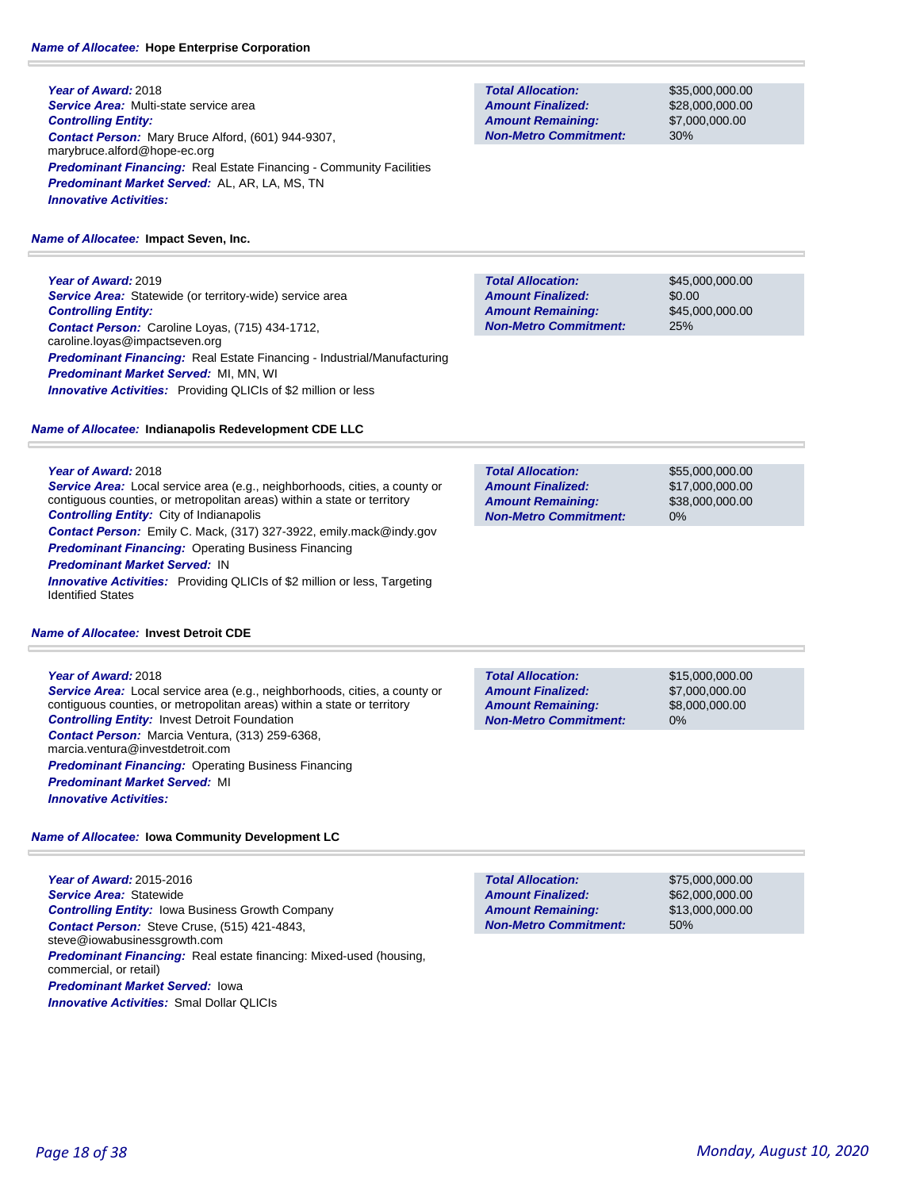**Name of Allocatee:** **Hope Enterprise Corporation**

***Year of Award:*** 2018
***Service Area:*** Multi-state service area
***Controlling Entity:***
***Contact Person:*** Mary Bruce Alford, (601) 944-9307, marybruce.alford@hope-ec.org
***Predominant Financing:*** Real Estate Financing - Community Facilities
***Predominant Market Served:*** AL, AR, LA, MS, TN
***Innovative Activities:***

| | |
|---|---|
| ***Total Allocation:*** | $35,000,000.00 |
| ***Amount Finalized:*** | $28,000,000.00 |
| ***Amount Remaining:*** | $7,000,000.00 |
| ***Non-Metro Commitment:*** | 30% |

**Name of Allocatee:** **Impact Seven, Inc.**

***Year of Award:*** 2019
***Service Area:*** Statewide (or territory-wide) service area
***Controlling Entity:***
***Contact Person:*** Caroline Loyas, (715) 434-1712, caroline.loyas@impactseven.org
***Predominant Financing:*** Real Estate Financing - Industrial/Manufacturing
***Predominant Market Served:*** MI, MN, WI
***Innovative Activities:*** Providing QLICIs of $2 million or less

| | |
|---|---|
| ***Total Allocation:*** | $45,000,000.00 |
| ***Amount Finalized:*** | $0.00 |
| ***Amount Remaining:*** | $45,000,000.00 |
| ***Non-Metro Commitment:*** | 25% |

**Name of Allocatee:** **Indianapolis Redevelopment CDE LLC**

***Year of Award:*** 2018
***Service Area:*** Local service area (e.g., neighborhoods, cities, a county or contiguous counties, or metropolitan areas) within a state or territory
***Controlling Entity:*** City of Indianapolis
***Contact Person:*** Emily C. Mack, (317) 327-3922, emily.mack@indy.gov
***Predominant Financing:*** Operating Business Financing
***Predominant Market Served:*** IN
***Innovative Activities:*** Providing QLICIs of $2 million or less, Targeting Identified States

| | |
|---|---|
| ***Total Allocation:*** | $55,000,000.00 |
| ***Amount Finalized:*** | $17,000,000.00 |
| ***Amount Remaining:*** | $38,000,000.00 |
| ***Non-Metro Commitment:*** | 0% |

**Name of Allocatee:** **Invest Detroit CDE**

***Year of Award:*** 2018
***Service Area:*** Local service area (e.g., neighborhoods, cities, a county or contiguous counties, or metropolitan areas) within a state or territory
***Controlling Entity:*** Invest Detroit Foundation
***Contact Person:*** Marcia Ventura, (313) 259-6368, marcia.ventura@investdetroit.com
***Predominant Financing:*** Operating Business Financing
***Predominant Market Served:*** MI
***Innovative Activities:***

| | |
|---|---|
| ***Total Allocation:*** | $15,000,000.00 |
| ***Amount Finalized:*** | $7,000,000.00 |
| ***Amount Remaining:*** | $8,000,000.00 |
| ***Non-Metro Commitment:*** | 0% |

**Name of Allocatee:** **Iowa Community Development LC**

***Year of Award:*** 2015-2016
***Service Area:*** Statewide
***Controlling Entity:*** Iowa Business Growth Company
***Contact Person:*** Steve Cruse, (515) 421-4843, steve@iowabusinessgrowth.com
***Predominant Financing:*** Real estate financing: Mixed-used (housing, commercial, or retail)
***Predominant Market Served:*** Iowa
***Innovative Activities:*** Smal Dollar QLICIs

| | |
|---|---|
| ***Total Allocation:*** | $75,000,000.00 |
| ***Amount Finalized:*** | $62,000,000.00 |
| ***Amount Remaining:*** | $13,000,000.00 |
| ***Non-Metro Commitment:*** | 50% |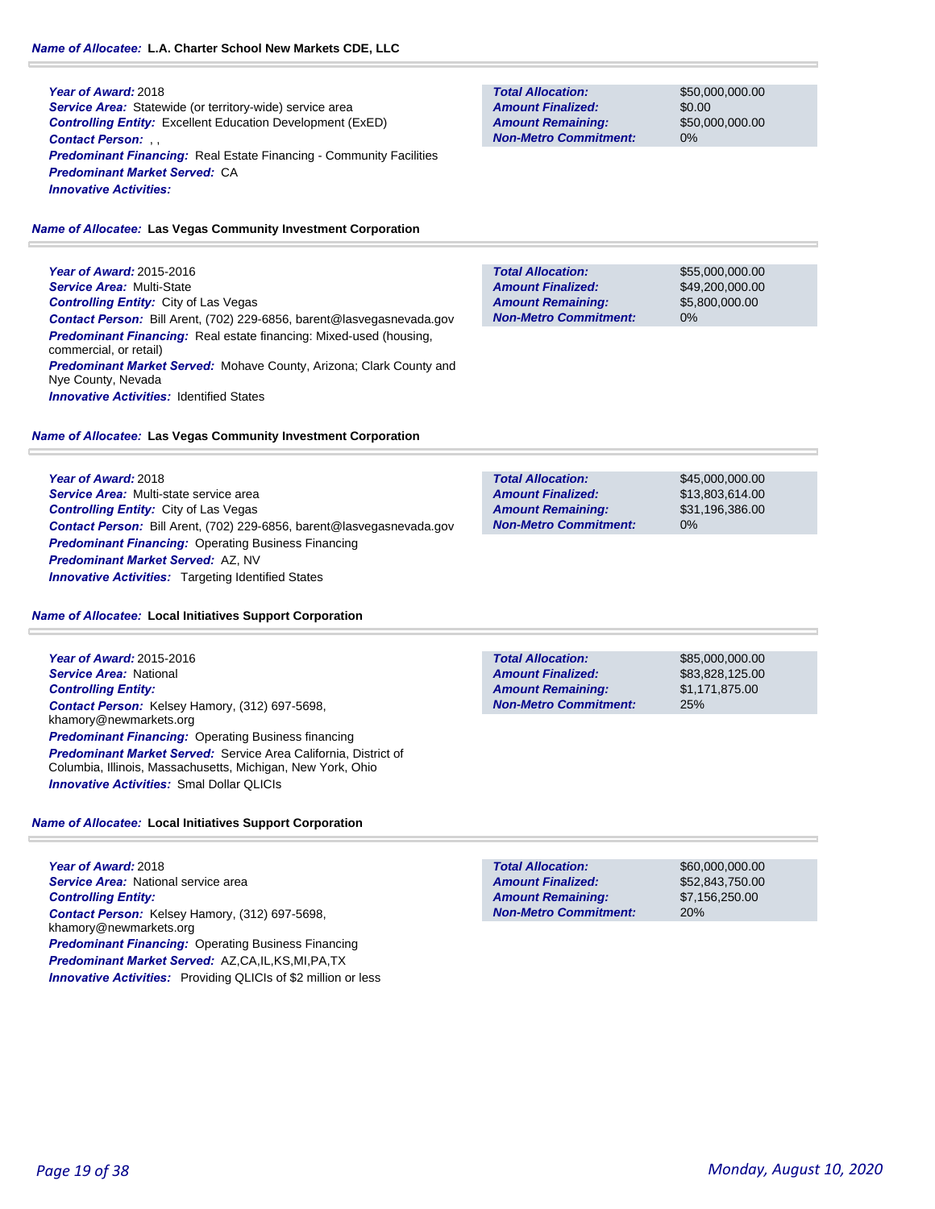***Name of Allocatee:*** **L.A. Charter School New Markets CDE, LLC**

***Year of Award:*** 2018
***Service Area:*** Statewide (or territory-wide) service area
***Controlling Entity:*** Excellent Education Development (ExED)
***Contact Person:*** , ,
***Predominant Financing:*** Real Estate Financing - Community Facilities
***Predominant Market Served:*** CA
***Innovative Activities:***

| | |
|---|---|
| ***Total Allocation:*** | $50,000,000.00 |
| ***Amount Finalized:*** | $0.00 |
| ***Amount Remaining:*** | $50,000,000.00 |
| ***Non-Metro Commitment:*** | 0% |

***Name of Allocatee:*** **Las Vegas Community Investment Corporation**

***Year of Award:*** 2015-2016
***Service Area:*** Multi-State
***Controlling Entity:*** City of Las Vegas
***Contact Person:*** Bill Arent, (702) 229-6856, barent@lasvegasnevada.gov
***Predominant Financing:*** Real estate financing: Mixed-used (housing, commercial, or retail)
***Predominant Market Served:*** Mohave County, Arizona; Clark County and Nye County, Nevada
***Innovative Activities:*** Identified States

| | |
|---|---|
| ***Total Allocation:*** | $55,000,000.00 |
| ***Amount Finalized:*** | $49,200,000.00 |
| ***Amount Remaining:*** | $5,800,000.00 |
| ***Non-Metro Commitment:*** | 0% |

***Name of Allocatee:*** **Las Vegas Community Investment Corporation**

***Year of Award:*** 2018
***Service Area:*** Multi-state service area
***Controlling Entity:*** City of Las Vegas
***Contact Person:*** Bill Arent, (702) 229-6856, barent@lasvegasnevada.gov
***Predominant Financing:*** Operating Business Financing
***Predominant Market Served:*** AZ, NV
***Innovative Activities:*** Targeting Identified States

| | |
|---|---|
| ***Total Allocation:*** | $45,000,000.00 |
| ***Amount Finalized:*** | $13,803,614.00 |
| ***Amount Remaining:*** | $31,196,386.00 |
| ***Non-Metro Commitment:*** | 0% |

***Name of Allocatee:*** **Local Initiatives Support Corporation**

***Year of Award:*** 2015-2016
***Service Area:*** National
***Controlling Entity:***
***Contact Person:*** Kelsey Hamory, (312) 697-5698, khamory@newmarkets.org
***Predominant Financing:*** Operating Business financing
***Predominant Market Served:*** Service Area California, District of Columbia, Illinois, Massachusetts, Michigan, New York, Ohio
***Innovative Activities:*** Smal Dollar QLICIs

| | |
|---|---|
| ***Total Allocation:*** | $85,000,000.00 |
| ***Amount Finalized:*** | $83,828,125.00 |
| ***Amount Remaining:*** | $1,171,875.00 |
| ***Non-Metro Commitment:*** | 25% |

***Name of Allocatee:*** **Local Initiatives Support Corporation**

***Year of Award:*** 2018
***Service Area:*** National service area
***Controlling Entity:***
***Contact Person:*** Kelsey Hamory, (312) 697-5698, khamory@newmarkets.org
***Predominant Financing:*** Operating Business Financing
***Predominant Market Served:*** AZ,CA,IL,KS,MI,PA,TX
***Innovative Activities:*** Providing QLICIs of $2 million or less

| | |
|---|---|
| ***Total Allocation:*** | $60,000,000.00 |
| ***Amount Finalized:*** | $52,843,750.00 |
| ***Amount Remaining:*** | $7,156,250.00 |
| ***Non-Metro Commitment:*** | 20% |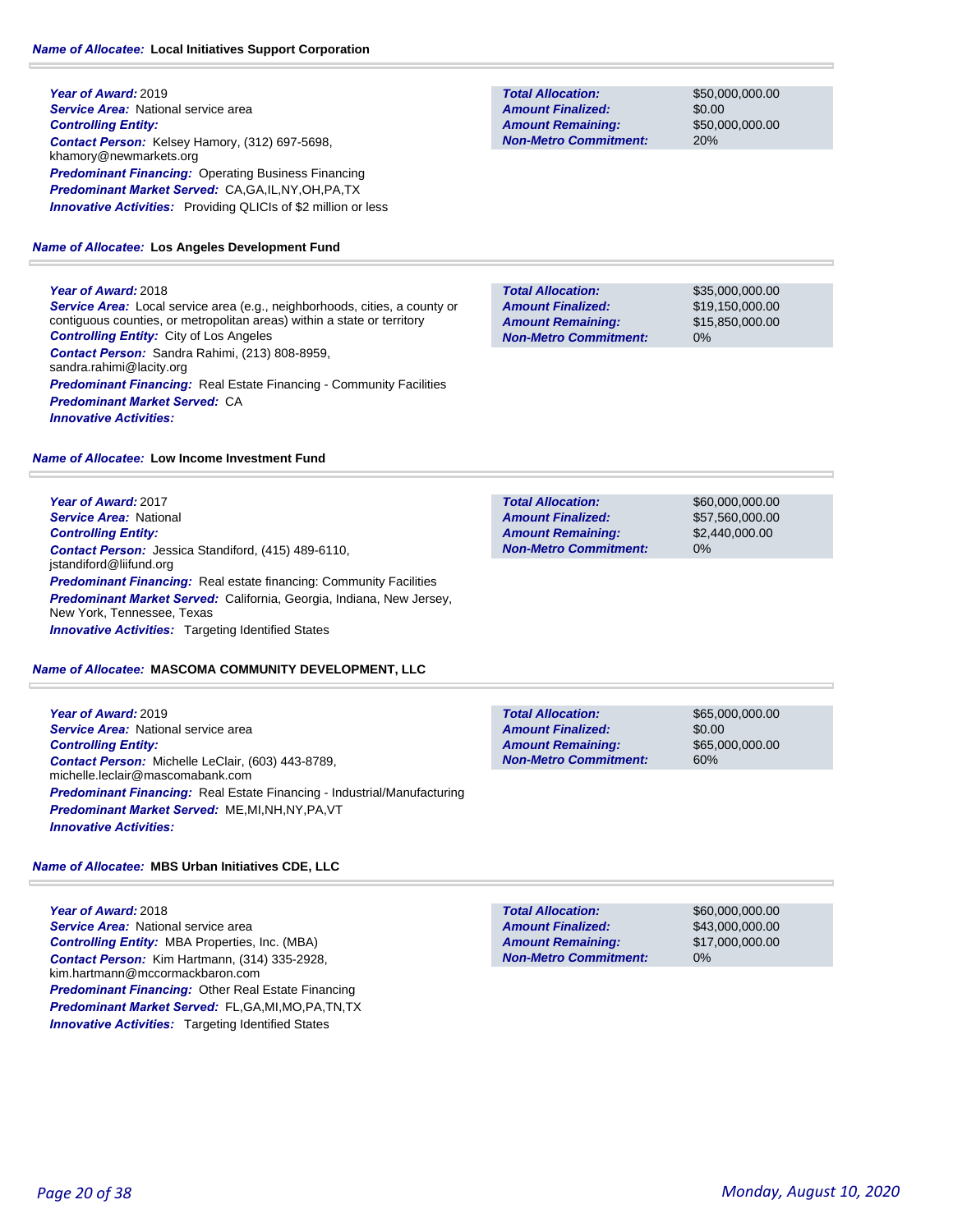**Name of Allocatee:** **Local Initiatives Support Corporation**

**Year of Award:** 2019
**Service Area:** National service area
**Controlling Entity:**
**Contact Person:** Kelsey Hamory, (312) 697-5698, khamory@newmarkets.org
**Predominant Financing:** Operating Business Financing
**Predominant Market Served:** CA,GA,IL,NY,OH,PA,TX
**Innovative Activities:** Providing QLICIs of $2 million or less

| | |
|---|---|
| **Total Allocation:** | $50,000,000.00 |
| **Amount Finalized:** | $0.00 |
| **Amount Remaining:** | $50,000,000.00 |
| **Non-Metro Commitment:** | 20% |

**Name of Allocatee:** **Los Angeles Development Fund**

**Year of Award:** 2018
**Service Area:** Local service area (e.g., neighborhoods, cities, a county or contiguous counties, or metropolitan areas) within a state or territory
**Controlling Entity:** City of Los Angeles
**Contact Person:** Sandra Rahimi, (213) 808-8959, sandra.rahimi@lacity.org
**Predominant Financing:** Real Estate Financing - Community Facilities
**Predominant Market Served:** CA
**Innovative Activities:**

| | |
|---|---|
| **Total Allocation:** | $35,000,000.00 |
| **Amount Finalized:** | $19,150,000.00 |
| **Amount Remaining:** | $15,850,000.00 |
| **Non-Metro Commitment:** | 0% |

**Name of Allocatee:** **Low Income Investment Fund**

**Year of Award:** 2017
**Service Area:** National
**Controlling Entity:**
**Contact Person:** Jessica Standiford, (415) 489-6110, jstandiford@liifund.org
**Predominant Financing:** Real estate financing: Community Facilities
**Predominant Market Served:** California, Georgia, Indiana, New Jersey, New York, Tennessee, Texas
**Innovative Activities:** Targeting Identified States

| | |
|---|---|
| **Total Allocation:** | $60,000,000.00 |
| **Amount Finalized:** | $57,560,000.00 |
| **Amount Remaining:** | $2,440,000.00 |
| **Non-Metro Commitment:** | 0% |

**Name of Allocatee:** **MASCOMA COMMUNITY DEVELOPMENT, LLC**

**Year of Award:** 2019
**Service Area:** National service area
**Controlling Entity:**
**Contact Person:** Michelle LeClair, (603) 443-8789, michelle.leclair@mascomabank.com
**Predominant Financing:** Real Estate Financing - Industrial/Manufacturing
**Predominant Market Served:** ME,MI,NH,NY,PA,VT
**Innovative Activities:**

| | |
|---|---|
| **Total Allocation:** | $65,000,000.00 |
| **Amount Finalized:** | $0.00 |
| **Amount Remaining:** | $65,000,000.00 |
| **Non-Metro Commitment:** | 60% |

**Name of Allocatee:** **MBS Urban Initiatives CDE, LLC**

**Year of Award:** 2018
**Service Area:** National service area
**Controlling Entity:** MBA Properties, Inc. (MBA)
**Contact Person:** Kim Hartmann, (314) 335-2928, kim.hartmann@mccormackbaron.com
**Predominant Financing:** Other Real Estate Financing
**Predominant Market Served:** FL,GA,MI,MO,PA,TN,TX
**Innovative Activities:** Targeting Identified States

| | |
|---|---|
| **Total Allocation:** | $60,000,000.00 |
| **Amount Finalized:** | $43,000,000.00 |
| **Amount Remaining:** | $17,000,000.00 |
| **Non-Metro Commitment:** | 0% |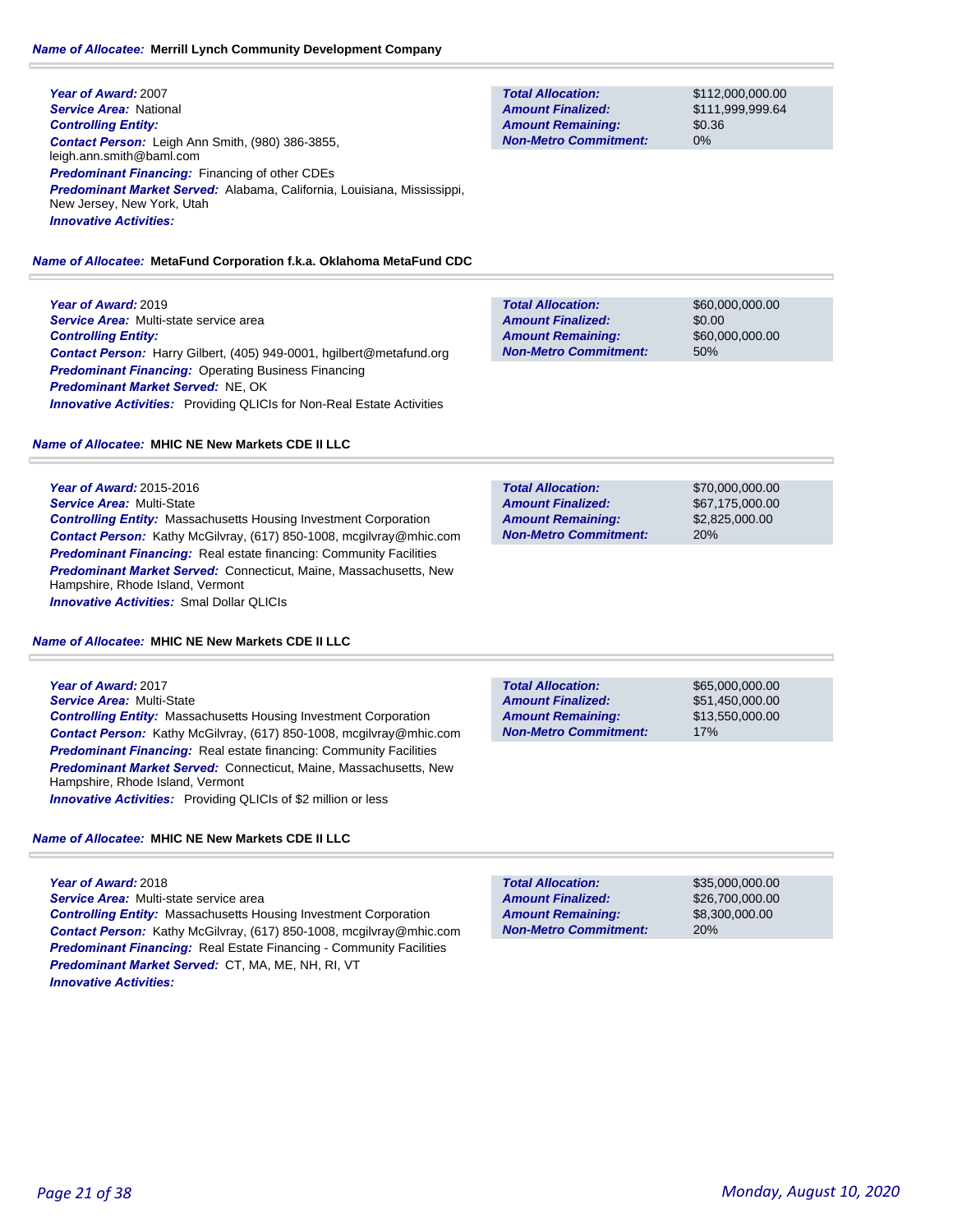**Name of Allocatee: Merrill Lynch Community Development Company**

**Year of Award:** 2007
**Service Area:** National
**Controlling Entity:**
**Contact Person:** Leigh Ann Smith, (980) 386-3855, leigh.ann.smith@baml.com
**Predominant Financing:** Financing of other CDEs
**Predominant Market Served:** Alabama, California, Louisiana, Mississippi, New Jersey, New York, Utah
**Innovative Activities:**

| | |
|---|---|
| **Total Allocation:** | $112,000,000.00 |
| **Amount Finalized:** | $111,999,999.64 |
| **Amount Remaining:** | $0.36 |
| **Non-Metro Commitment:** | 0% |

**Name of Allocatee: MetaFund Corporation f.k.a. Oklahoma MetaFund CDC**

**Year of Award:** 2019
**Service Area:** Multi-state service area
**Controlling Entity:**
**Contact Person:** Harry Gilbert, (405) 949-0001, hgilbert@metafund.org
**Predominant Financing:** Operating Business Financing
**Predominant Market Served:** NE, OK
**Innovative Activities:** Providing QLICIs for Non-Real Estate Activities

| | |
|---|---|
| **Total Allocation:** | $60,000,000.00 |
| **Amount Finalized:** | $0.00 |
| **Amount Remaining:** | $60,000,000.00 |
| **Non-Metro Commitment:** | 50% |

**Name of Allocatee: MHIC NE New Markets CDE II LLC**

**Year of Award:** 2015-2016
**Service Area:** Multi-State
**Controlling Entity:** Massachusetts Housing Investment Corporation
**Contact Person:** Kathy McGilvray, (617) 850-1008, mcgilvray@mhic.com
**Predominant Financing:** Real estate financing: Community Facilities
**Predominant Market Served:** Connecticut, Maine, Massachusetts, New Hampshire, Rhode Island, Vermont
**Innovative Activities:** Smal Dollar QLICIs

| | |
|---|---|
| **Total Allocation:** | $70,000,000.00 |
| **Amount Finalized:** | $67,175,000.00 |
| **Amount Remaining:** | $2,825,000.00 |
| **Non-Metro Commitment:** | 20% |

**Name of Allocatee: MHIC NE New Markets CDE II LLC**

**Year of Award:** 2017
**Service Area:** Multi-State
**Controlling Entity:** Massachusetts Housing Investment Corporation
**Contact Person:** Kathy McGilvray, (617) 850-1008, mcgilvray@mhic.com
**Predominant Financing:** Real estate financing: Community Facilities
**Predominant Market Served:** Connecticut, Maine, Massachusetts, New Hampshire, Rhode Island, Vermont
**Innovative Activities:** Providing QLICIs of $2 million or less

| | |
|---|---|
| **Total Allocation:** | $65,000,000.00 |
| **Amount Finalized:** | $51,450,000.00 |
| **Amount Remaining:** | $13,550,000.00 |
| **Non-Metro Commitment:** | 17% |

**Name of Allocatee: MHIC NE New Markets CDE II LLC**

**Year of Award:** 2018
**Service Area:** Multi-state service area
**Controlling Entity:** Massachusetts Housing Investment Corporation
**Contact Person:** Kathy McGilvray, (617) 850-1008, mcgilvray@mhic.com
**Predominant Financing:** Real Estate Financing - Community Facilities
**Predominant Market Served:** CT, MA, ME, NH, RI, VT
**Innovative Activities:**

| | |
|---|---|
| **Total Allocation:** | $35,000,000.00 |
| **Amount Finalized:** | $26,700,000.00 |
| **Amount Remaining:** | $8,300,000.00 |
| **Non-Metro Commitment:** | 20% |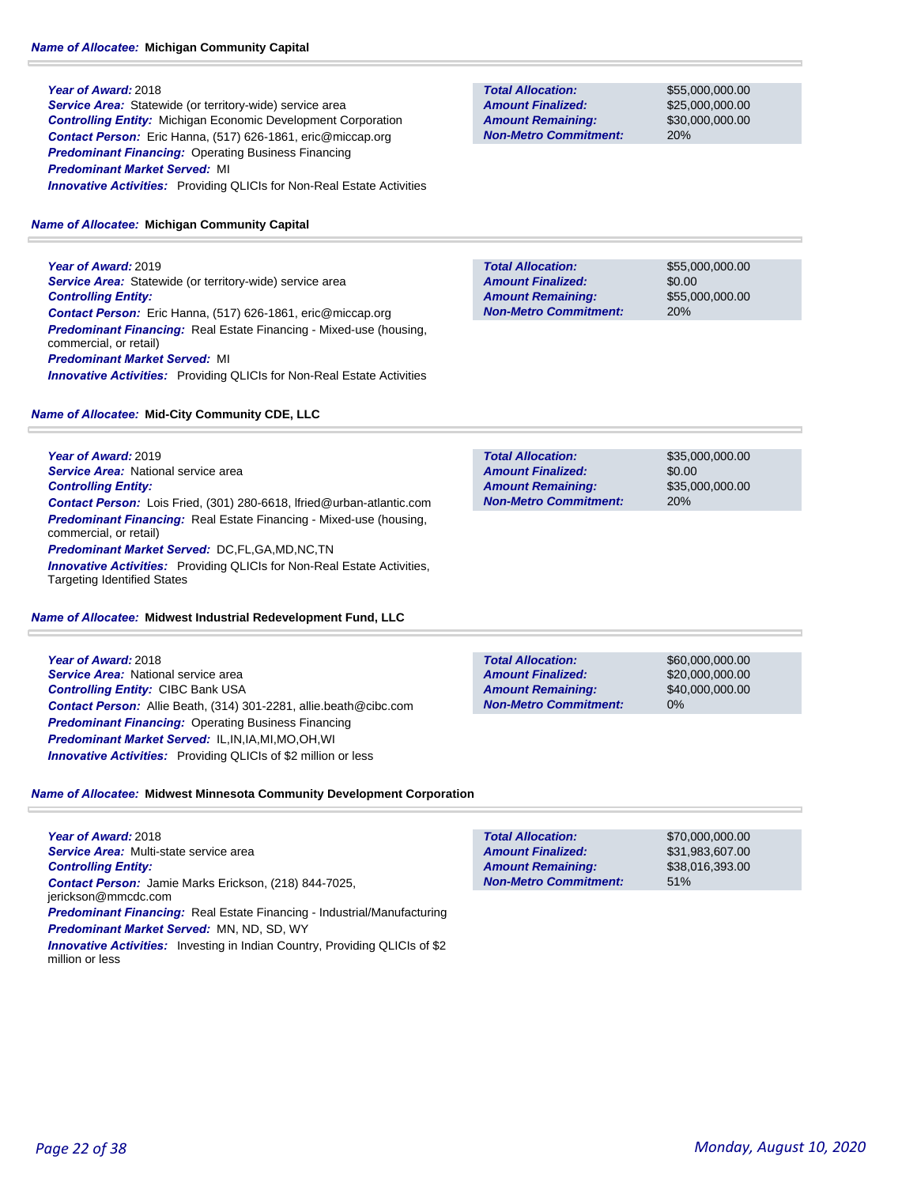**Name of Allocatee:** **Michigan Community Capital**

***Year of Award:*** 2018
***Service Area:*** Statewide (or territory-wide) service area
***Controlling Entity:*** Michigan Economic Development Corporation
***Contact Person:*** Eric Hanna, (517) 626-1861, eric@miccap.org
***Predominant Financing:*** Operating Business Financing
***Predominant Market Served:*** MI
***Innovative Activities:*** Providing QLICIs for Non-Real Estate Activities

| | |
|---|---|
| ***Total Allocation:*** | $55,000,000.00 |
| ***Amount Finalized:*** | $25,000,000.00 |
| ***Amount Remaining:*** | $30,000,000.00 |
| ***Non-Metro Commitment:*** | 20% |

**Name of Allocatee:** **Michigan Community Capital**

***Year of Award:*** 2019
***Service Area:*** Statewide (or territory-wide) service area
***Controlling Entity:***
***Contact Person:*** Eric Hanna, (517) 626-1861, eric@miccap.org
***Predominant Financing:*** Real Estate Financing - Mixed-use (housing, commercial, or retail)
***Predominant Market Served:*** MI
***Innovative Activities:*** Providing QLICIs for Non-Real Estate Activities

| | |
|---|---|
| ***Total Allocation:*** | $55,000,000.00 |
| ***Amount Finalized:*** | $0.00 |
| ***Amount Remaining:*** | $55,000,000.00 |
| ***Non-Metro Commitment:*** | 20% |

**Name of Allocatee:** **Mid-City Community CDE, LLC**

***Year of Award:*** 2019
***Service Area:*** National service area
***Controlling Entity:***
***Contact Person:*** Lois Fried, (301) 280-6618, lfried@urban-atlantic.com
***Predominant Financing:*** Real Estate Financing - Mixed-use (housing, commercial, or retail)
***Predominant Market Served:*** DC,FL,GA,MD,NC,TN
***Innovative Activities:*** Providing QLICIs for Non-Real Estate Activities, Targeting Identified States

| | |
|---|---|
| ***Total Allocation:*** | $35,000,000.00 |
| ***Amount Finalized:*** | $0.00 |
| ***Amount Remaining:*** | $35,000,000.00 |
| ***Non-Metro Commitment:*** | 20% |

**Name of Allocatee:** **Midwest Industrial Redevelopment Fund, LLC**

***Year of Award:*** 2018
***Service Area:*** National service area
***Controlling Entity:*** CIBC Bank USA
***Contact Person:*** Allie Beath, (314) 301-2281, allie.beath@cibc.com
***Predominant Financing:*** Operating Business Financing
***Predominant Market Served:*** IL,IN,IA,MI,MO,OH,WI
***Innovative Activities:*** Providing QLICIs of $2 million or less

| | |
|---|---|
| ***Total Allocation:*** | $60,000,000.00 |
| ***Amount Finalized:*** | $20,000,000.00 |
| ***Amount Remaining:*** | $40,000,000.00 |
| ***Non-Metro Commitment:*** | 0% |

**Name of Allocatee:** **Midwest Minnesota Community Development Corporation**

***Year of Award:*** 2018
***Service Area:*** Multi-state service area
***Controlling Entity:***
***Contact Person:*** Jamie Marks Erickson, (218) 844-7025, jerickson@mmcdc.com
***Predominant Financing:*** Real Estate Financing - Industrial/Manufacturing
***Predominant Market Served:*** MN, ND, SD, WY
***Innovative Activities:*** Investing in Indian Country, Providing QLICIs of $2 million or less

| | |
|---|---|
| ***Total Allocation:*** | $70,000,000.00 |
| ***Amount Finalized:*** | $31,983,607.00 |
| ***Amount Remaining:*** | $38,016,393.00 |
| ***Non-Metro Commitment:*** | 51% |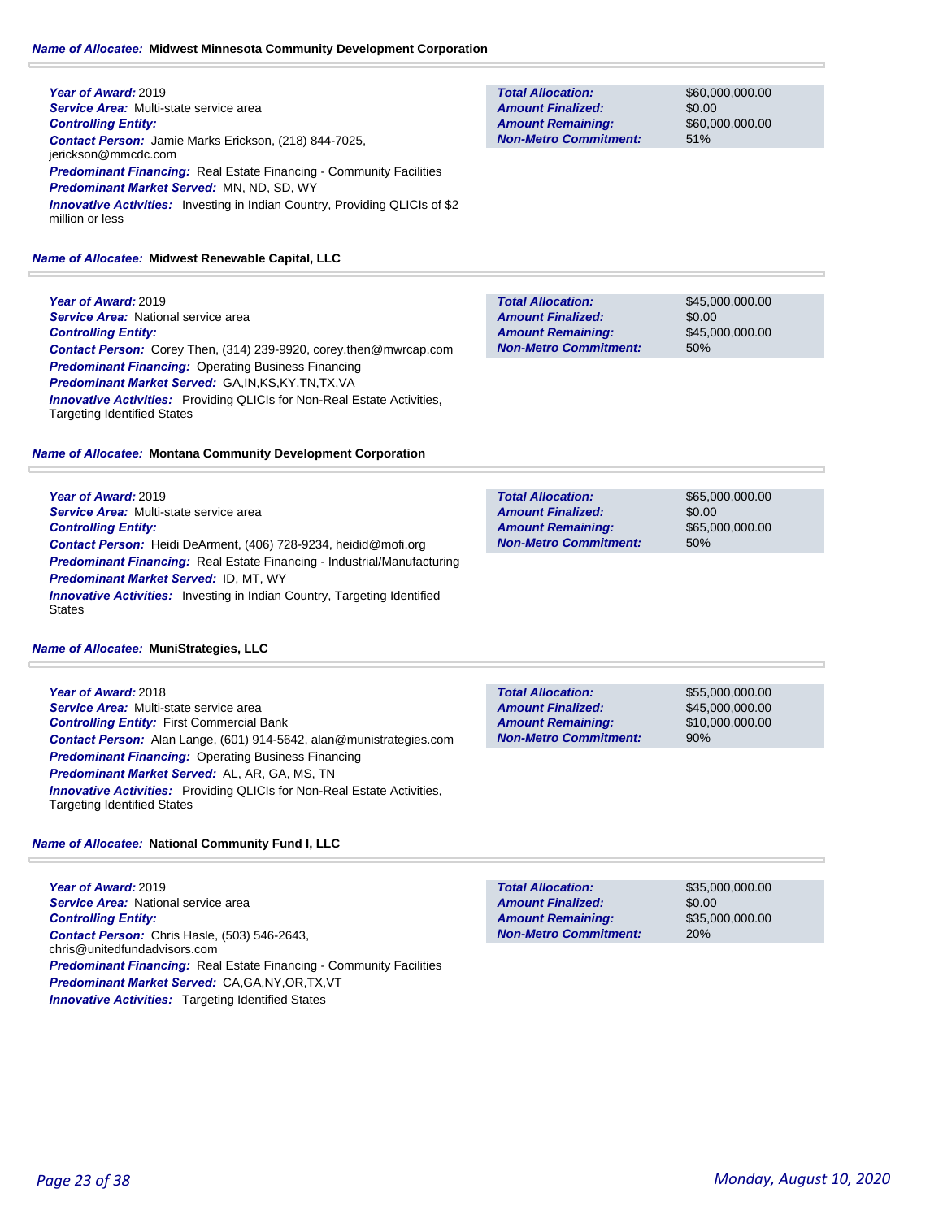**Name of Allocatee:** **Midwest Minnesota Community Development Corporation**

**Year of Award:** 2019
**Service Area:** Multi-state service area
**Controlling Entity:**
**Contact Person:** Jamie Marks Erickson, (218) 844-7025, jerickson@mmcdc.com
**Predominant Financing:** Real Estate Financing - Community Facilities
**Predominant Market Served:** MN, ND, SD, WY
**Innovative Activities:** Investing in Indian Country, Providing QLICIs of $2 million or less

| | |
|---|---|
| **Total Allocation:** | $60,000,000.00 |
| **Amount Finalized:** | $0.00 |
| **Amount Remaining:** | $60,000,000.00 |
| **Non-Metro Commitment:** | 51% |

**Name of Allocatee:** **Midwest Renewable Capital, LLC**

**Year of Award:** 2019
**Service Area:** National service area
**Controlling Entity:**
**Contact Person:** Corey Then, (314) 239-9920, corey.then@mwrcap.com
**Predominant Financing:** Operating Business Financing
**Predominant Market Served:** GA,IN,KS,KY,TN,TX,VA
**Innovative Activities:** Providing QLICIs for Non-Real Estate Activities, Targeting Identified States

| | |
|---|---|
| **Total Allocation:** | $45,000,000.00 |
| **Amount Finalized:** | $0.00 |
| **Amount Remaining:** | $45,000,000.00 |
| **Non-Metro Commitment:** | 50% |

**Name of Allocatee:** **Montana Community Development Corporation**

**Year of Award:** 2019
**Service Area:** Multi-state service area
**Controlling Entity:**
**Contact Person:** Heidi DeArment, (406) 728-9234, heidid@mofi.org
**Predominant Financing:** Real Estate Financing - Industrial/Manufacturing
**Predominant Market Served:** ID, MT, WY
**Innovative Activities:** Investing in Indian Country, Targeting Identified States

| | |
|---|---|
| **Total Allocation:** | $65,000,000.00 |
| **Amount Finalized:** | $0.00 |
| **Amount Remaining:** | $65,000,000.00 |
| **Non-Metro Commitment:** | 50% |

**Name of Allocatee:** **MuniStrategies, LLC**

**Year of Award:** 2018
**Service Area:** Multi-state service area
**Controlling Entity:** First Commercial Bank
**Contact Person:** Alan Lange, (601) 914-5642, alan@munistrategies.com
**Predominant Financing:** Operating Business Financing
**Predominant Market Served:** AL, AR, GA, MS, TN
**Innovative Activities:** Providing QLICIs for Non-Real Estate Activities, Targeting Identified States

| | |
|---|---|
| **Total Allocation:** | $55,000,000.00 |
| **Amount Finalized:** | $45,000,000.00 |
| **Amount Remaining:** | $10,000,000.00 |
| **Non-Metro Commitment:** | 90% |

**Name of Allocatee:** **National Community Fund I, LLC**

**Year of Award:** 2019
**Service Area:** National service area
**Controlling Entity:**
**Contact Person:** Chris Hasle, (503) 546-2643, chris@unitedfundadvisors.com
**Predominant Financing:** Real Estate Financing - Community Facilities
**Predominant Market Served:** CA,GA,NY,OR,TX,VT
**Innovative Activities:** Targeting Identified States

| | |
|---|---|
| **Total Allocation:** | $35,000,000.00 |
| **Amount Finalized:** | $0.00 |
| **Amount Remaining:** | $35,000,000.00 |
| **Non-Metro Commitment:** | 20% |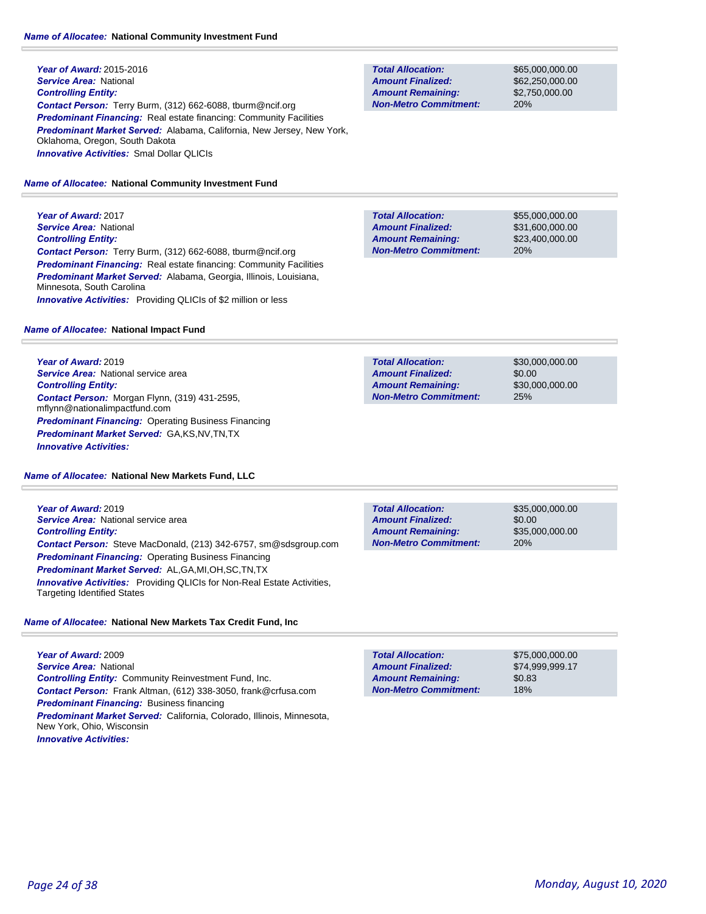**Name of Allocatee:** National Community Investment Fund

***Year of Award:*** 2015-2016
***Service Area:*** National
***Controlling Entity:***
***Contact Person:*** Terry Burm, (312) 662-6088, tburm@ncif.org
***Predominant Financing:*** Real estate financing: Community Facilities
***Predominant Market Served:*** Alabama, California, New Jersey, New York, Oklahoma, Oregon, South Dakota
***Innovative Activities:*** Smal Dollar QLICIs

| | |
|---|---|
| ***Total Allocation:*** | $65,000,000.00 |
| ***Amount Finalized:*** | $62,250,000.00 |
| ***Amount Remaining:*** | $2,750,000.00 |
| ***Non-Metro Commitment:*** | 20% |

**Name of Allocatee:** National Community Investment Fund

***Year of Award:*** 2017
***Service Area:*** National
***Controlling Entity:***
***Contact Person:*** Terry Burm, (312) 662-6088, tburm@ncif.org
***Predominant Financing:*** Real estate financing: Community Facilities
***Predominant Market Served:*** Alabama, Georgia, Illinois, Louisiana, Minnesota, South Carolina
***Innovative Activities:*** Providing QLICIs of $2 million or less

| | |
|---|---|
| ***Total Allocation:*** | $55,000,000.00 |
| ***Amount Finalized:*** | $31,600,000.00 |
| ***Amount Remaining:*** | $23,400,000.00 |
| ***Non-Metro Commitment:*** | 20% |

**Name of Allocatee:** National Impact Fund

***Year of Award:*** 2019
***Service Area:*** National service area
***Controlling Entity:***
***Contact Person:*** Morgan Flynn, (319) 431-2595, mflynn@nationalimpactfund.com
***Predominant Financing:*** Operating Business Financing
***Predominant Market Served:*** GA,KS,NV,TN,TX
***Innovative Activities:***

| | |
|---|---|
| ***Total Allocation:*** | $30,000,000.00 |
| ***Amount Finalized:*** | $0.00 |
| ***Amount Remaining:*** | $30,000,000.00 |
| ***Non-Metro Commitment:*** | 25% |

**Name of Allocatee:** National New Markets Fund, LLC

***Year of Award:*** 2019
***Service Area:*** National service area
***Controlling Entity:***
***Contact Person:*** Steve MacDonald, (213) 342-6757, sm@sdsgroup.com
***Predominant Financing:*** Operating Business Financing
***Predominant Market Served:*** AL,GA,MI,OH,SC,TN,TX
***Innovative Activities:*** Providing QLICIs for Non-Real Estate Activities, Targeting Identified States

| | |
|---|---|
| ***Total Allocation:*** | $35,000,000.00 |
| ***Amount Finalized:*** | $0.00 |
| ***Amount Remaining:*** | $35,000,000.00 |
| ***Non-Metro Commitment:*** | 20% |

**Name of Allocatee:** National New Markets Tax Credit Fund, Inc

***Year of Award:*** 2009
***Service Area:*** National
***Controlling Entity:*** Community Reinvestment Fund, Inc.
***Contact Person:*** Frank Altman, (612) 338-3050, frank@crfusa.com
***Predominant Financing:*** Business financing
***Predominant Market Served:*** California, Colorado, Illinois, Minnesota, New York, Ohio, Wisconsin
***Innovative Activities:***

| | |
|---|---|
| ***Total Allocation:*** | $75,000,000.00 |
| ***Amount Finalized:*** | $74,999,999.17 |
| ***Amount Remaining:*** | $0.83 |
| ***Non-Metro Commitment:*** | 18% |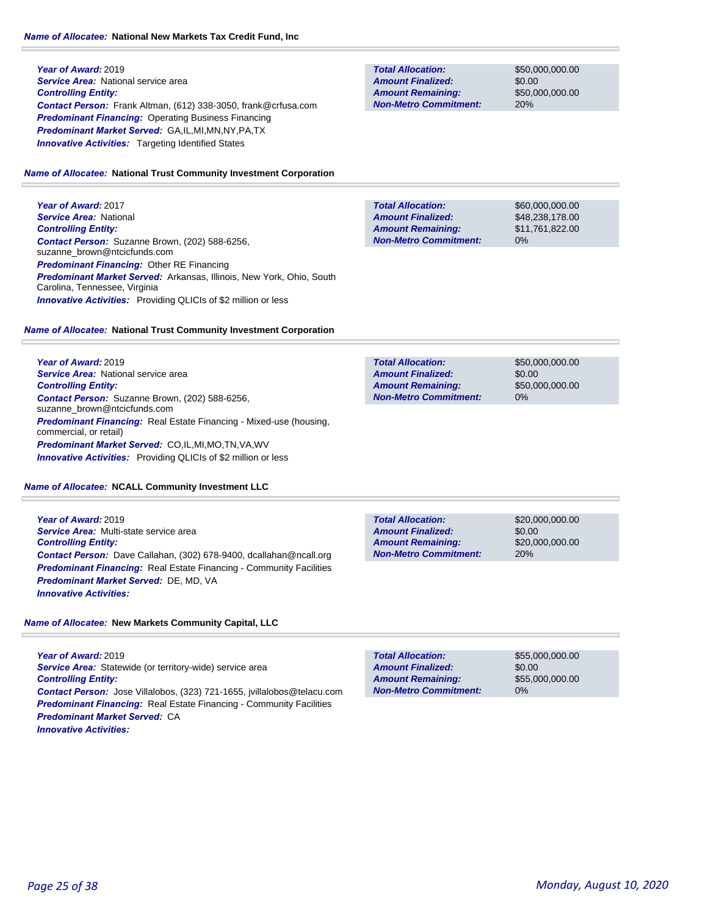**Name of Allocatee:** **National New Markets Tax Credit Fund, Inc**

***Year of Award:*** 2019
***Service Area:*** National service area
***Controlling Entity:***
***Contact Person:*** Frank Altman, (612) 338-3050, frank@crfusa.com
***Predominant Financing:*** Operating Business Financing
***Predominant Market Served:*** GA,IL,MI,MN,NY,PA,TX
***Innovative Activities:*** Targeting Identified States

| | |
|---|---|
| ***Total Allocation:*** | $50,000,000.00 |
| ***Amount Finalized:*** | $0.00 |
| ***Amount Remaining:*** | $50,000,000.00 |
| ***Non-Metro Commitment:*** | 20% |

**Name of Allocatee:** **National Trust Community Investment Corporation**

***Year of Award:*** 2017
***Service Area:*** National
***Controlling Entity:***
***Contact Person:*** Suzanne Brown, (202) 588-6256, suzanne_brown@ntcicfunds.com
***Predominant Financing:*** Other RE Financing
***Predominant Market Served:*** Arkansas, Illinois, New York, Ohio, South Carolina, Tennessee, Virginia
***Innovative Activities:*** Providing QLICIs of $2 million or less

| | |
|---|---|
| ***Total Allocation:*** | $60,000,000.00 |
| ***Amount Finalized:*** | $48,238,178.00 |
| ***Amount Remaining:*** | $11,761,822.00 |
| ***Non-Metro Commitment:*** | 0% |

**Name of Allocatee:** **National Trust Community Investment Corporation**

***Year of Award:*** 2019
***Service Area:*** National service area
***Controlling Entity:***
***Contact Person:*** Suzanne Brown, (202) 588-6256, suzanne_brown@ntcicfunds.com
***Predominant Financing:*** Real Estate Financing - Mixed-use (housing, commercial, or retail)
***Predominant Market Served:*** CO,IL,MI,MO,TN,VA,WV
***Innovative Activities:*** Providing QLICIs of $2 million or less

| | |
|---|---|
| ***Total Allocation:*** | $50,000,000.00 |
| ***Amount Finalized:*** | $0.00 |
| ***Amount Remaining:*** | $50,000,000.00 |
| ***Non-Metro Commitment:*** | 0% |

**Name of Allocatee:** **NCALL Community Investment LLC**

***Year of Award:*** 2019
***Service Area:*** Multi-state service area
***Controlling Entity:***
***Contact Person:*** Dave Callahan, (302) 678-9400, dcallahan@ncall.org
***Predominant Financing:*** Real Estate Financing - Community Facilities
***Predominant Market Served:*** DE, MD, VA
***Innovative Activities:***

| | |
|---|---|
| ***Total Allocation:*** | $20,000,000.00 |
| ***Amount Finalized:*** | $0.00 |
| ***Amount Remaining:*** | $20,000,000.00 |
| ***Non-Metro Commitment:*** | 20% |

**Name of Allocatee:** **New Markets Community Capital, LLC**

***Year of Award:*** 2019
***Service Area:*** Statewide (or territory-wide) service area
***Controlling Entity:***
***Contact Person:*** Jose Villalobos, (323) 721-1655, jvillalobos@telacu.com
***Predominant Financing:*** Real Estate Financing - Community Facilities
***Predominant Market Served:*** CA
***Innovative Activities:***

| | |
|---|---|
| ***Total Allocation:*** | $55,000,000.00 |
| ***Amount Finalized:*** | $0.00 |
| ***Amount Remaining:*** | $55,000,000.00 |
| ***Non-Metro Commitment:*** | 0% |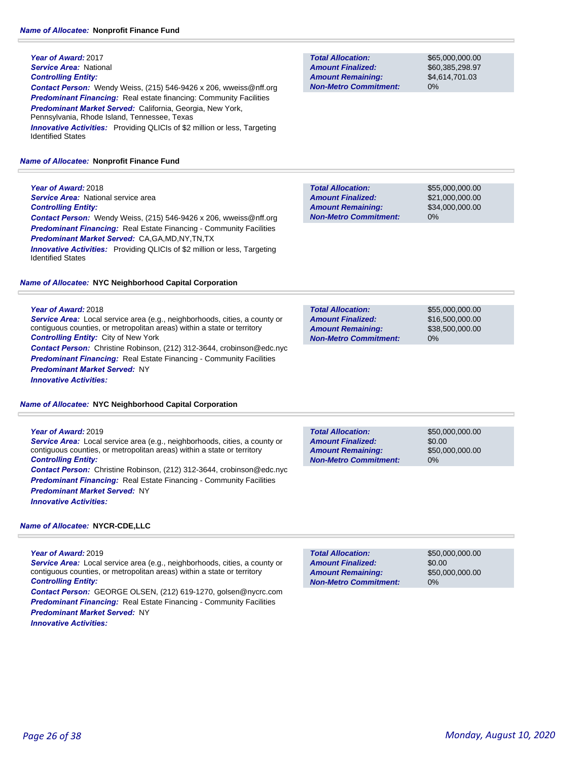**Name of Allocatee:** **Nonprofit Finance Fund**

**Year of Award:** 2017
**Service Area:** National
**Controlling Entity:**
**Contact Person:** Wendy Weiss, (215) 546-9426 x 206, wweiss@nff.org
**Predominant Financing:** Real estate financing: Community Facilities
**Predominant Market Served:** California, Georgia, New York, Pennsylvania, Rhode Island, Tennessee, Texas
**Innovative Activities:** Providing QLICIs of $2 million or less, Targeting Identified States

| | |
|---|---|
| **Total Allocation:** | $65,000,000.00 |
| **Amount Finalized:** | $60,385,298.97 |
| **Amount Remaining:** | $4,614,701.03 |
| **Non-Metro Commitment:** | 0% |

**Name of Allocatee:** **Nonprofit Finance Fund**

**Year of Award:** 2018
**Service Area:** National service area
**Controlling Entity:**
**Contact Person:** Wendy Weiss, (215) 546-9426 x 206, wweiss@nff.org
**Predominant Financing:** Real Estate Financing - Community Facilities
**Predominant Market Served:** CA,GA,MD,NY,TN,TX
**Innovative Activities:** Providing QLICIs of $2 million or less, Targeting Identified States

| | |
|---|---|
| **Total Allocation:** | $55,000,000.00 |
| **Amount Finalized:** | $21,000,000.00 |
| **Amount Remaining:** | $34,000,000.00 |
| **Non-Metro Commitment:** | 0% |

**Name of Allocatee:** **NYC Neighborhood Capital Corporation**

**Year of Award:** 2018
**Service Area:** Local service area (e.g., neighborhoods, cities, a county or contiguous counties, or metropolitan areas) within a state or territory
**Controlling Entity:** City of New York
**Contact Person:** Christine Robinson, (212) 312-3644, crobinson@edc.nyc
**Predominant Financing:** Real Estate Financing - Community Facilities
**Predominant Market Served:** NY
**Innovative Activities:**

| | |
|---|---|
| **Total Allocation:** | $55,000,000.00 |
| **Amount Finalized:** | $16,500,000.00 |
| **Amount Remaining:** | $38,500,000.00 |
| **Non-Metro Commitment:** | 0% |

**Name of Allocatee:** **NYC Neighborhood Capital Corporation**

**Year of Award:** 2019
**Service Area:** Local service area (e.g., neighborhoods, cities, a county or contiguous counties, or metropolitan areas) within a state or territory
**Controlling Entity:**
**Contact Person:** Christine Robinson, (212) 312-3644, crobinson@edc.nyc
**Predominant Financing:** Real Estate Financing - Community Facilities
**Predominant Market Served:** NY
**Innovative Activities:**

| | |
|---|---|
| **Total Allocation:** | $50,000,000.00 |
| **Amount Finalized:** | $0.00 |
| **Amount Remaining:** | $50,000,000.00 |
| **Non-Metro Commitment:** | 0% |

**Name of Allocatee:** **NYCR-CDE,LLC**

**Year of Award:** 2019
**Service Area:** Local service area (e.g., neighborhoods, cities, a county or contiguous counties, or metropolitan areas) within a state or territory
**Controlling Entity:**
**Contact Person:** GEORGE OLSEN, (212) 619-1270, golsen@nycrc.com
**Predominant Financing:** Real Estate Financing - Community Facilities
**Predominant Market Served:** NY
**Innovative Activities:**

| | |
|---|---|
| **Total Allocation:** | $50,000,000.00 |
| **Amount Finalized:** | $0.00 |
| **Amount Remaining:** | $50,000,000.00 |
| **Non-Metro Commitment:** | 0% |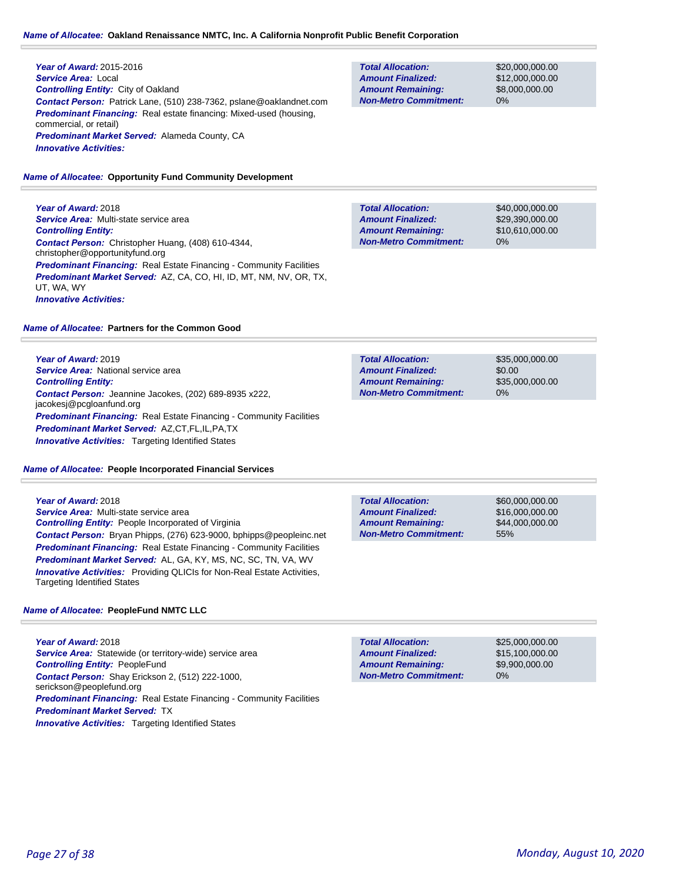**Name of Allocatee: Oakland Renaissance NMTC, Inc. A California Nonprofit Public Benefit Corporation**

***Year of Award:*** 2015-2016
***Service Area:*** Local
***Controlling Entity:*** City of Oakland
***Contact Person:*** Patrick Lane, (510) 238-7362, pslane@oaklandnet.com
***Predominant Financing:*** Real estate financing: Mixed-used (housing, commercial, or retail)
***Predominant Market Served:*** Alameda County, CA
***Innovative Activities:***

| | |
|---|---|
| ***Total Allocation:*** | $20,000,000.00 |
| ***Amount Finalized:*** | $12,000,000.00 |
| ***Amount Remaining:*** | $8,000,000.00 |
| ***Non-Metro Commitment:*** | 0% |

**Name of Allocatee: Opportunity Fund Community Development**

***Year of Award:*** 2018
***Service Area:*** Multi-state service area
***Controlling Entity:***
***Contact Person:*** Christopher Huang, (408) 610-4344, christopher@opportunityfund.org
***Predominant Financing:*** Real Estate Financing - Community Facilities
***Predominant Market Served:*** AZ, CA, CO, HI, ID, MT, NM, NV, OR, TX, UT, WA, WY
***Innovative Activities:***

| | |
|---|---|
| ***Total Allocation:*** | $40,000,000.00 |
| ***Amount Finalized:*** | $29,390,000.00 |
| ***Amount Remaining:*** | $10,610,000.00 |
| ***Non-Metro Commitment:*** | 0% |

**Name of Allocatee: Partners for the Common Good**

***Year of Award:*** 2019
***Service Area:*** National service area
***Controlling Entity:***
***Contact Person:*** Jeannine Jacokes, (202) 689-8935 x222, jacokesj@pcgloanfund.org
***Predominant Financing:*** Real Estate Financing - Community Facilities
***Predominant Market Served:*** AZ,CT,FL,IL,PA,TX
***Innovative Activities:*** Targeting Identified States

| | |
|---|---|
| ***Total Allocation:*** | $35,000,000.00 |
| ***Amount Finalized:*** | $0.00 |
| ***Amount Remaining:*** | $35,000,000.00 |
| ***Non-Metro Commitment:*** | 0% |

**Name of Allocatee: People Incorporated Financial Services**

***Year of Award:*** 2018
***Service Area:*** Multi-state service area
***Controlling Entity:*** People Incorporated of Virginia
***Contact Person:*** Bryan Phipps, (276) 623-9000, bphipps@peopleinc.net
***Predominant Financing:*** Real Estate Financing - Community Facilities
***Predominant Market Served:*** AL, GA, KY, MS, NC, SC, TN, VA, WV
***Innovative Activities:*** Providing QLICIs for Non-Real Estate Activities, Targeting Identified States

| | |
|---|---|
| ***Total Allocation:*** | $60,000,000.00 |
| ***Amount Finalized:*** | $16,000,000.00 |
| ***Amount Remaining:*** | $44,000,000.00 |
| ***Non-Metro Commitment:*** | 55% |

**Name of Allocatee: PeopleFund NMTC LLC**

***Year of Award:*** 2018
***Service Area:*** Statewide (or territory-wide) service area
***Controlling Entity:*** PeopleFund
***Contact Person:*** Shay Erickson 2, (512) 222-1000, serickson@peoplefund.org
***Predominant Financing:*** Real Estate Financing - Community Facilities
***Predominant Market Served:*** TX
***Innovative Activities:*** Targeting Identified States

| | |
|---|---|
| ***Total Allocation:*** | $25,000,000.00 |
| ***Amount Finalized:*** | $15,100,000.00 |
| ***Amount Remaining:*** | $9,900,000.00 |
| ***Non-Metro Commitment:*** | 0% |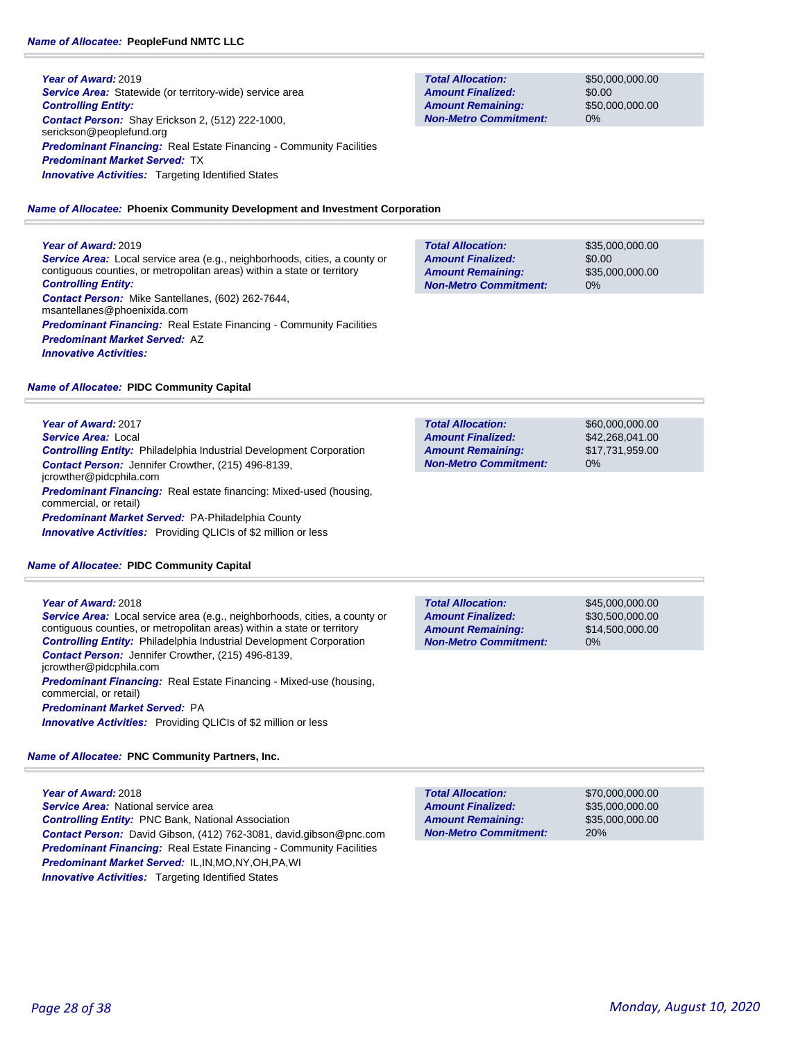**Name of Allocatee:** **PeopleFund NMTC LLC**

**Year of Award:** 2019
**Service Area:** Statewide (or territory-wide) service area
**Controlling Entity:**
**Contact Person:** Shay Erickson 2, (512) 222-1000, serickson@peoplefund.org
**Predominant Financing:** Real Estate Financing - Community Facilities
**Predominant Market Served:** TX
**Innovative Activities:** Targeting Identified States

| | |
|---|---|
| **Total Allocation:** | $50,000,000.00 |
| **Amount Finalized:** | $0.00 |
| **Amount Remaining:** | $50,000,000.00 |
| **Non-Metro Commitment:** | 0% |

**Name of Allocatee:** **Phoenix Community Development and Investment Corporation**

**Year of Award:** 2019
**Service Area:** Local service area (e.g., neighborhoods, cities, a county or contiguous counties, or metropolitan areas) within a state or territory
**Controlling Entity:**
**Contact Person:** Mike Santellanes, (602) 262-7644, msantellanes@phoenixida.com
**Predominant Financing:** Real Estate Financing - Community Facilities
**Predominant Market Served:** AZ
**Innovative Activities:**

| | |
|---|---|
| **Total Allocation:** | $35,000,000.00 |
| **Amount Finalized:** | $0.00 |
| **Amount Remaining:** | $35,000,000.00 |
| **Non-Metro Commitment:** | 0% |

**Name of Allocatee:** **PIDC Community Capital**

**Year of Award:** 2017
**Service Area:** Local
**Controlling Entity:** Philadelphia Industrial Development Corporation
**Contact Person:** Jennifer Crowther, (215) 496-8139, jcrowther@pidcphila.com
**Predominant Financing:** Real estate financing: Mixed-used (housing, commercial, or retail)
**Predominant Market Served:** PA-Philadelphia County
**Innovative Activities:** Providing QLICIs of $2 million or less

| | |
|---|---|
| **Total Allocation:** | $60,000,000.00 |
| **Amount Finalized:** | $42,268,041.00 |
| **Amount Remaining:** | $17,731,959.00 |
| **Non-Metro Commitment:** | 0% |

**Name of Allocatee:** **PIDC Community Capital**

**Year of Award:** 2018
**Service Area:** Local service area (e.g., neighborhoods, cities, a county or contiguous counties, or metropolitan areas) within a state or territory
**Controlling Entity:** Philadelphia Industrial Development Corporation
**Contact Person:** Jennifer Crowther, (215) 496-8139, jcrowther@pidcphila.com
**Predominant Financing:** Real Estate Financing - Mixed-use (housing, commercial, or retail)
**Predominant Market Served:** PA
**Innovative Activities:** Providing QLICIs of $2 million or less

| | |
|---|---|
| **Total Allocation:** | $45,000,000.00 |
| **Amount Finalized:** | $30,500,000.00 |
| **Amount Remaining:** | $14,500,000.00 |
| **Non-Metro Commitment:** | 0% |

**Name of Allocatee:** **PNC Community Partners, Inc.**

**Year of Award:** 2018
**Service Area:** National service area
**Controlling Entity:** PNC Bank, National Association
**Contact Person:** David Gibson, (412) 762-3081, david.gibson@pnc.com
**Predominant Financing:** Real Estate Financing - Community Facilities
**Predominant Market Served:** IL,IN,MO,NY,OH,PA,WI
**Innovative Activities:** Targeting Identified States

| | |
|---|---|
| **Total Allocation:** | $70,000,000.00 |
| **Amount Finalized:** | $35,000,000.00 |
| **Amount Remaining:** | $35,000,000.00 |
| **Non-Metro Commitment:** | 20% |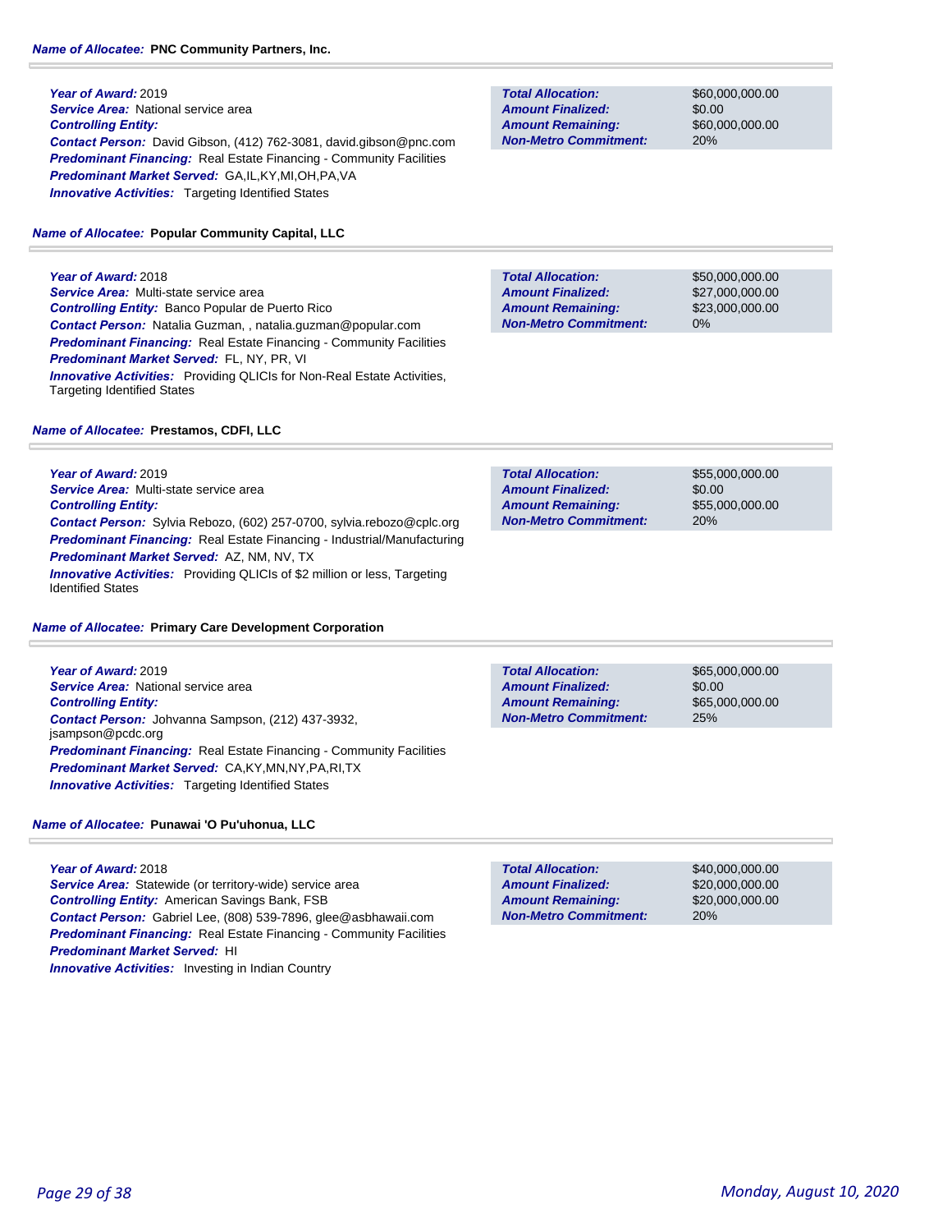**Name of Allocatee: PNC Community Partners, Inc.**

***Year of Award:*** 2019
***Service Area:*** National service area
***Controlling Entity:***
***Contact Person:*** David Gibson, (412) 762-3081, david.gibson@pnc.com
***Predominant Financing:*** Real Estate Financing - Community Facilities
***Predominant Market Served:*** GA,IL,KY,MI,OH,PA,VA
***Innovative Activities:*** Targeting Identified States

| | |
|---|---|
| ***Total Allocation:*** | $60,000,000.00 |
| ***Amount Finalized:*** | $0.00 |
| ***Amount Remaining:*** | $60,000,000.00 |
| ***Non-Metro Commitment:*** | 20% |

**Name of Allocatee: Popular Community Capital, LLC**

***Year of Award:*** 2018
***Service Area:*** Multi-state service area
***Controlling Entity:*** Banco Popular de Puerto Rico
***Contact Person:*** Natalia Guzman, , natalia.guzman@popular.com
***Predominant Financing:*** Real Estate Financing - Community Facilities
***Predominant Market Served:*** FL, NY, PR, VI
***Innovative Activities:*** Providing QLICIs for Non-Real Estate Activities, Targeting Identified States

| | |
|---|---|
| ***Total Allocation:*** | $50,000,000.00 |
| ***Amount Finalized:*** | $27,000,000.00 |
| ***Amount Remaining:*** | $23,000,000.00 |
| ***Non-Metro Commitment:*** | 0% |

**Name of Allocatee: Prestamos, CDFI, LLC**

***Year of Award:*** 2019
***Service Area:*** Multi-state service area
***Controlling Entity:***
***Contact Person:*** Sylvia Rebozo, (602) 257-0700, sylvia.rebozo@cplc.org
***Predominant Financing:*** Real Estate Financing - Industrial/Manufacturing
***Predominant Market Served:*** AZ, NM, NV, TX
***Innovative Activities:*** Providing QLICIs of $2 million or less, Targeting Identified States

| | |
|---|---|
| ***Total Allocation:*** | $55,000,000.00 |
| ***Amount Finalized:*** | $0.00 |
| ***Amount Remaining:*** | $55,000,000.00 |
| ***Non-Metro Commitment:*** | 20% |

**Name of Allocatee: Primary Care Development Corporation**

***Year of Award:*** 2019
***Service Area:*** National service area
***Controlling Entity:***
***Contact Person:*** Johvanna Sampson, (212) 437-3932, jsampson@pcdc.org
***Predominant Financing:*** Real Estate Financing - Community Facilities
***Predominant Market Served:*** CA,KY,MN,NY,PA,RI,TX
***Innovative Activities:*** Targeting Identified States

| | |
|---|---|
| ***Total Allocation:*** | $65,000,000.00 |
| ***Amount Finalized:*** | $0.00 |
| ***Amount Remaining:*** | $65,000,000.00 |
| ***Non-Metro Commitment:*** | 25% |

**Name of Allocatee: Punawai 'O Pu'uhonua, LLC**

***Year of Award:*** 2018
***Service Area:*** Statewide (or territory-wide) service area
***Controlling Entity:*** American Savings Bank, FSB
***Contact Person:*** Gabriel Lee, (808) 539-7896, glee@asbhawaii.com
***Predominant Financing:*** Real Estate Financing - Community Facilities
***Predominant Market Served:*** HI
***Innovative Activities:*** Investing in Indian Country

| | |
|---|---|
| ***Total Allocation:*** | $40,000,000.00 |
| ***Amount Finalized:*** | $20,000,000.00 |
| ***Amount Remaining:*** | $20,000,000.00 |
| ***Non-Metro Commitment:*** | 20% |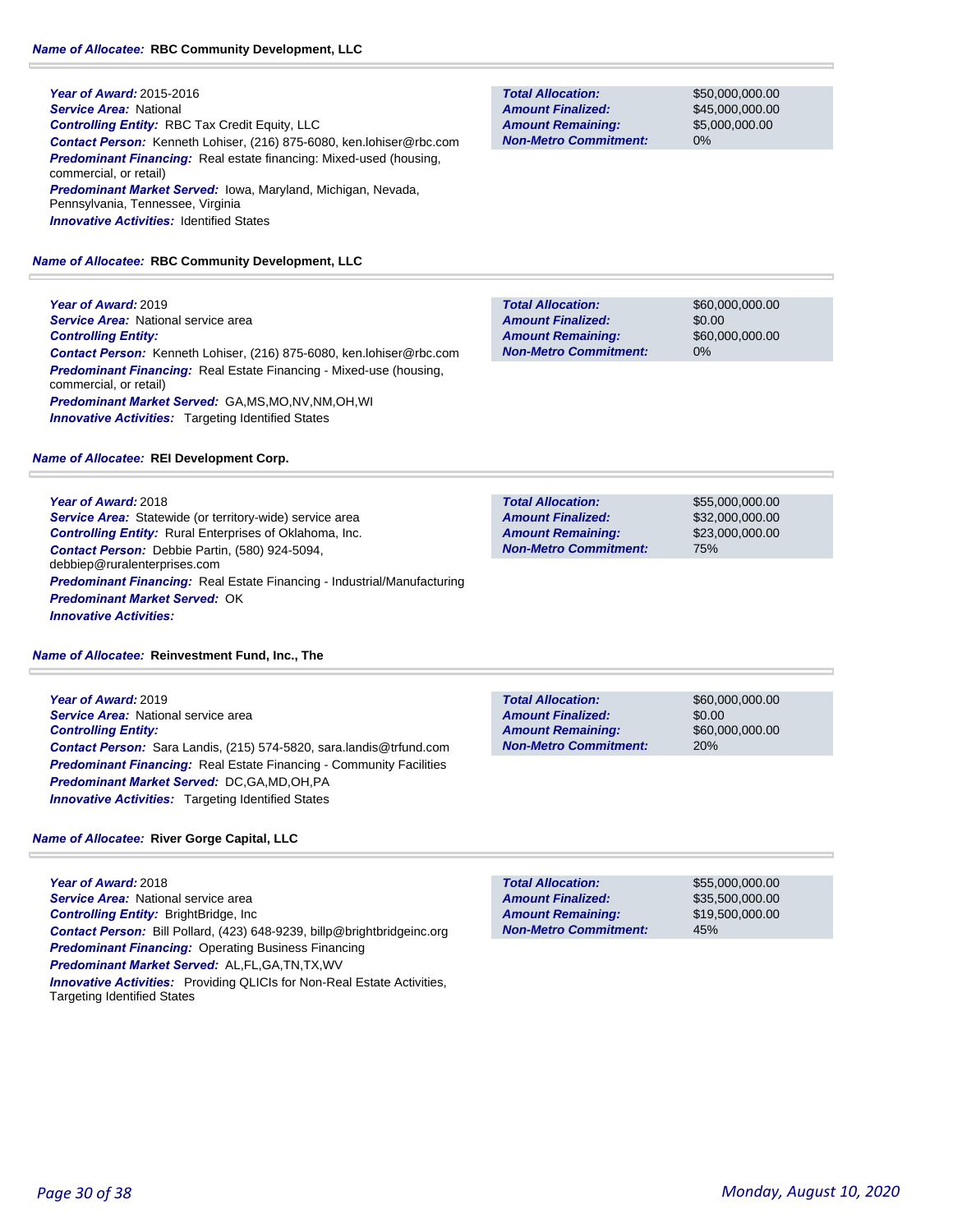**Name of Allocatee: RBC Community Development, LLC**

***Year of Award:*** 2015-2016
***Service Area:*** National
***Controlling Entity:*** RBC Tax Credit Equity, LLC
***Contact Person:*** Kenneth Lohiser, (216) 875-6080, ken.lohiser@rbc.com
***Predominant Financing:*** Real estate financing: Mixed-used (housing, commercial, or retail)
***Predominant Market Served:*** Iowa, Maryland, Michigan, Nevada, Pennsylvania, Tennessee, Virginia
***Innovative Activities:*** Identified States

| | |
|---|---|
| ***Total Allocation:*** | $50,000,000.00 |
| ***Amount Finalized:*** | $45,000,000.00 |
| ***Amount Remaining:*** | $5,000,000.00 |
| ***Non-Metro Commitment:*** | 0% |

**Name of Allocatee: RBC Community Development, LLC**

***Year of Award:*** 2019
***Service Area:*** National service area
***Controlling Entity:***
***Contact Person:*** Kenneth Lohiser, (216) 875-6080, ken.lohiser@rbc.com
***Predominant Financing:*** Real Estate Financing - Mixed-use (housing, commercial, or retail)
***Predominant Market Served:*** GA,MS,MO,NV,NM,OH,WI
***Innovative Activities:*** Targeting Identified States

| | |
|---|---|
| ***Total Allocation:*** | $60,000,000.00 |
| ***Amount Finalized:*** | $0.00 |
| ***Amount Remaining:*** | $60,000,000.00 |
| ***Non-Metro Commitment:*** | 0% |

**Name of Allocatee: REI Development Corp.**

***Year of Award:*** 2018
***Service Area:*** Statewide (or territory-wide) service area
***Controlling Entity:*** Rural Enterprises of Oklahoma, Inc.
***Contact Person:*** Debbie Partin, (580) 924-5094, debbiep@ruralenterprises.com
***Predominant Financing:*** Real Estate Financing - Industrial/Manufacturing
***Predominant Market Served:*** OK
***Innovative Activities:***

| | |
|---|---|
| ***Total Allocation:*** | $55,000,000.00 |
| ***Amount Finalized:*** | $32,000,000.00 |
| ***Amount Remaining:*** | $23,000,000.00 |
| ***Non-Metro Commitment:*** | 75% |

**Name of Allocatee: Reinvestment Fund, Inc., The**

***Year of Award:*** 2019
***Service Area:*** National service area
***Controlling Entity:***
***Contact Person:*** Sara Landis, (215) 574-5820, sara.landis@trfund.com
***Predominant Financing:*** Real Estate Financing - Community Facilities
***Predominant Market Served:*** DC,GA,MD,OH,PA
***Innovative Activities:*** Targeting Identified States

| | |
|---|---|
| ***Total Allocation:*** | $60,000,000.00 |
| ***Amount Finalized:*** | $0.00 |
| ***Amount Remaining:*** | $60,000,000.00 |
| ***Non-Metro Commitment:*** | 20% |

**Name of Allocatee: River Gorge Capital, LLC**

***Year of Award:*** 2018
***Service Area:*** National service area
***Controlling Entity:*** BrightBridge, Inc
***Contact Person:*** Bill Pollard, (423) 648-9239, billp@brightbridgeinc.org
***Predominant Financing:*** Operating Business Financing
***Predominant Market Served:*** AL,FL,GA,TN,TX,WV
***Innovative Activities:*** Providing QLICIs for Non-Real Estate Activities, Targeting Identified States

| | |
|---|---|
| ***Total Allocation:*** | $55,000,000.00 |
| ***Amount Finalized:*** | $35,500,000.00 |
| ***Amount Remaining:*** | $19,500,000.00 |
| ***Non-Metro Commitment:*** | 45% |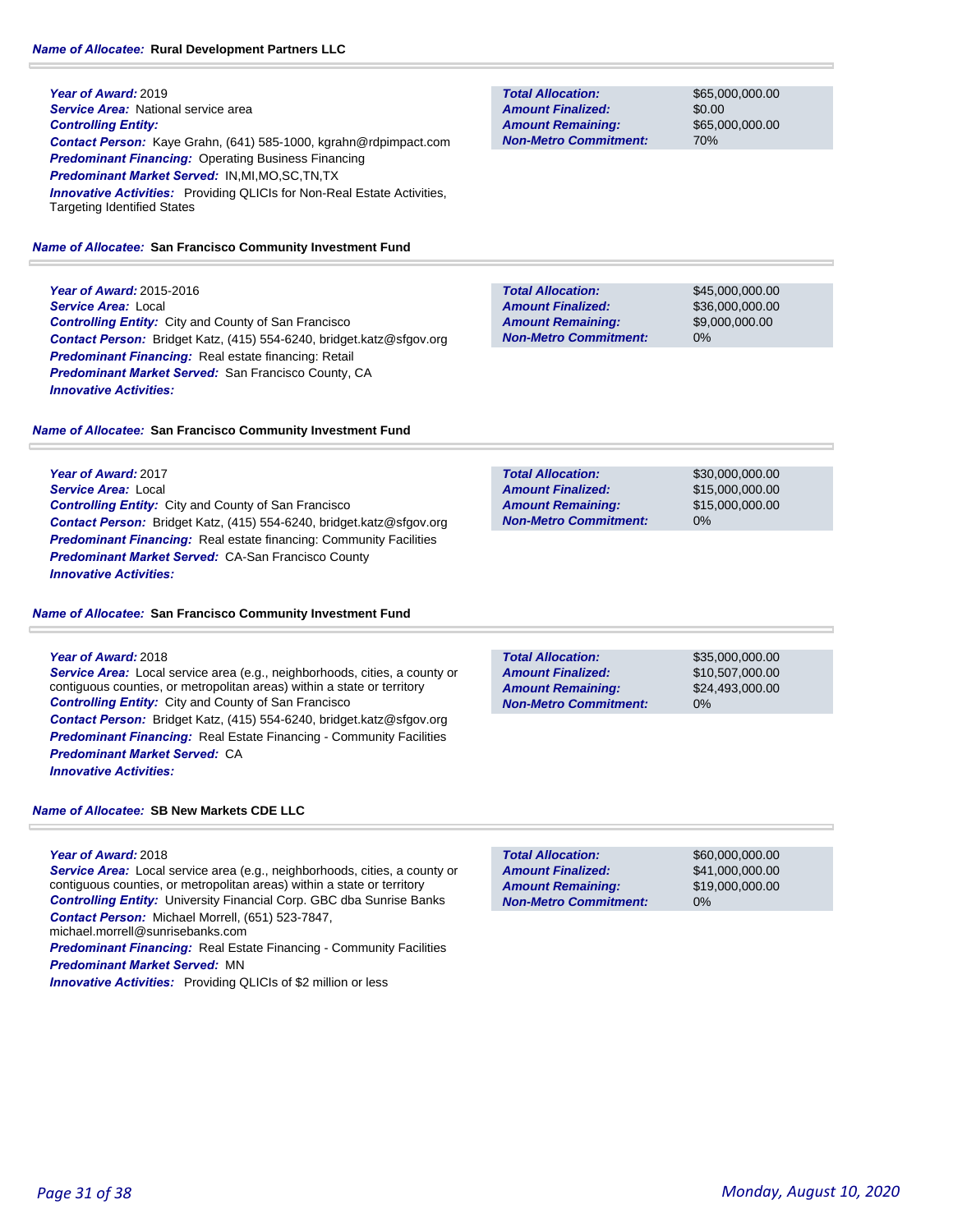**Name of Allocatee:** **Rural Development Partners LLC**

**Year of Award:** 2019
**Service Area:** National service area
**Controlling Entity:**
**Contact Person:** Kaye Grahn, (641) 585-1000, kgrahn@rdpimpact.com
**Predominant Financing:** Operating Business Financing
**Predominant Market Served:** IN,MI,MO,SC,TN,TX
**Innovative Activities:** Providing QLICIs for Non-Real Estate Activities, Targeting Identified States

| | |
|---|---|
| **Total Allocation:** | $65,000,000.00 |
| **Amount Finalized:** | $0.00 |
| **Amount Remaining:** | $65,000,000.00 |
| **Non-Metro Commitment:** | 70% |

**Name of Allocatee:** **San Francisco Community Investment Fund**

**Year of Award:** 2015-2016
**Service Area:** Local
**Controlling Entity:** City and County of San Francisco
**Contact Person:** Bridget Katz, (415) 554-6240, bridget.katz@sfgov.org
**Predominant Financing:** Real estate financing: Retail
**Predominant Market Served:** San Francisco County, CA
**Innovative Activities:**

| | |
|---|---|
| **Total Allocation:** | $45,000,000.00 |
| **Amount Finalized:** | $36,000,000.00 |
| **Amount Remaining:** | $9,000,000.00 |
| **Non-Metro Commitment:** | 0% |

**Name of Allocatee:** **San Francisco Community Investment Fund**

**Year of Award:** 2017
**Service Area:** Local
**Controlling Entity:** City and County of San Francisco
**Contact Person:** Bridget Katz, (415) 554-6240, bridget.katz@sfgov.org
**Predominant Financing:** Real estate financing: Community Facilities
**Predominant Market Served:** CA-San Francisco County
**Innovative Activities:**

| | |
|---|---|
| **Total Allocation:** | $30,000,000.00 |
| **Amount Finalized:** | $15,000,000.00 |
| **Amount Remaining:** | $15,000,000.00 |
| **Non-Metro Commitment:** | 0% |

**Name of Allocatee:** **San Francisco Community Investment Fund**

**Year of Award:** 2018
**Service Area:** Local service area (e.g., neighborhoods, cities, a county or contiguous counties, or metropolitan areas) within a state or territory
**Controlling Entity:** City and County of San Francisco
**Contact Person:** Bridget Katz, (415) 554-6240, bridget.katz@sfgov.org
**Predominant Financing:** Real Estate Financing - Community Facilities
**Predominant Market Served:** CA
**Innovative Activities:**

| | |
|---|---|
| **Total Allocation:** | $35,000,000.00 |
| **Amount Finalized:** | $10,507,000.00 |
| **Amount Remaining:** | $24,493,000.00 |
| **Non-Metro Commitment:** | 0% |

**Name of Allocatee:** **SB New Markets CDE LLC**

**Year of Award:** 2018
**Service Area:** Local service area (e.g., neighborhoods, cities, a county or contiguous counties, or metropolitan areas) within a state or territory
**Controlling Entity:** University Financial Corp. GBC dba Sunrise Banks
**Contact Person:** Michael Morrell, (651) 523-7847, michael.morrell@sunrisebanks.com
**Predominant Financing:** Real Estate Financing - Community Facilities
**Predominant Market Served:** MN
**Innovative Activities:** Providing QLICIs of $2 million or less

| | |
|---|---|
| **Total Allocation:** | $60,000,000.00 |
| **Amount Finalized:** | $41,000,000.00 |
| **Amount Remaining:** | $19,000,000.00 |
| **Non-Metro Commitment:** | 0% |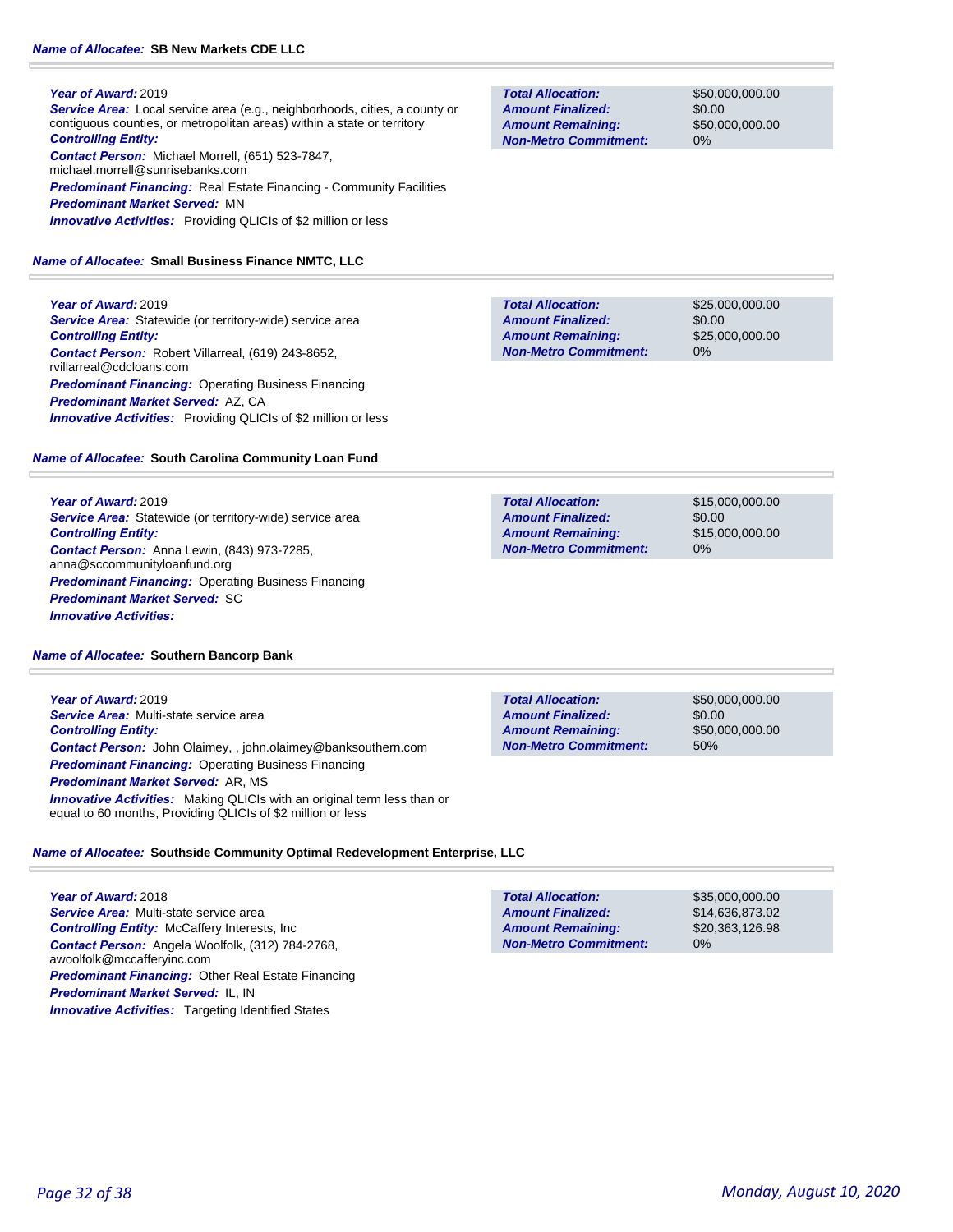**Name of Allocatee:** **SB New Markets CDE LLC**

***Year of Award:*** 2019
***Service Area:*** Local service area (e.g., neighborhoods, cities, a county or contiguous counties, or metropolitan areas) within a state or territory
***Controlling Entity:***
***Contact Person:*** Michael Morrell, (651) 523-7847, michael.morrell@sunrisebanks.com
***Predominant Financing:*** Real Estate Financing - Community Facilities
***Predominant Market Served:*** MN
***Innovative Activities:*** Providing QLICIs of $2 million or less

| | |
|---|---|
| ***Total Allocation:*** | $50,000,000.00 |
| ***Amount Finalized:*** | $0.00 |
| ***Amount Remaining:*** | $50,000,000.00 |
| ***Non-Metro Commitment:*** | 0% |

**Name of Allocatee:** **Small Business Finance NMTC, LLC**

***Year of Award:*** 2019
***Service Area:*** Statewide (or territory-wide) service area
***Controlling Entity:***
***Contact Person:*** Robert Villarreal, (619) 243-8652, rvillarreal@cdcloans.com
***Predominant Financing:*** Operating Business Financing
***Predominant Market Served:*** AZ, CA
***Innovative Activities:*** Providing QLICIs of $2 million or less

| | |
|---|---|
| ***Total Allocation:*** | $25,000,000.00 |
| ***Amount Finalized:*** | $0.00 |
| ***Amount Remaining:*** | $25,000,000.00 |
| ***Non-Metro Commitment:*** | 0% |

**Name of Allocatee:** **South Carolina Community Loan Fund**

***Year of Award:*** 2019
***Service Area:*** Statewide (or territory-wide) service area
***Controlling Entity:***
***Contact Person:*** Anna Lewin, (843) 973-7285, anna@sccommunityloanfund.org
***Predominant Financing:*** Operating Business Financing
***Predominant Market Served:*** SC
***Innovative Activities:***

| | |
|---|---|
| ***Total Allocation:*** | $15,000,000.00 |
| ***Amount Finalized:*** | $0.00 |
| ***Amount Remaining:*** | $15,000,000.00 |
| ***Non-Metro Commitment:*** | 0% |

**Name of Allocatee:** **Southern Bancorp Bank**

***Year of Award:*** 2019
***Service Area:*** Multi-state service area
***Controlling Entity:***
***Contact Person:*** John Olaimey, , john.olaimey@banksouthern.com
***Predominant Financing:*** Operating Business Financing
***Predominant Market Served:*** AR, MS
***Innovative Activities:*** Making QLICIs with an original term less than or equal to 60 months, Providing QLICIs of $2 million or less

| | |
|---|---|
| ***Total Allocation:*** | $50,000,000.00 |
| ***Amount Finalized:*** | $0.00 |
| ***Amount Remaining:*** | $50,000,000.00 |
| ***Non-Metro Commitment:*** | 50% |

**Name of Allocatee:** **Southside Community Optimal Redevelopment Enterprise, LLC**

***Year of Award:*** 2018
***Service Area:*** Multi-state service area
***Controlling Entity:*** McCaffery Interests, Inc
***Contact Person:*** Angela Woolfolk, (312) 784-2768, awoolfolk@mccafferyinc.com
***Predominant Financing:*** Other Real Estate Financing
***Predominant Market Served:*** IL, IN
***Innovative Activities:*** Targeting Identified States

| | |
|---|---|
| ***Total Allocation:*** | $35,000,000.00 |
| ***Amount Finalized:*** | $14,636,873.02 |
| ***Amount Remaining:*** | $20,363,126.98 |
| ***Non-Metro Commitment:*** | 0% |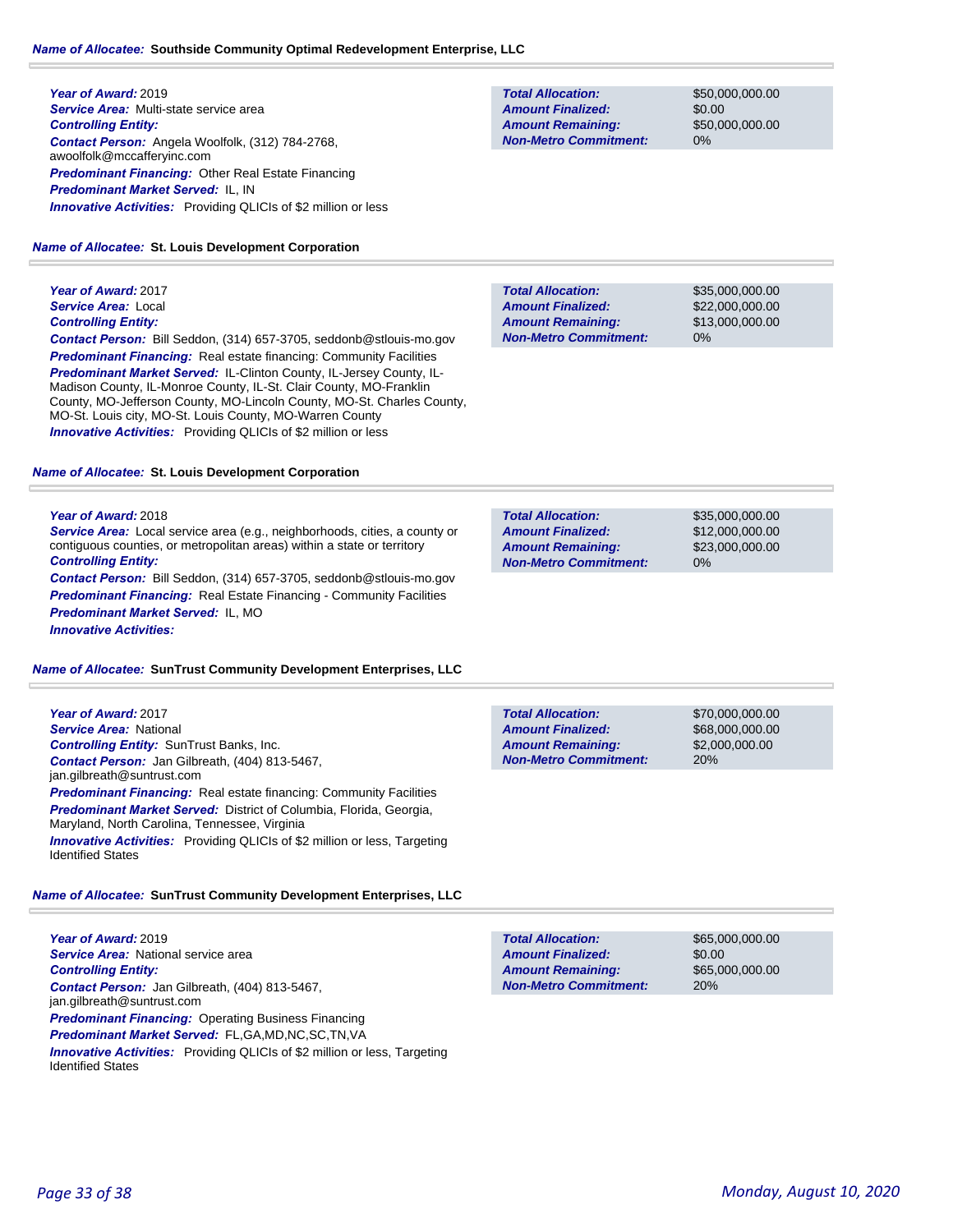**Name of Allocatee:** **Southside Community Optimal Redevelopment Enterprise, LLC**

***Year of Award:*** 2019
***Service Area:*** Multi-state service area
***Controlling Entity:***
***Contact Person:*** Angela Woolfolk, (312) 784-2768, awoolfolk@mccafferyinc.com
***Predominant Financing:*** Other Real Estate Financing
***Predominant Market Served:*** IL, IN
***Innovative Activities:*** Providing QLICIs of $2 million or less

| | |
|---|---|
| ***Total Allocation:*** | $50,000,000.00 |
| ***Amount Finalized:*** | $0.00 |
| ***Amount Remaining:*** | $50,000,000.00 |
| ***Non-Metro Commitment:*** | 0% |

**Name of Allocatee:** **St. Louis Development Corporation**

***Year of Award:*** 2017
***Service Area:*** Local
***Controlling Entity:***
***Contact Person:*** Bill Seddon, (314) 657-3705, seddonb@stlouis-mo.gov
***Predominant Financing:*** Real estate financing: Community Facilities
***Predominant Market Served:*** IL-Clinton County, IL-Jersey County, IL-Madison County, IL-Monroe County, IL-St. Clair County, MO-Franklin County, MO-Jefferson County, MO-Lincoln County, MO-St. Charles County, MO-St. Louis city, MO-St. Louis County, MO-Warren County
***Innovative Activities:*** Providing QLICIs of $2 million or less

| | |
|---|---|
| ***Total Allocation:*** | $35,000,000.00 |
| ***Amount Finalized:*** | $22,000,000.00 |
| ***Amount Remaining:*** | $13,000,000.00 |
| ***Non-Metro Commitment:*** | 0% |

**Name of Allocatee:** **St. Louis Development Corporation**

***Year of Award:*** 2018
***Service Area:*** Local service area (e.g., neighborhoods, cities, a county or contiguous counties, or metropolitan areas) within a state or territory
***Controlling Entity:***
***Contact Person:*** Bill Seddon, (314) 657-3705, seddonb@stlouis-mo.gov
***Predominant Financing:*** Real Estate Financing - Community Facilities
***Predominant Market Served:*** IL, MO
***Innovative Activities:***

| | |
|---|---|
| ***Total Allocation:*** | $35,000,000.00 |
| ***Amount Finalized:*** | $12,000,000.00 |
| ***Amount Remaining:*** | $23,000,000.00 |
| ***Non-Metro Commitment:*** | 0% |

**Name of Allocatee:** **SunTrust Community Development Enterprises, LLC**

***Year of Award:*** 2017
***Service Area:*** National
***Controlling Entity:*** SunTrust Banks, Inc.
***Contact Person:*** Jan Gilbreath, (404) 813-5467, jan.gilbreath@suntrust.com
***Predominant Financing:*** Real estate financing: Community Facilities
***Predominant Market Served:*** District of Columbia, Florida, Georgia, Maryland, North Carolina, Tennessee, Virginia
***Innovative Activities:*** Providing QLICIs of $2 million or less, Targeting Identified States

| | |
|---|---|
| ***Total Allocation:*** | $70,000,000.00 |
| ***Amount Finalized:*** | $68,000,000.00 |
| ***Amount Remaining:*** | $2,000,000.00 |
| ***Non-Metro Commitment:*** | 20% |

**Name of Allocatee:** **SunTrust Community Development Enterprises, LLC**

***Year of Award:*** 2019
***Service Area:*** National service area
***Controlling Entity:***
***Contact Person:*** Jan Gilbreath, (404) 813-5467, jan.gilbreath@suntrust.com
***Predominant Financing:*** Operating Business Financing
***Predominant Market Served:*** FL,GA,MD,NC,SC,TN,VA
***Innovative Activities:*** Providing QLICIs of $2 million or less, Targeting Identified States

| | |
|---|---|
| ***Total Allocation:*** | $65,000,000.00 |
| ***Amount Finalized:*** | $0.00 |
| ***Amount Remaining:*** | $65,000,000.00 |
| ***Non-Metro Commitment:*** | 20% |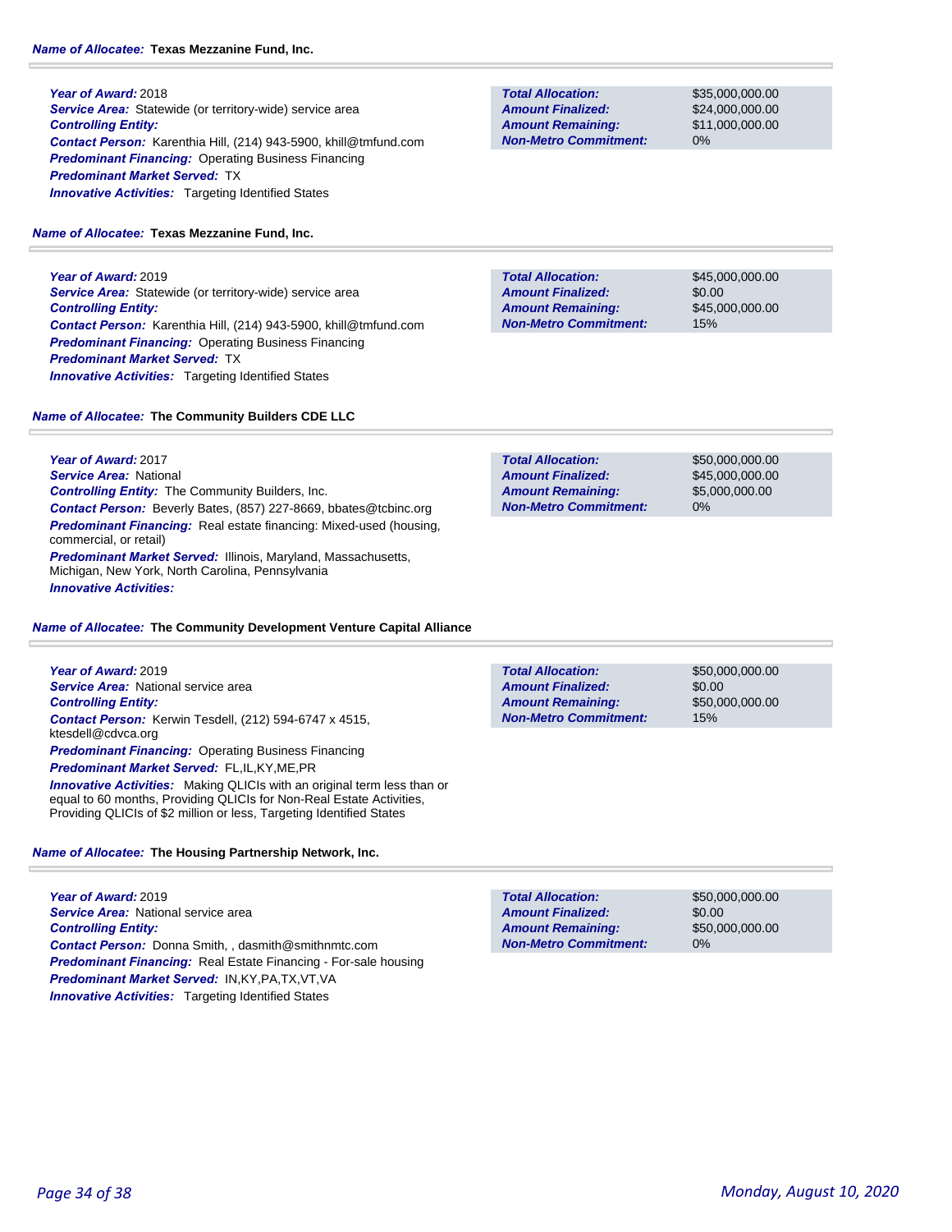**Name of Allocatee:** **Texas Mezzanine Fund, Inc.**

***Year of Award:*** 2018
***Service Area:*** Statewide (or territory-wide) service area
***Controlling Entity:***
***Contact Person:*** Karenthia Hill, (214) 943-5900, khill@tmfund.com
***Predominant Financing:*** Operating Business Financing
***Predominant Market Served:*** TX
***Innovative Activities:*** Targeting Identified States

| | |
|---|---|
| ***Total Allocation:*** | $35,000,000.00 |
| ***Amount Finalized:*** | $24,000,000.00 |
| ***Amount Remaining:*** | $11,000,000.00 |
| ***Non-Metro Commitment:*** | 0% |

**Name of Allocatee:** **Texas Mezzanine Fund, Inc.**

***Year of Award:*** 2019
***Service Area:*** Statewide (or territory-wide) service area
***Controlling Entity:***
***Contact Person:*** Karenthia Hill, (214) 943-5900, khill@tmfund.com
***Predominant Financing:*** Operating Business Financing
***Predominant Market Served:*** TX
***Innovative Activities:*** Targeting Identified States

| | |
|---|---|
| ***Total Allocation:*** | $45,000,000.00 |
| ***Amount Finalized:*** | $0.00 |
| ***Amount Remaining:*** | $45,000,000.00 |
| ***Non-Metro Commitment:*** | 15% |

**Name of Allocatee:** **The Community Builders CDE LLC**

***Year of Award:*** 2017
***Service Area:*** National
***Controlling Entity:*** The Community Builders, Inc.
***Contact Person:*** Beverly Bates, (857) 227-8669, bbates@tcbinc.org
***Predominant Financing:*** Real estate financing: Mixed-used (housing, commercial, or retail)
***Predominant Market Served:*** Illinois, Maryland, Massachusetts, Michigan, New York, North Carolina, Pennsylvania
***Innovative Activities:***

| | |
|---|---|
| ***Total Allocation:*** | $50,000,000.00 |
| ***Amount Finalized:*** | $45,000,000.00 |
| ***Amount Remaining:*** | $5,000,000.00 |
| ***Non-Metro Commitment:*** | 0% |

**Name of Allocatee:** **The Community Development Venture Capital Alliance**

***Year of Award:*** 2019
***Service Area:*** National service area
***Controlling Entity:***
***Contact Person:*** Kerwin Tesdell, (212) 594-6747 x 4515, ktesdell@cdvca.org
***Predominant Financing:*** Operating Business Financing
***Predominant Market Served:*** FL,IL,KY,ME,PR
***Innovative Activities:*** Making QLICIs with an original term less than or equal to 60 months, Providing QLICIs for Non-Real Estate Activities, Providing QLICIs of $2 million or less, Targeting Identified States

| | |
|---|---|
| ***Total Allocation:*** | $50,000,000.00 |
| ***Amount Finalized:*** | $0.00 |
| ***Amount Remaining:*** | $50,000,000.00 |
| ***Non-Metro Commitment:*** | 15% |

**Name of Allocatee:** **The Housing Partnership Network, Inc.**

***Year of Award:*** 2019
***Service Area:*** National service area
***Controlling Entity:***
***Contact Person:*** Donna Smith, , dasmith@smithnmtc.com
***Predominant Financing:*** Real Estate Financing - For-sale housing
***Predominant Market Served:*** IN,KY,PA,TX,VT,VA
***Innovative Activities:*** Targeting Identified States

| | |
|---|---|
| ***Total Allocation:*** | $50,000,000.00 |
| ***Amount Finalized:*** | $0.00 |
| ***Amount Remaining:*** | $50,000,000.00 |
| ***Non-Metro Commitment:*** | 0% |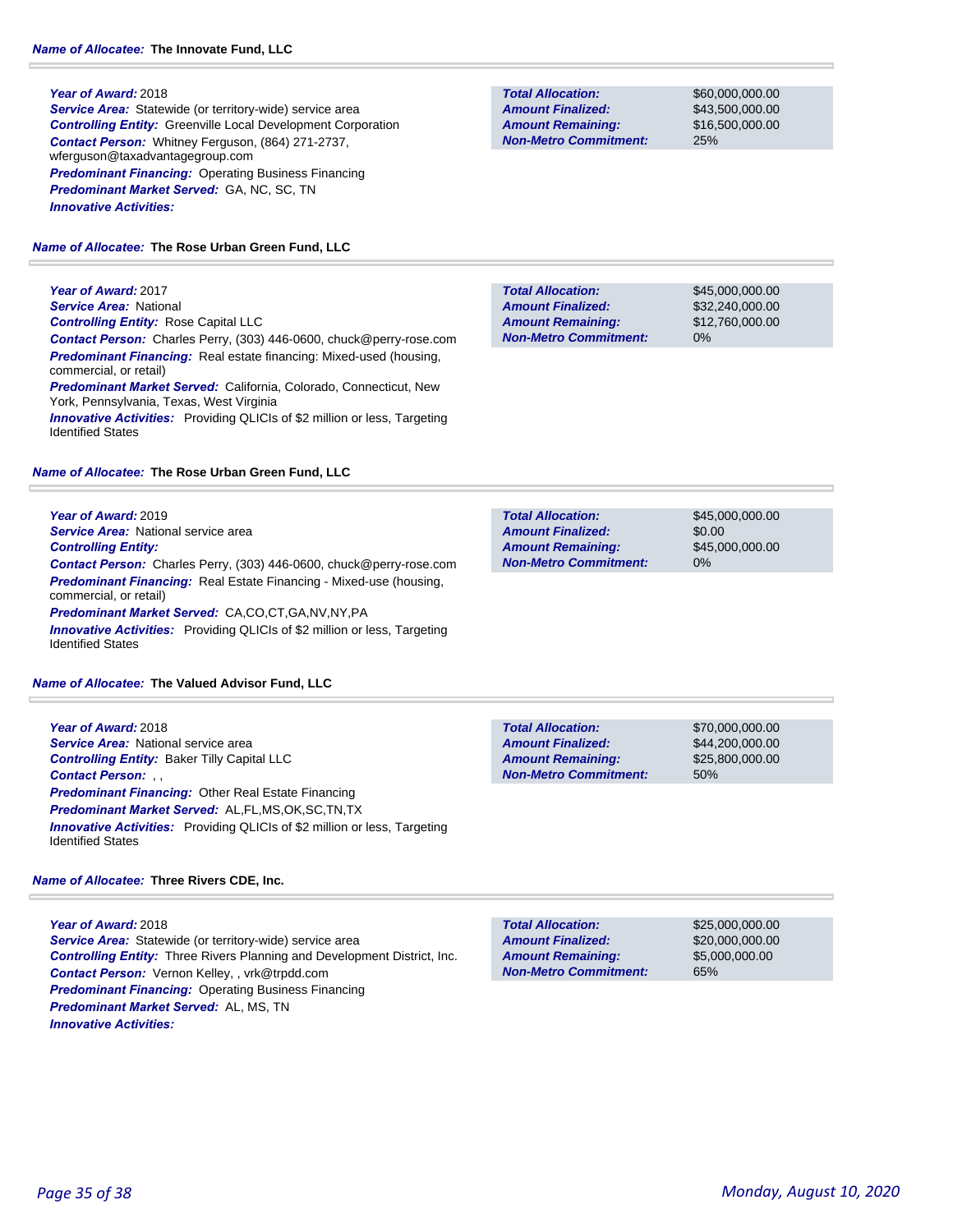**Name of Allocatee:** **The Innovate Fund, LLC**

**Year of Award:** 2018
**Service Area:** Statewide (or territory-wide) service area
**Controlling Entity:** Greenville Local Development Corporation
**Contact Person:** Whitney Ferguson, (864) 271-2737, wferguson@taxadvantagegroup.com
**Predominant Financing:** Operating Business Financing
**Predominant Market Served:** GA, NC, SC, TN
**Innovative Activities:**

| | |
|---|---|
| **Total Allocation:** | $60,000,000.00 |
| **Amount Finalized:** | $43,500,000.00 |
| **Amount Remaining:** | $16,500,000.00 |
| **Non-Metro Commitment:** | 25% |

**Name of Allocatee:** **The Rose Urban Green Fund, LLC**

**Year of Award:** 2017
**Service Area:** National
**Controlling Entity:** Rose Capital LLC
**Contact Person:** Charles Perry, (303) 446-0600, chuck@perry-rose.com
**Predominant Financing:** Real estate financing: Mixed-used (housing, commercial, or retail)
**Predominant Market Served:** California, Colorado, Connecticut, New York, Pennsylvania, Texas, West Virginia
**Innovative Activities:** Providing QLICIs of $2 million or less, Targeting Identified States

| | |
|---|---|
| **Total Allocation:** | $45,000,000.00 |
| **Amount Finalized:** | $32,240,000.00 |
| **Amount Remaining:** | $12,760,000.00 |
| **Non-Metro Commitment:** | 0% |

**Name of Allocatee:** **The Rose Urban Green Fund, LLC**

**Year of Award:** 2019
**Service Area:** National service area
**Controlling Entity:**
**Contact Person:** Charles Perry, (303) 446-0600, chuck@perry-rose.com
**Predominant Financing:** Real Estate Financing - Mixed-use (housing, commercial, or retail)
**Predominant Market Served:** CA,CO,CT,GA,NV,NY,PA
**Innovative Activities:** Providing QLICIs of $2 million or less, Targeting Identified States

| | |
|---|---|
| **Total Allocation:** | $45,000,000.00 |
| **Amount Finalized:** | $0.00 |
| **Amount Remaining:** | $45,000,000.00 |
| **Non-Metro Commitment:** | 0% |

**Name of Allocatee:** **The Valued Advisor Fund, LLC**

**Year of Award:** 2018
**Service Area:** National service area
**Controlling Entity:** Baker Tilly Capital LLC
**Contact Person:** , ,
**Predominant Financing:** Other Real Estate Financing
**Predominant Market Served:** AL,FL,MS,OK,SC,TN,TX
**Innovative Activities:** Providing QLICIs of $2 million or less, Targeting Identified States

| | |
|---|---|
| **Total Allocation:** | $70,000,000.00 |
| **Amount Finalized:** | $44,200,000.00 |
| **Amount Remaining:** | $25,800,000.00 |
| **Non-Metro Commitment:** | 50% |

**Name of Allocatee:** **Three Rivers CDE, Inc.**

**Year of Award:** 2018
**Service Area:** Statewide (or territory-wide) service area
**Controlling Entity:** Three Rivers Planning and Development District, Inc.
**Contact Person:** Vernon Kelley, , vrk@trpdd.com
**Predominant Financing:** Operating Business Financing
**Predominant Market Served:** AL, MS, TN
**Innovative Activities:**

| | |
|---|---|
| **Total Allocation:** | $25,000,000.00 |
| **Amount Finalized:** | $20,000,000.00 |
| **Amount Remaining:** | $5,000,000.00 |
| **Non-Metro Commitment:** | 65% |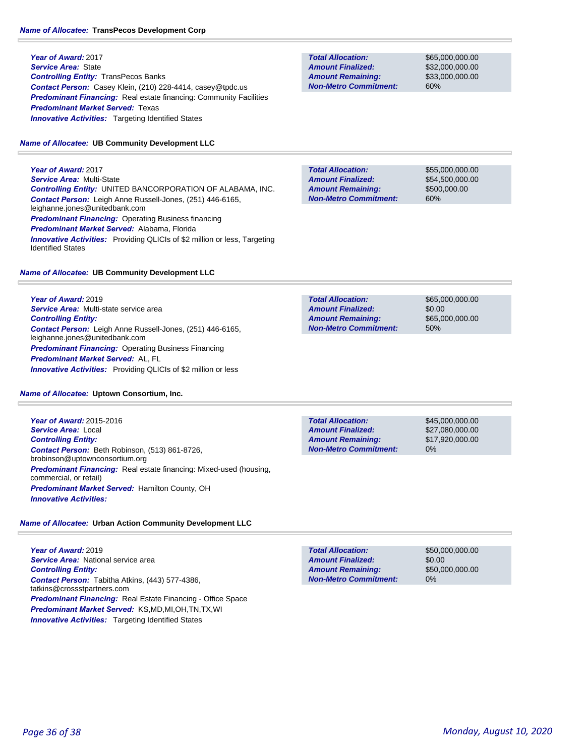**Name of Allocatee:** **TransPecos Development Corp**

***Year of Award:*** 2017
***Service Area:*** State
***Controlling Entity:*** TransPecos Banks
***Contact Person:*** Casey Klein, (210) 228-4414, casey@tpdc.us
***Predominant Financing:*** Real estate financing: Community Facilities
***Predominant Market Served:*** Texas
***Innovative Activities:*** Targeting Identified States

| | |
|---|---|
| ***Total Allocation:*** | $65,000,000.00 |
| ***Amount Finalized:*** | $32,000,000.00 |
| ***Amount Remaining:*** | $33,000,000.00 |
| ***Non-Metro Commitment:*** | 60% |

**Name of Allocatee:** **UB Community Development LLC**

***Year of Award:*** 2017
***Service Area:*** Multi-State
***Controlling Entity:*** UNITED BANCORPORATION OF ALABAMA, INC.
***Contact Person:*** Leigh Anne Russell-Jones, (251) 446-6165, leighanne.jones@unitedbank.com
***Predominant Financing:*** Operating Business financing
***Predominant Market Served:*** Alabama, Florida
***Innovative Activities:*** Providing QLICIs of $2 million or less, Targeting Identified States

| | |
|---|---|
| ***Total Allocation:*** | $55,000,000.00 |
| ***Amount Finalized:*** | $54,500,000.00 |
| ***Amount Remaining:*** | $500,000.00 |
| ***Non-Metro Commitment:*** | 60% |

**Name of Allocatee:** **UB Community Development LLC**

***Year of Award:*** 2019
***Service Area:*** Multi-state service area
***Controlling Entity:***
***Contact Person:*** Leigh Anne Russell-Jones, (251) 446-6165, leighanne.jones@unitedbank.com
***Predominant Financing:*** Operating Business Financing
***Predominant Market Served:*** AL, FL
***Innovative Activities:*** Providing QLICIs of $2 million or less

| | |
|---|---|
| ***Total Allocation:*** | $65,000,000.00 |
| ***Amount Finalized:*** | $0.00 |
| ***Amount Remaining:*** | $65,000,000.00 |
| ***Non-Metro Commitment:*** | 50% |

**Name of Allocatee:** **Uptown Consortium, Inc.**

***Year of Award:*** 2015-2016
***Service Area:*** Local
***Controlling Entity:***
***Contact Person:*** Beth Robinson, (513) 861-8726, brobinson@uptownconsortium.org
***Predominant Financing:*** Real estate financing: Mixed-used (housing, commercial, or retail)
***Predominant Market Served:*** Hamilton County, OH
***Innovative Activities:***

| | |
|---|---|
| ***Total Allocation:*** | $45,000,000.00 |
| ***Amount Finalized:*** | $27,080,000.00 |
| ***Amount Remaining:*** | $17,920,000.00 |
| ***Non-Metro Commitment:*** | 0% |

**Name of Allocatee:** **Urban Action Community Development LLC**

***Year of Award:*** 2019
***Service Area:*** National service area
***Controlling Entity:***
***Contact Person:*** Tabitha Atkins, (443) 577-4386, tatkins@crossstpartners.com
***Predominant Financing:*** Real Estate Financing - Office Space
***Predominant Market Served:*** KS,MD,MI,OH,TN,TX,WI
***Innovative Activities:*** Targeting Identified States

| | |
|---|---|
| ***Total Allocation:*** | $50,000,000.00 |
| ***Amount Finalized:*** | $0.00 |
| ***Amount Remaining:*** | $50,000,000.00 |
| ***Non-Metro Commitment:*** | 0% |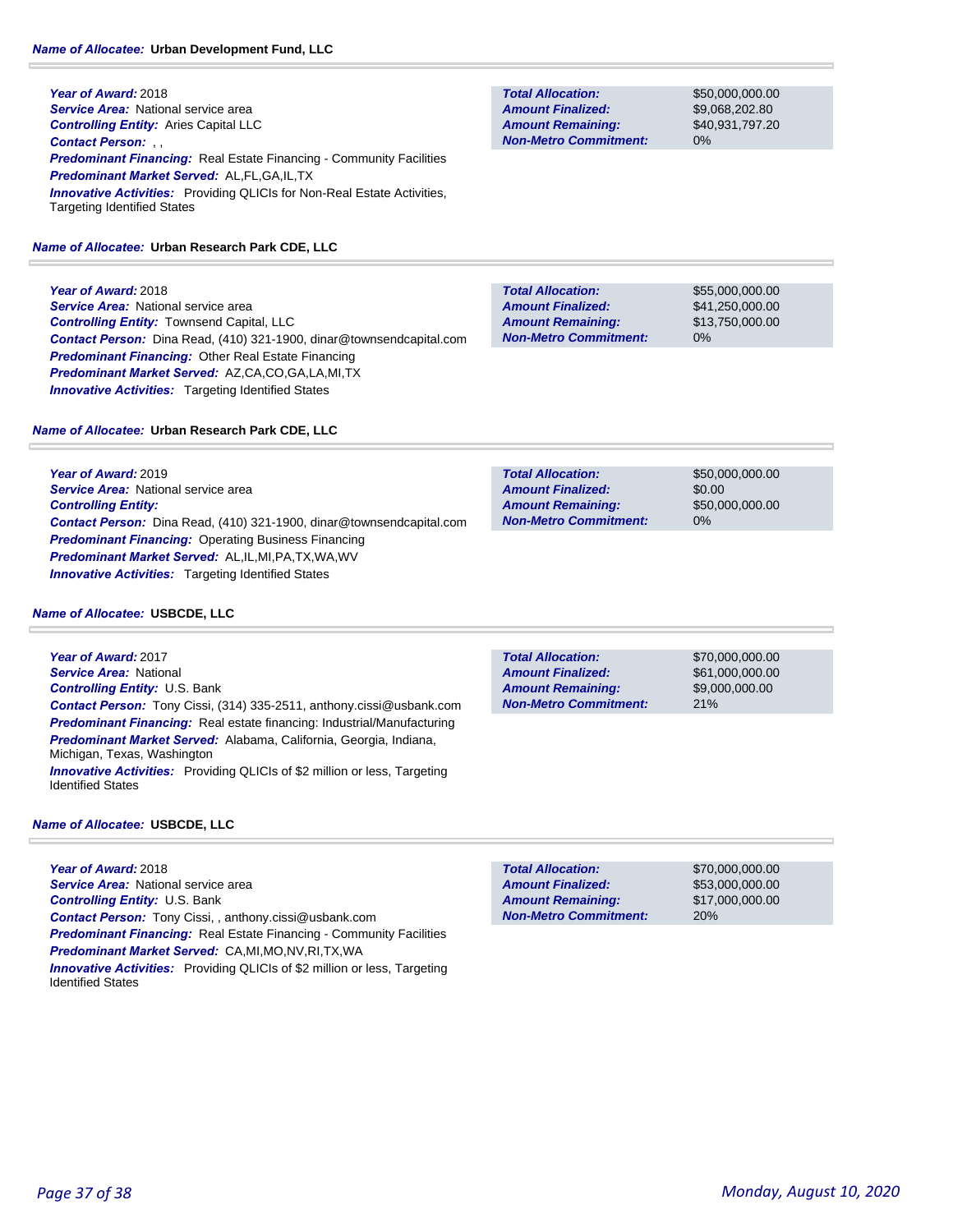**Name of Allocatee:** **Urban Development Fund, LLC**

***Year of Award:*** 2018
***Service Area:*** National service area
***Controlling Entity:*** Aries Capital LLC
***Contact Person:*** , ,
***Predominant Financing:*** Real Estate Financing - Community Facilities
***Predominant Market Served:*** AL,FL,GA,IL,TX
***Innovative Activities:*** Providing QLICIs for Non-Real Estate Activities, Targeting Identified States

| | |
|---|---|
| ***Total Allocation:*** | $50,000,000.00 |
| ***Amount Finalized:*** | $9,068,202.80 |
| ***Amount Remaining:*** | $40,931,797.20 |
| ***Non-Metro Commitment:*** | 0% |

**Name of Allocatee:** **Urban Research Park CDE, LLC**

***Year of Award:*** 2018
***Service Area:*** National service area
***Controlling Entity:*** Townsend Capital, LLC
***Contact Person:*** Dina Read, (410) 321-1900, dinar@townsendcapital.com
***Predominant Financing:*** Other Real Estate Financing
***Predominant Market Served:*** AZ,CA,CO,GA,LA,MI,TX
***Innovative Activities:*** Targeting Identified States

| | |
|---|---|
| ***Total Allocation:*** | $55,000,000.00 |
| ***Amount Finalized:*** | $41,250,000.00 |
| ***Amount Remaining:*** | $13,750,000.00 |
| ***Non-Metro Commitment:*** | 0% |

**Name of Allocatee:** **Urban Research Park CDE, LLC**

***Year of Award:*** 2019
***Service Area:*** National service area
***Controlling Entity:***
***Contact Person:*** Dina Read, (410) 321-1900, dinar@townsendcapital.com
***Predominant Financing:*** Operating Business Financing
***Predominant Market Served:*** AL,IL,MI,PA,TX,WA,WV
***Innovative Activities:*** Targeting Identified States

| | |
|---|---|
| ***Total Allocation:*** | $50,000,000.00 |
| ***Amount Finalized:*** | $0.00 |
| ***Amount Remaining:*** | $50,000,000.00 |
| ***Non-Metro Commitment:*** | 0% |

**Name of Allocatee:** **USBCDE, LLC**

***Year of Award:*** 2017
***Service Area:*** National
***Controlling Entity:*** U.S. Bank
***Contact Person:*** Tony Cissi, (314) 335-2511, anthony.cissi@usbank.com
***Predominant Financing:*** Real estate financing: Industrial/Manufacturing
***Predominant Market Served:*** Alabama, California, Georgia, Indiana, Michigan, Texas, Washington
***Innovative Activities:*** Providing QLICIs of $2 million or less, Targeting Identified States

| | |
|---|---|
| ***Total Allocation:*** | $70,000,000.00 |
| ***Amount Finalized:*** | $61,000,000.00 |
| ***Amount Remaining:*** | $9,000,000.00 |
| ***Non-Metro Commitment:*** | 21% |

**Name of Allocatee:** **USBCDE, LLC**

***Year of Award:*** 2018
***Service Area:*** National service area
***Controlling Entity:*** U.S. Bank
***Contact Person:*** Tony Cissi, , anthony.cissi@usbank.com
***Predominant Financing:*** Real Estate Financing - Community Facilities
***Predominant Market Served:*** CA,MI,MO,NV,RI,TX,WA
***Innovative Activities:*** Providing QLICIs of $2 million or less, Targeting Identified States

| | |
|---|---|
| ***Total Allocation:*** | $70,000,000.00 |
| ***Amount Finalized:*** | $53,000,000.00 |
| ***Amount Remaining:*** | $17,000,000.00 |
| ***Non-Metro Commitment:*** | 20% |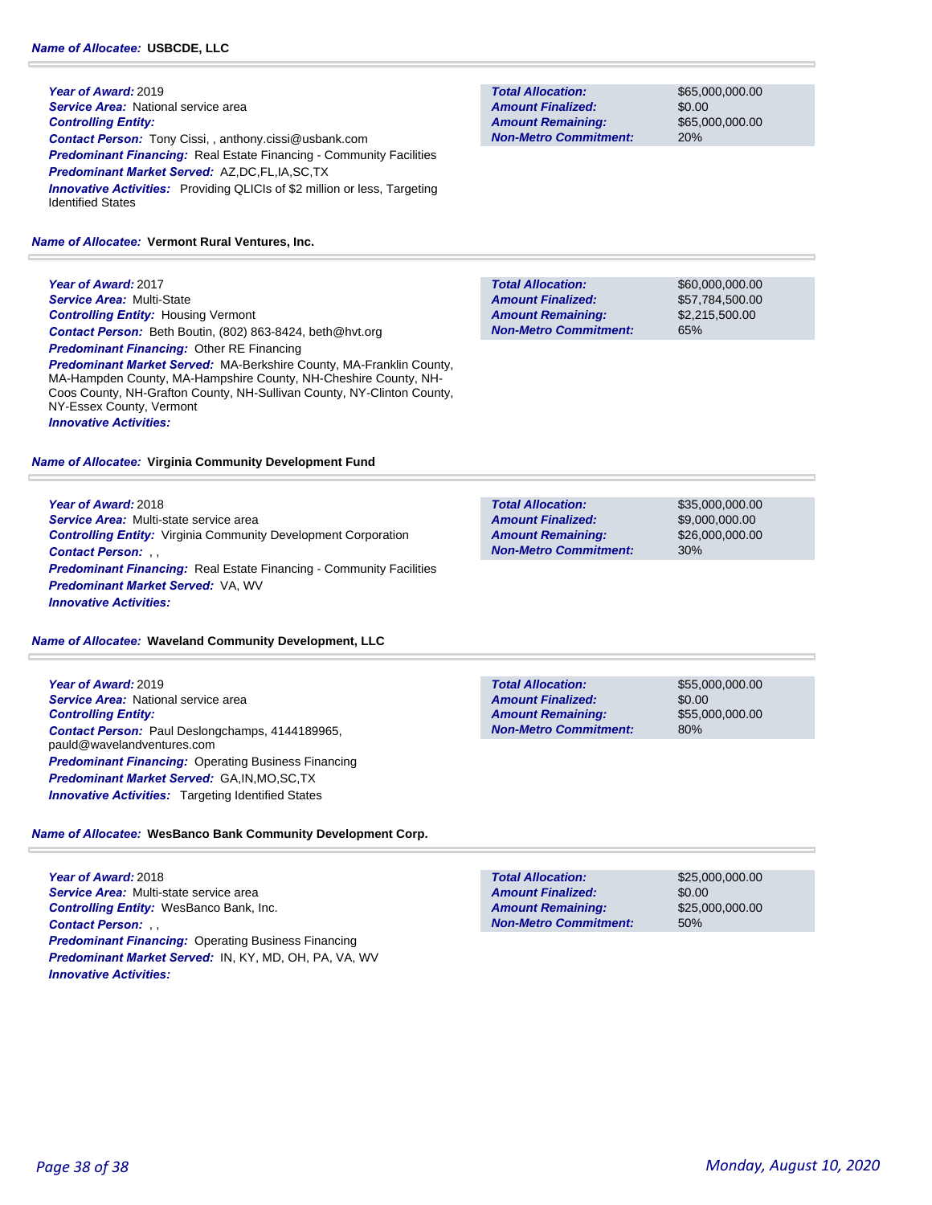***Name of Allocatee:*** **USBCDE, LLC**

***Year of Award:*** 2019
***Service Area:*** National service area
***Controlling Entity:***
***Contact Person:*** Tony Cissi, , anthony.cissi@usbank.com
***Predominant Financing:*** Real Estate Financing - Community Facilities
***Predominant Market Served:*** AZ,DC,FL,IA,SC,TX
***Innovative Activities:*** Providing QLICIs of $2 million or less, Targeting Identified States

| | |
|---|---|
| ***Total Allocation:*** | $65,000,000.00 |
| ***Amount Finalized:*** | $0.00 |
| ***Amount Remaining:*** | $65,000,000.00 |
| ***Non-Metro Commitment:*** | 20% |

***Name of Allocatee:*** **Vermont Rural Ventures, Inc.**

***Year of Award:*** 2017
***Service Area:*** Multi-State
***Controlling Entity:*** Housing Vermont
***Contact Person:*** Beth Boutin, (802) 863-8424, beth@hvt.org
***Predominant Financing:*** Other RE Financing
***Predominant Market Served:*** MA-Berkshire County, MA-Franklin County, MA-Hampden County, MA-Hampshire County, NH-Cheshire County, NH-Coos County, NH-Grafton County, NH-Sullivan County, NY-Clinton County, NY-Essex County, Vermont
***Innovative Activities:***

| | |
|---|---|
| ***Total Allocation:*** | $60,000,000.00 |
| ***Amount Finalized:*** | $57,784,500.00 |
| ***Amount Remaining:*** | $2,215,500.00 |
| ***Non-Metro Commitment:*** | 65% |

***Name of Allocatee:*** **Virginia Community Development Fund**

***Year of Award:*** 2018
***Service Area:*** Multi-state service area
***Controlling Entity:*** Virginia Community Development Corporation
***Contact Person:*** , ,
***Predominant Financing:*** Real Estate Financing - Community Facilities
***Predominant Market Served:*** VA, WV
***Innovative Activities:***

| | |
|---|---|
| ***Total Allocation:*** | $35,000,000.00 |
| ***Amount Finalized:*** | $9,000,000.00 |
| ***Amount Remaining:*** | $26,000,000.00 |
| ***Non-Metro Commitment:*** | 30% |

***Name of Allocatee:*** **Waveland Community Development, LLC**

***Year of Award:*** 2019
***Service Area:*** National service area
***Controlling Entity:***
***Contact Person:*** Paul Deslongchamps, 4144189965, pauld@wavelandventures.com
***Predominant Financing:*** Operating Business Financing
***Predominant Market Served:*** GA,IN,MO,SC,TX
***Innovative Activities:*** Targeting Identified States

| | |
|---|---|
| ***Total Allocation:*** | $55,000,000.00 |
| ***Amount Finalized:*** | $0.00 |
| ***Amount Remaining:*** | $55,000,000.00 |
| ***Non-Metro Commitment:*** | 80% |

***Name of Allocatee:*** **WesBanco Bank Community Development Corp.**

***Year of Award:*** 2018
***Service Area:*** Multi-state service area
***Controlling Entity:*** WesBanco Bank, Inc.
***Contact Person:*** , ,
***Predominant Financing:*** Operating Business Financing
***Predominant Market Served:*** IN, KY, MD, OH, PA, VA, WV
***Innovative Activities:***

| | |
|---|---|
| ***Total Allocation:*** | $25,000,000.00 |
| ***Amount Finalized:*** | $0.00 |
| ***Amount Remaining:*** | $25,000,000.00 |
| ***Non-Metro Commitment:*** | 50% |